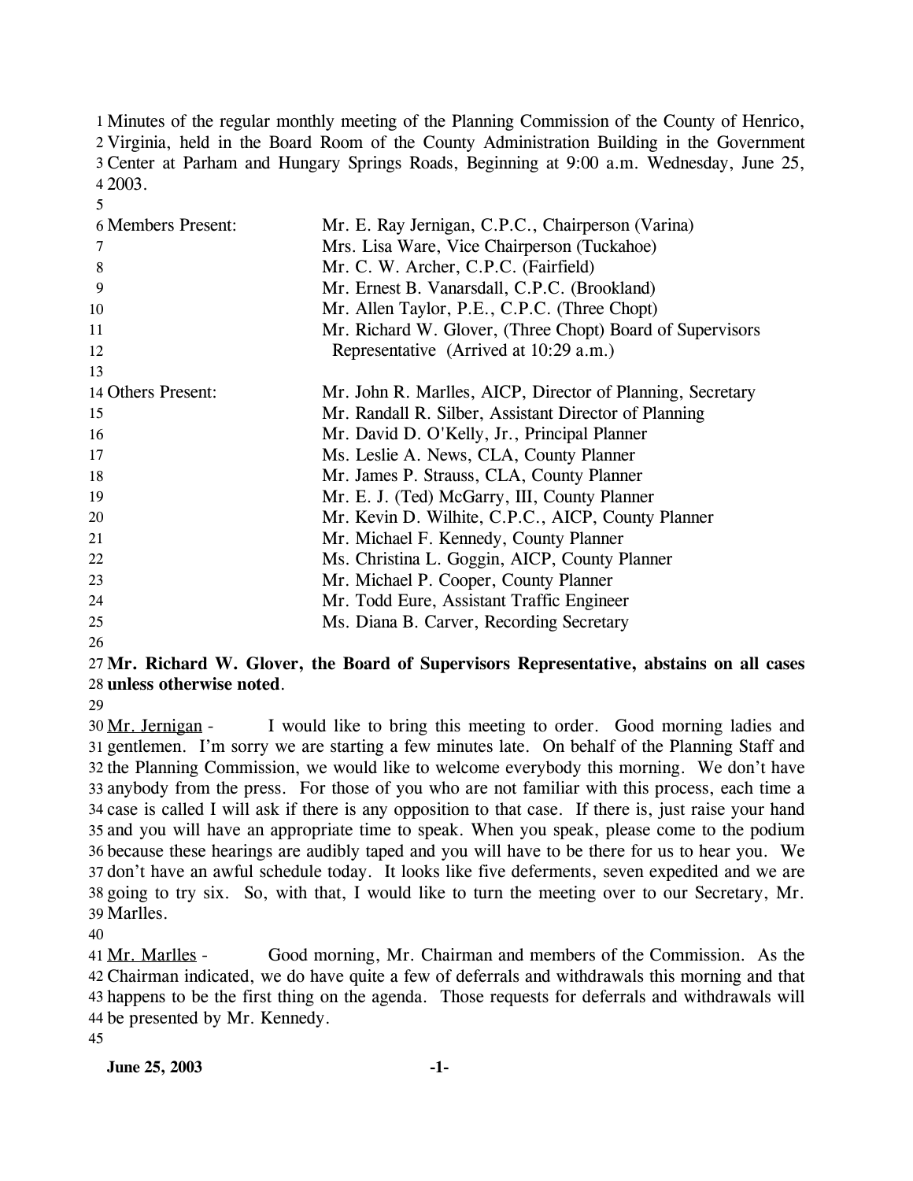Minutes of the regular monthly meeting of the Planning Commission of the County of Henrico, Virginia, held in the Board Room of the County Administration Building in the Government Center at Parham and Hungary Springs Roads, Beginning at 9:00 a.m. Wednesday, June 25, 2003.

| | |
|---|---|
| Members Present: | Mr. E. Ray Jernigan, C.P.C., Chairperson (Varina) |
| | Mrs. Lisa Ware, Vice Chairperson (Tuckahoe) |
| | Mr. C. W. Archer, C.P.C. (Fairfield) |
| | Mr. Ernest B. Vanarsdall, C.P.C. (Brookland) |
| | Mr. Allen Taylor, P.E., C.P.C. (Three Chopt) |
| | Mr. Richard W. Glover, (Three Chopt) Board of Supervisors Representative (Arrived at 10:29 a.m.) |
| Others Present: | Mr. John R. Marlles, AICP, Director of Planning, Secretary |
| | Mr. Randall R. Silber, Assistant Director of Planning |
| | Mr. David D. O'Kelly, Jr., Principal Planner |
| | Ms. Leslie A. News, CLA, County Planner |
| | Mr. James P. Strauss, CLA, County Planner |
| | Mr. E. J. (Ted) McGarry, III, County Planner |
| | Mr. Kevin D. Wilhite, C.P.C., AICP, County Planner |
| | Mr. Michael F. Kennedy, County Planner |
| | Ms. Christina L. Goggin, AICP, County Planner |
| | Mr. Michael P. Cooper, County Planner |
| | Mr. Todd Eure, Assistant Traffic Engineer |
| | Ms. Diana B. Carver, Recording Secretary |

**Mr. Richard W. Glover, the Board of Supervisors Representative, abstains on all cases unless otherwise noted**.

Mr. Jernigan - I would like to bring this meeting to order. Good morning ladies and gentlemen. I'm sorry we are starting a few minutes late. On behalf of the Planning Staff and the Planning Commission, we would like to welcome everybody this morning. We don't have anybody from the press. For those of you who are not familiar with this process, each time a case is called I will ask if there is any opposition to that case. If there is, just raise your hand and you will have an appropriate time to speak. When you speak, please come to the podium because these hearings are audibly taped and you will have to be there for us to hear you. We don't have an awful schedule today. It looks like five deferments, seven expedited and we are going to try six. So, with that, I would like to turn the meeting over to our Secretary, Mr. Marlles.

Mr. Marlles - Good morning, Mr. Chairman and members of the Commission. As the Chairman indicated, we do have quite a few of deferrals and withdrawals this morning and that happens to be the first thing on the agenda. Those requests for deferrals and withdrawals will be presented by Mr. Kennedy.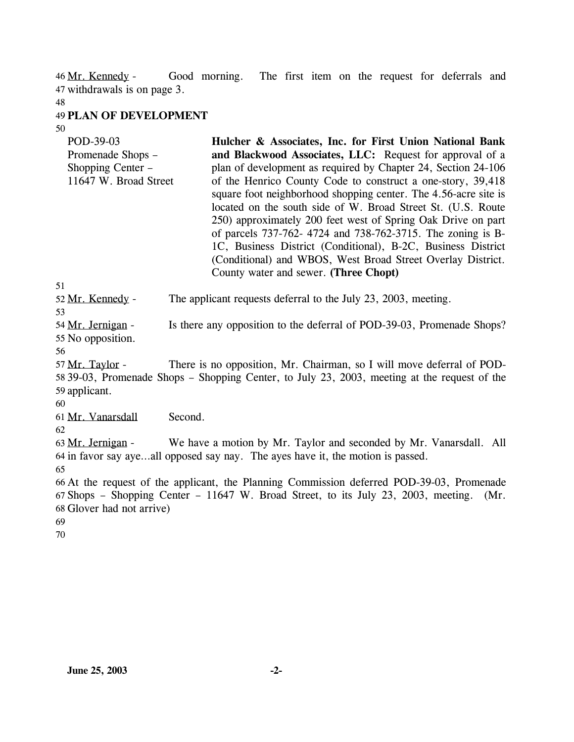Mr. Kennedy - Good morning. The first item on the request for deferrals and withdrawals is on page 3.

**PLAN OF DEVELOPMENT**

| | |
|---|---|
| POD-39-03 Promenade Shops – Shopping Center – 11647 W. Broad Street | **Hulcher & Associates, Inc. for First Union National Bank and Blackwood Associates, LLC:** Request for approval of a plan of development as required by Chapter 24, Section 24-106 of the Henrico County Code to construct a one-story, 39,418 square foot neighborhood shopping center. The 4.56-acre site is located on the south side of W. Broad Street St. (U.S. Route 250) approximately 200 feet west of Spring Oak Drive on part of parcels 737-762- 4724 and 738-762-3715. The zoning is B-1C, Business District (Conditional), B-2C, Business District (Conditional) and WBOS, West Broad Street Overlay District. County water and sewer. **(Three Chopt)** |

Mr. Kennedy - The applicant requests deferral to the July 23, 2003, meeting.

Mr. Jernigan - Is there any opposition to the deferral of POD-39-03, Promenade Shops? No opposition.

Mr. Taylor - There is no opposition, Mr. Chairman, so I will move deferral of POD-39-03, Promenade Shops – Shopping Center, to July 23, 2003, meeting at the request of the applicant.

Mr. Vanarsdall Second.

Mr. Jernigan - We have a motion by Mr. Taylor and seconded by Mr. Vanarsdall. All in favor say aye…all opposed say nay. The ayes have it, the motion is passed.

At the request of the applicant, the Planning Commission deferred POD-39-03, Promenade Shops – Shopping Center – 11647 W. Broad Street, to its July 23, 2003, meeting. (Mr. Glover had not arrive)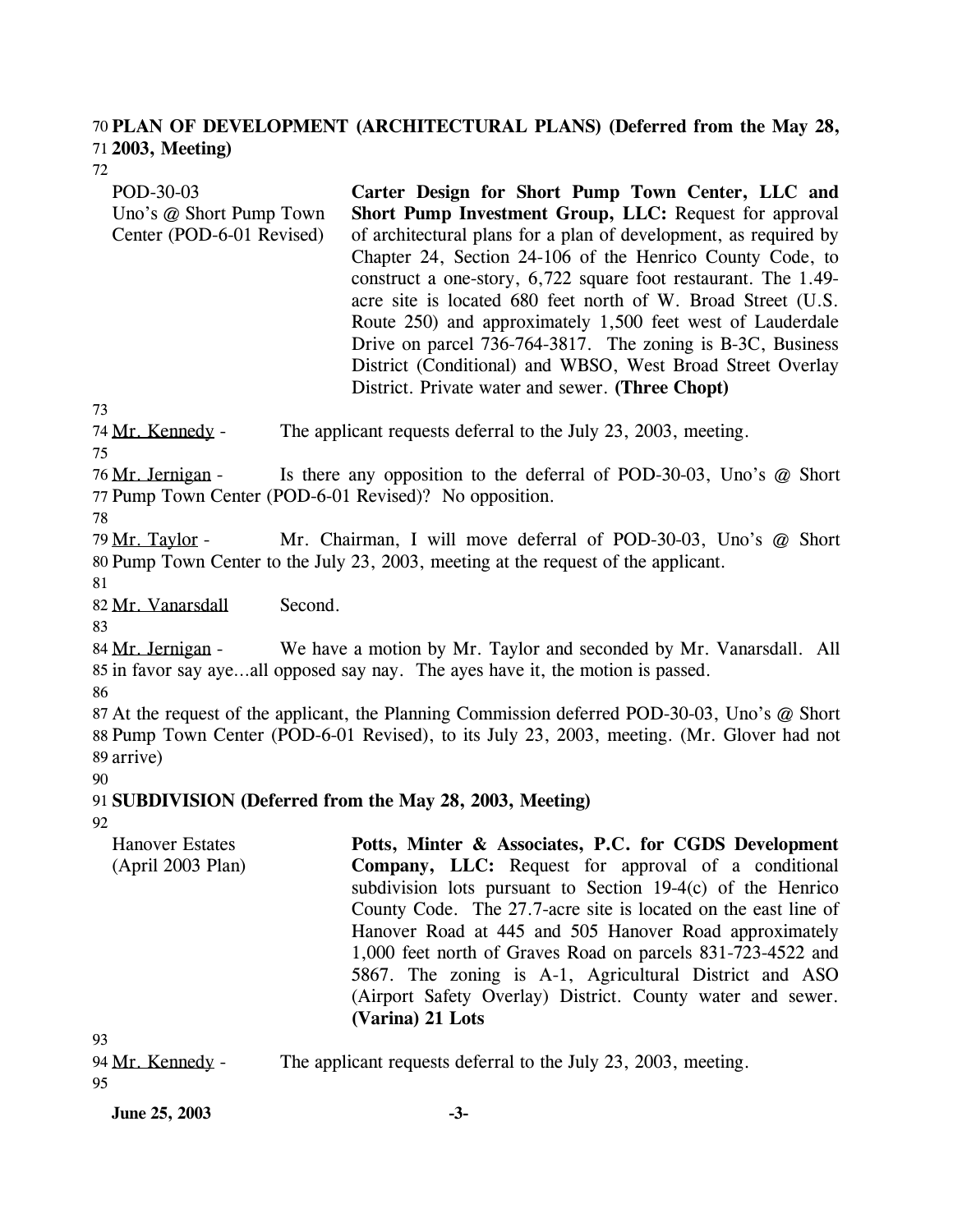**PLAN OF DEVELOPMENT (ARCHITECTURAL PLANS) (Deferred from the May 28, 2003, Meeting)**

| | |
|---|---|
| POD-30-03<br>Uno's @ Short Pump Town Center (POD-6-01 Revised) | **Carter Design for Short Pump Town Center, LLC and Short Pump Investment Group, LLC:** Request for approval of architectural plans for a plan of development, as required by Chapter 24, Section 24-106 of the Henrico County Code, to construct a one-story, 6,722 square foot restaurant. The 1.49-acre site is located 680 feet north of W. Broad Street (U.S. Route 250) and approximately 1,500 feet west of Lauderdale Drive on parcel 736-764-3817. The zoning is B-3C, Business District (Conditional) and WBSO, West Broad Street Overlay District. Private water and sewer. **(Three Chopt)** |

Mr. Kennedy - The applicant requests deferral to the July 23, 2003, meeting.

Mr. Jernigan - Is there any opposition to the deferral of POD-30-03, Uno's @ Short Pump Town Center (POD-6-01 Revised)? No opposition.

Mr. Taylor - Mr. Chairman, I will move deferral of POD-30-03, Uno's @ Short Pump Town Center to the July 23, 2003, meeting at the request of the applicant.

Mr. Vanarsdall Second.

Mr. Jernigan - We have a motion by Mr. Taylor and seconded by Mr. Vanarsdall. All in favor say aye…all opposed say nay. The ayes have it, the motion is passed.

At the request of the applicant, the Planning Commission deferred POD-30-03, Uno's @ Short Pump Town Center (POD-6-01 Revised), to its July 23, 2003, meeting. (Mr. Glover had not arrive)

**SUBDIVISION (Deferred from the May 28, 2003, Meeting)**

| | |
|---|---|
| Hanover Estates<br>(April 2003 Plan) | **Potts, Minter & Associates, P.C. for CGDS Development Company, LLC:** Request for approval of a conditional subdivision lots pursuant to Section 19-4(c) of the Henrico County Code. The 27.7-acre site is located on the east line of Hanover Road at 445 and 505 Hanover Road approximately 1,000 feet north of Graves Road on parcels 831-723-4522 and 5867. The zoning is A-1, Agricultural District and ASO (Airport Safety Overlay) District. County water and sewer. **(Varina) 21 Lots** |

Mr. Kennedy - The applicant requests deferral to the July 23, 2003, meeting.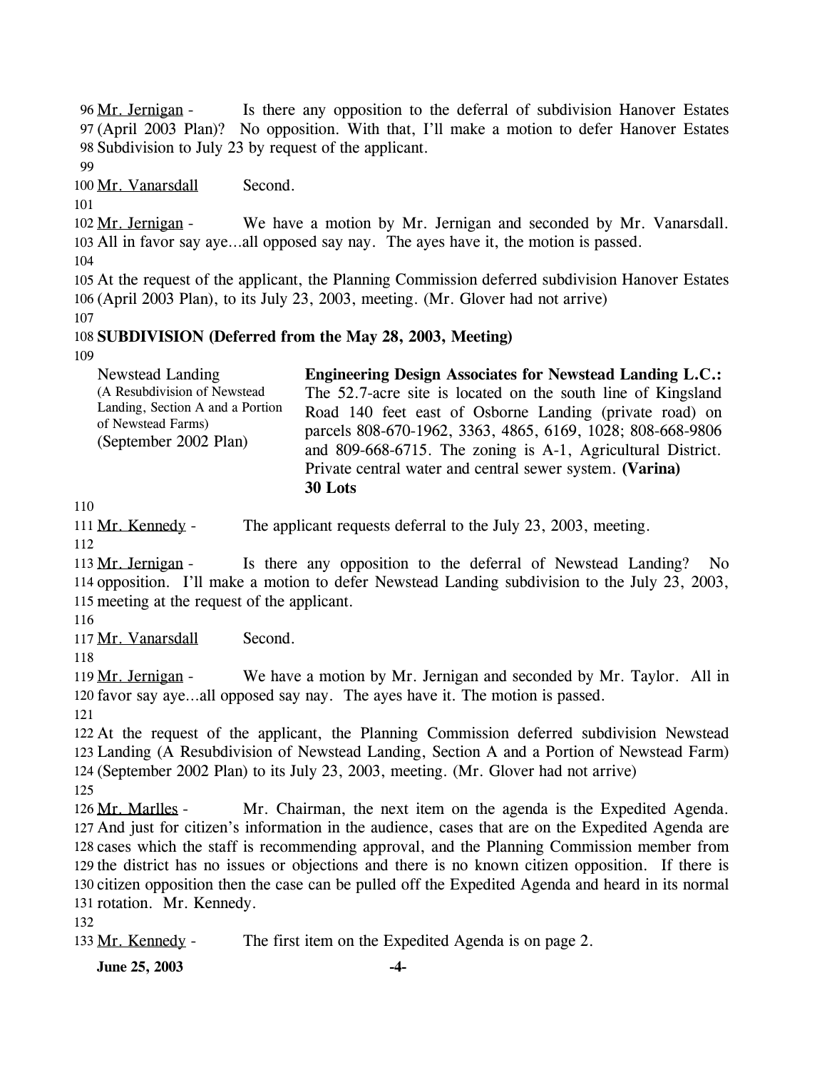Mr. Jernigan - Is there any opposition to the deferral of subdivision Hanover Estates (April 2003 Plan)? No opposition. With that, I'll make a motion to defer Hanover Estates Subdivision to July 23 by request of the applicant.

Mr. Vanarsdall Second.

Mr. Jernigan - We have a motion by Mr. Jernigan and seconded by Mr. Vanarsdall. All in favor say aye…all opposed say nay. The ayes have it, the motion is passed.

At the request of the applicant, the Planning Commission deferred subdivision Hanover Estates (April 2003 Plan), to its July 23, 2003, meeting. (Mr. Glover had not arrive)

**SUBDIVISION (Deferred from the May 28, 2003, Meeting)**

| | |
|---|---|
| Newstead Landing<br>(A Resubdivision of Newstead Landing, Section A and a Portion of Newstead Farms)<br>(September 2002 Plan) | **Engineering Design Associates for Newstead Landing L.C.:** The 52.7-acre site is located on the south line of Kingsland Road 140 feet east of Osborne Landing (private road) on parcels 808-670-1962, 3363, 4865, 6169, 1028; 808-668-9806 and 809-668-6715. The zoning is A-1, Agricultural District. Private central water and central sewer system. **(Varina)**<br>**30 Lots** |

Mr. Kennedy - The applicant requests deferral to the July 23, 2003, meeting.

Mr. Jernigan - Is there any opposition to the deferral of Newstead Landing? No opposition. I'll make a motion to defer Newstead Landing subdivision to the July 23, 2003, meeting at the request of the applicant.

Mr. Vanarsdall Second.

Mr. Jernigan - We have a motion by Mr. Jernigan and seconded by Mr. Taylor. All in favor say aye…all opposed say nay. The ayes have it. The motion is passed.

At the request of the applicant, the Planning Commission deferred subdivision Newstead Landing (A Resubdivision of Newstead Landing, Section A and a Portion of Newstead Farm) (September 2002 Plan) to its July 23, 2003, meeting. (Mr. Glover had not arrive)

Mr. Marlles - Mr. Chairman, the next item on the agenda is the Expedited Agenda. And just for citizen's information in the audience, cases that are on the Expedited Agenda are cases which the staff is recommending approval, and the Planning Commission member from the district has no issues or objections and there is no known citizen opposition. If there is citizen opposition then the case can be pulled off the Expedited Agenda and heard in its normal rotation. Mr. Kennedy.

Mr. Kennedy - The first item on the Expedited Agenda is on page 2.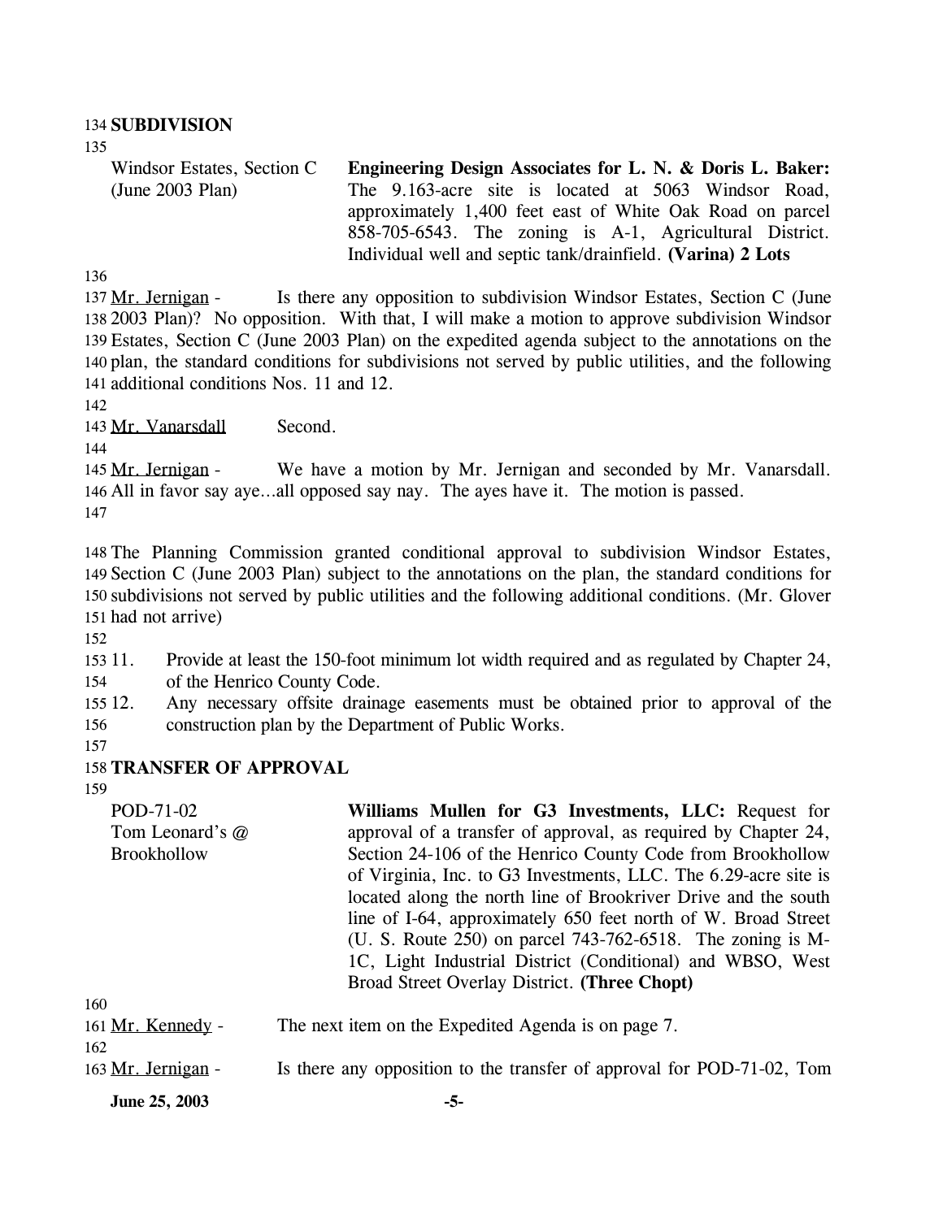134 **SUBDIVISION**

135

| | |
|---|---|
| Windsor Estates, Section C (June 2003 Plan) | **Engineering Design Associates for L. N. & Doris L. Baker:** The 9.163-acre site is located at 5063 Windsor Road, approximately 1,400 feet east of White Oak Road on parcel 858-705-6543. The zoning is A-1, Agricultural District. Individual well and septic tank/drainfield. **(Varina) 2 Lots** |

136

137 Mr. Jernigan - Is there any opposition to subdivision Windsor Estates, Section C (June 138 2003 Plan)? No opposition. With that, I will make a motion to approve subdivision Windsor 139 Estates, Section C (June 2003 Plan) on the expedited agenda subject to the annotations on the 140 plan, the standard conditions for subdivisions not served by public utilities, and the following 141 additional conditions Nos. 11 and 12.

142

143 Mr. Vanarsdall Second.

144

145 Mr. Jernigan - We have a motion by Mr. Jernigan and seconded by Mr. Vanarsdall. 146 All in favor say aye…all opposed say nay. The ayes have it. The motion is passed.

147

148 The Planning Commission granted conditional approval to subdivision Windsor Estates, 149 Section C (June 2003 Plan) subject to the annotations on the plan, the standard conditions for 150 subdivisions not served by public utilities and the following additional conditions. (Mr. Glover 151 had not arrive)

152

153 11. Provide at least the 150-foot minimum lot width required and as regulated by Chapter 24, 154 of the Henrico County Code.

155 12. Any necessary offsite drainage easements must be obtained prior to approval of the 156 construction plan by the Department of Public Works.

157

158 **TRANSFER OF APPROVAL**

159

| | |
|---|---|
| POD-71-02 Tom Leonard's @ Brookhollow | **Williams Mullen for G3 Investments, LLC:** Request for approval of a transfer of approval, as required by Chapter 24, Section 24-106 of the Henrico County Code from Brookhollow of Virginia, Inc. to G3 Investments, LLC. The 6.29-acre site is located along the north line of Brookriver Drive and the south line of I-64, approximately 650 feet north of W. Broad Street (U. S. Route 250) on parcel 743-762-6518. The zoning is M-1C, Light Industrial District (Conditional) and WBSO, West Broad Street Overlay District. **(Three Chopt)** |

160

161 Mr. Kennedy - The next item on the Expedited Agenda is on page 7.

162

163 Mr. Jernigan - Is there any opposition to the transfer of approval for POD-71-02, Tom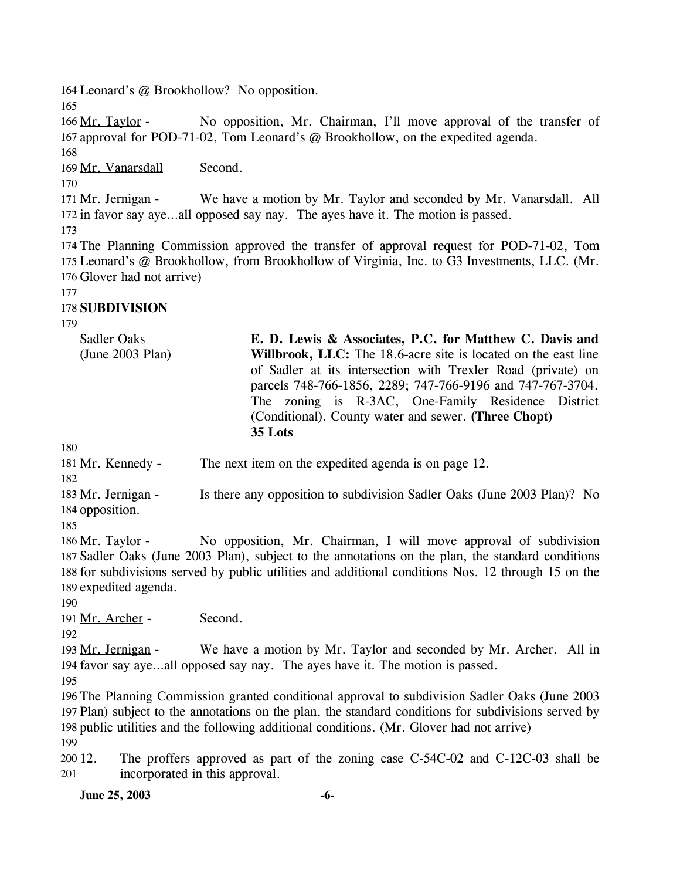Leonard's @ Brookhollow? No opposition.

Mr. Taylor - No opposition, Mr. Chairman, I'll move approval of the transfer of approval for POD-71-02, Tom Leonard's @ Brookhollow, on the expedited agenda.

Mr. Vanarsdall Second.

Mr. Jernigan - We have a motion by Mr. Taylor and seconded by Mr. Vanarsdall. All in favor say aye…all opposed say nay. The ayes have it. The motion is passed.

The Planning Commission approved the transfer of approval request for POD-71-02, Tom Leonard's @ Brookhollow, from Brookhollow of Virginia, Inc. to G3 Investments, LLC. (Mr. Glover had not arrive)

**SUBDIVISION**

Sadler Oaks (June 2003 Plan)

**E. D. Lewis & Associates, P.C. for Matthew C. Davis and Willbrook, LLC:** The 18.6-acre site is located on the east line of Sadler at its intersection with Trexler Road (private) on parcels 748-766-1856, 2289; 747-766-9196 and 747-767-3704. The zoning is R-3AC, One-Family Residence District (Conditional). County water and sewer. **(Three Chopt)**
**35 Lots**

Mr. Kennedy - The next item on the expedited agenda is on page 12.

Mr. Jernigan - Is there any opposition to subdivision Sadler Oaks (June 2003 Plan)? No opposition.

Mr. Taylor - No opposition, Mr. Chairman, I will move approval of subdivision Sadler Oaks (June 2003 Plan), subject to the annotations on the plan, the standard conditions for subdivisions served by public utilities and additional conditions Nos. 12 through 15 on the expedited agenda.

Mr. Archer - Second.

Mr. Jernigan - We have a motion by Mr. Taylor and seconded by Mr. Archer. All in favor say aye…all opposed say nay. The ayes have it. The motion is passed.

The Planning Commission granted conditional approval to subdivision Sadler Oaks (June 2003 Plan) subject to the annotations on the plan, the standard conditions for subdivisions served by public utilities and the following additional conditions. (Mr. Glover had not arrive)

12. The proffers approved as part of the zoning case C-54C-02 and C-12C-03 shall be incorporated in this approval.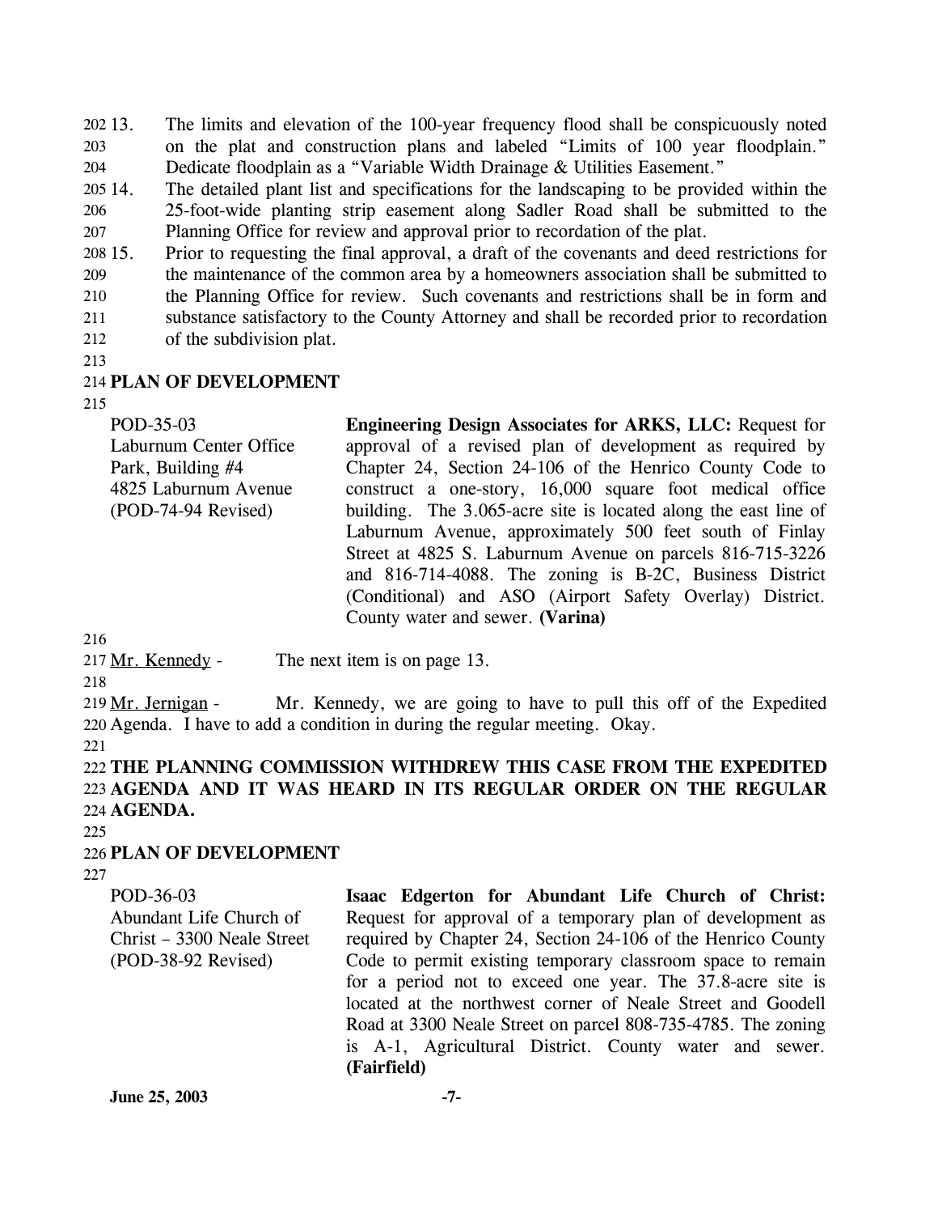13. The limits and elevation of the 100-year frequency flood shall be conspicuously noted on the plat and construction plans and labeled "Limits of 100 year floodplain." Dedicate floodplain as a "Variable Width Drainage & Utilities Easement."
14. The detailed plant list and specifications for the landscaping to be provided within the 25-foot-wide planting strip easement along Sadler Road shall be submitted to the Planning Office for review and approval prior to recordation of the plat.
15. Prior to requesting the final approval, a draft of the covenants and deed restrictions for the maintenance of the common area by a homeowners association shall be submitted to the Planning Office for review. Such covenants and restrictions shall be in form and substance satisfactory to the County Attorney and shall be recorded prior to recordation of the subdivision plat.

**PLAN OF DEVELOPMENT**

| | |
|---|---|
| POD-35-03<br>Laburnum Center Office Park, Building #4<br>4825 Laburnum Avenue<br>(POD-74-94 Revised) | **Engineering Design Associates for ARKS, LLC:** Request for approval of a revised plan of development as required by Chapter 24, Section 24-106 of the Henrico County Code to construct a one-story, 16,000 square foot medical office building. The 3.065-acre site is located along the east line of Laburnum Avenue, approximately 500 feet south of Finlay Street at 4825 S. Laburnum Avenue on parcels 816-715-3226 and 816-714-4088. The zoning is B-2C, Business District (Conditional) and ASO (Airport Safety Overlay) District. County water and sewer. **(Varina)** |

Mr. Kennedy - The next item is on page 13.

Mr. Jernigan - Mr. Kennedy, we are going to have to pull this off of the Expedited Agenda. I have to add a condition in during the regular meeting. Okay.

**THE PLANNING COMMISSION WITHDREW THIS CASE FROM THE EXPEDITED AGENDA AND IT WAS HEARD IN ITS REGULAR ORDER ON THE REGULAR AGENDA.**

**PLAN OF DEVELOPMENT**

| | |
|---|---|
| POD-36-03<br>Abundant Life Church of Christ – 3300 Neale Street<br>(POD-38-92 Revised) | **Isaac Edgerton for Abundant Life Church of Christ:** Request for approval of a temporary plan of development as required by Chapter 24, Section 24-106 of the Henrico County Code to permit existing temporary classroom space to remain for a period not to exceed one year. The 37.8-acre site is located at the northwest corner of Neale Street and Goodell Road at 3300 Neale Street on parcel 808-735-4785. The zoning is A-1, Agricultural District. County water and sewer. **(Fairfield)** |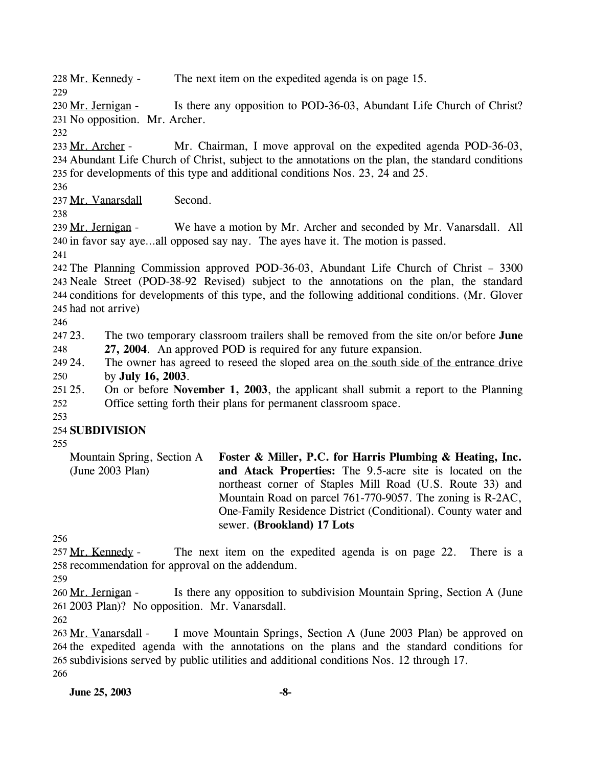Mr. Kennedy - The next item on the expedited agenda is on page 15.

Mr. Jernigan - Is there any opposition to POD-36-03, Abundant Life Church of Christ? No opposition. Mr. Archer.

Mr. Archer - Mr. Chairman, I move approval on the expedited agenda POD-36-03, Abundant Life Church of Christ, subject to the annotations on the plan, the standard conditions for developments of this type and additional conditions Nos. 23, 24 and 25.

Mr. Vanarsdall Second.

Mr. Jernigan - We have a motion by Mr. Archer and seconded by Mr. Vanarsdall. All in favor say aye…all opposed say nay. The ayes have it. The motion is passed.

The Planning Commission approved POD-36-03, Abundant Life Church of Christ – 3300 Neale Street (POD-38-92 Revised) subject to the annotations on the plan, the standard conditions for developments of this type, and the following additional conditions. (Mr. Glover had not arrive)

23. The two temporary classroom trailers shall be removed from the site on/or before **June 27, 2004**. An approved POD is required for any future expansion.
24. The owner has agreed to reseed the sloped area on the south side of the entrance drive by **July 16, 2003**.
25. On or before **November 1, 2003**, the applicant shall submit a report to the Planning Office setting forth their plans for permanent classroom space.

## SUBDIVISION

| | |
|---|---|
| Mountain Spring, Section A (June 2003 Plan) | **Foster & Miller, P.C. for Harris Plumbing & Heating, Inc. and Atack Properties:** The 9.5-acre site is located on the northeast corner of Staples Mill Road (U.S. Route 33) and Mountain Road on parcel 761-770-9057. The zoning is R-2AC, One-Family Residence District (Conditional). County water and sewer. **(Brookland) 17 Lots** |

Mr. Kennedy - The next item on the expedited agenda is on page 22. There is a recommendation for approval on the addendum.

Mr. Jernigan - Is there any opposition to subdivision Mountain Spring, Section A (June 2003 Plan)? No opposition. Mr. Vanarsdall.

Mr. Vanarsdall - I move Mountain Springs, Section A (June 2003 Plan) be approved on the expedited agenda with the annotations on the plans and the standard conditions for subdivisions served by public utilities and additional conditions Nos. 12 through 17.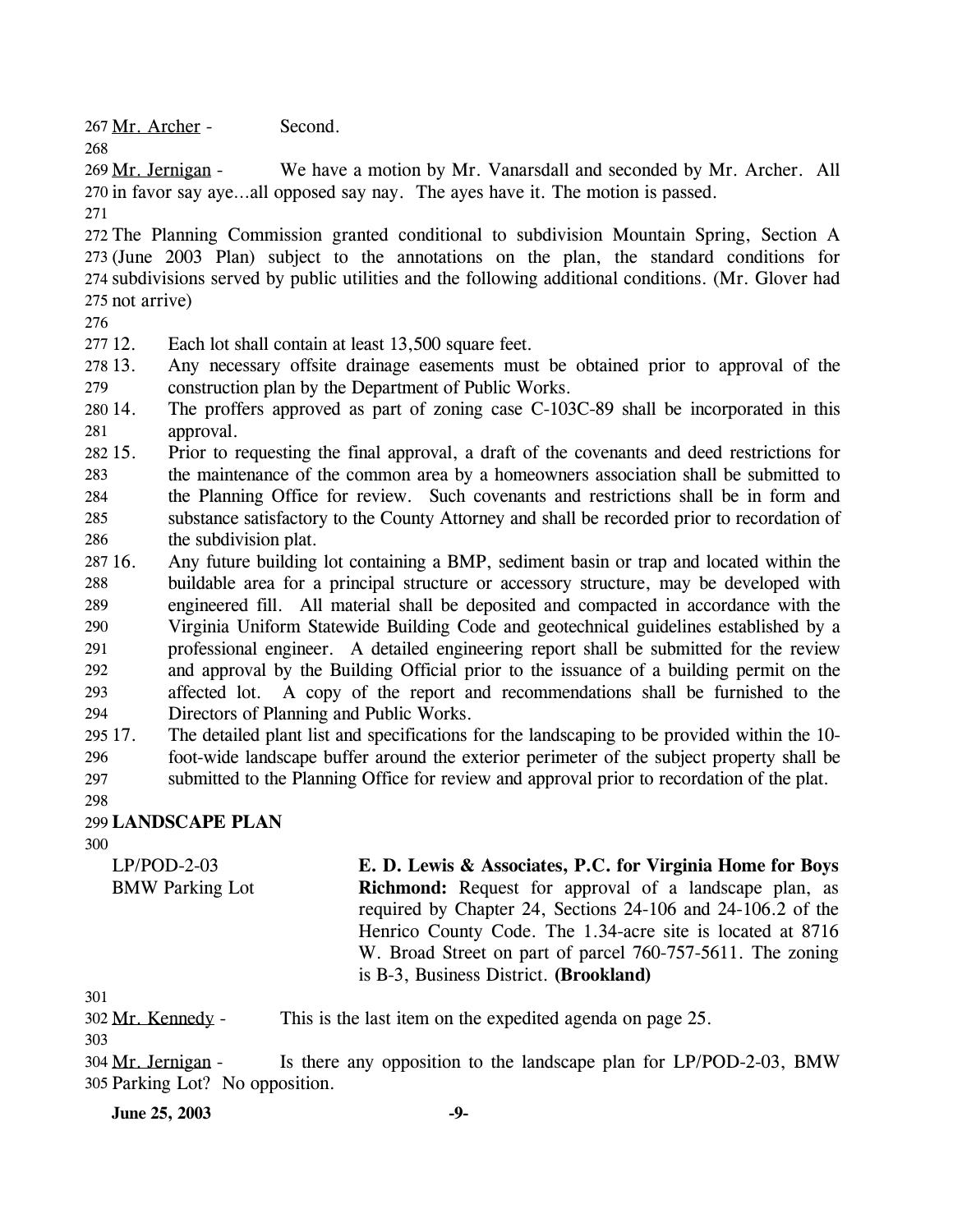Mr. Archer - Second.

Mr. Jernigan - We have a motion by Mr. Vanarsdall and seconded by Mr. Archer. All in favor say aye…all opposed say nay. The ayes have it. The motion is passed.

The Planning Commission granted conditional to subdivision Mountain Spring, Section A (June 2003 Plan) subject to the annotations on the plan, the standard conditions for subdivisions served by public utilities and the following additional conditions. (Mr. Glover had not arrive)

12. Each lot shall contain at least 13,500 square feet.
13. Any necessary offsite drainage easements must be obtained prior to approval of the construction plan by the Department of Public Works.
14. The proffers approved as part of zoning case C-103C-89 shall be incorporated in this approval.
15. Prior to requesting the final approval, a draft of the covenants and deed restrictions for the maintenance of the common area by a homeowners association shall be submitted to the Planning Office for review. Such covenants and restrictions shall be in form and substance satisfactory to the County Attorney and shall be recorded prior to recordation of the subdivision plat.
16. Any future building lot containing a BMP, sediment basin or trap and located within the buildable area for a principal structure or accessory structure, may be developed with engineered fill. All material shall be deposited and compacted in accordance with the Virginia Uniform Statewide Building Code and geotechnical guidelines established by a professional engineer. A detailed engineering report shall be submitted for the review and approval by the Building Official prior to the issuance of a building permit on the affected lot. A copy of the report and recommendations shall be furnished to the Directors of Planning and Public Works.
17. The detailed plant list and specifications for the landscaping to be provided within the 10-foot-wide landscape buffer around the exterior perimeter of the subject property shall be submitted to the Planning Office for review and approval prior to recordation of the plat.

**LANDSCAPE PLAN**

LP/POD-2-03
BMW Parking Lot

**E. D. Lewis & Associates, P.C. for Virginia Home for Boys Richmond:** Request for approval of a landscape plan, as required by Chapter 24, Sections 24-106 and 24-106.2 of the Henrico County Code. The 1.34-acre site is located at 8716 W. Broad Street on part of parcel 760-757-5611. The zoning is B-3, Business District. **(Brookland)**

Mr. Kennedy - This is the last item on the expedited agenda on page 25.

Mr. Jernigan - Is there any opposition to the landscape plan for LP/POD-2-03, BMW Parking Lot? No opposition.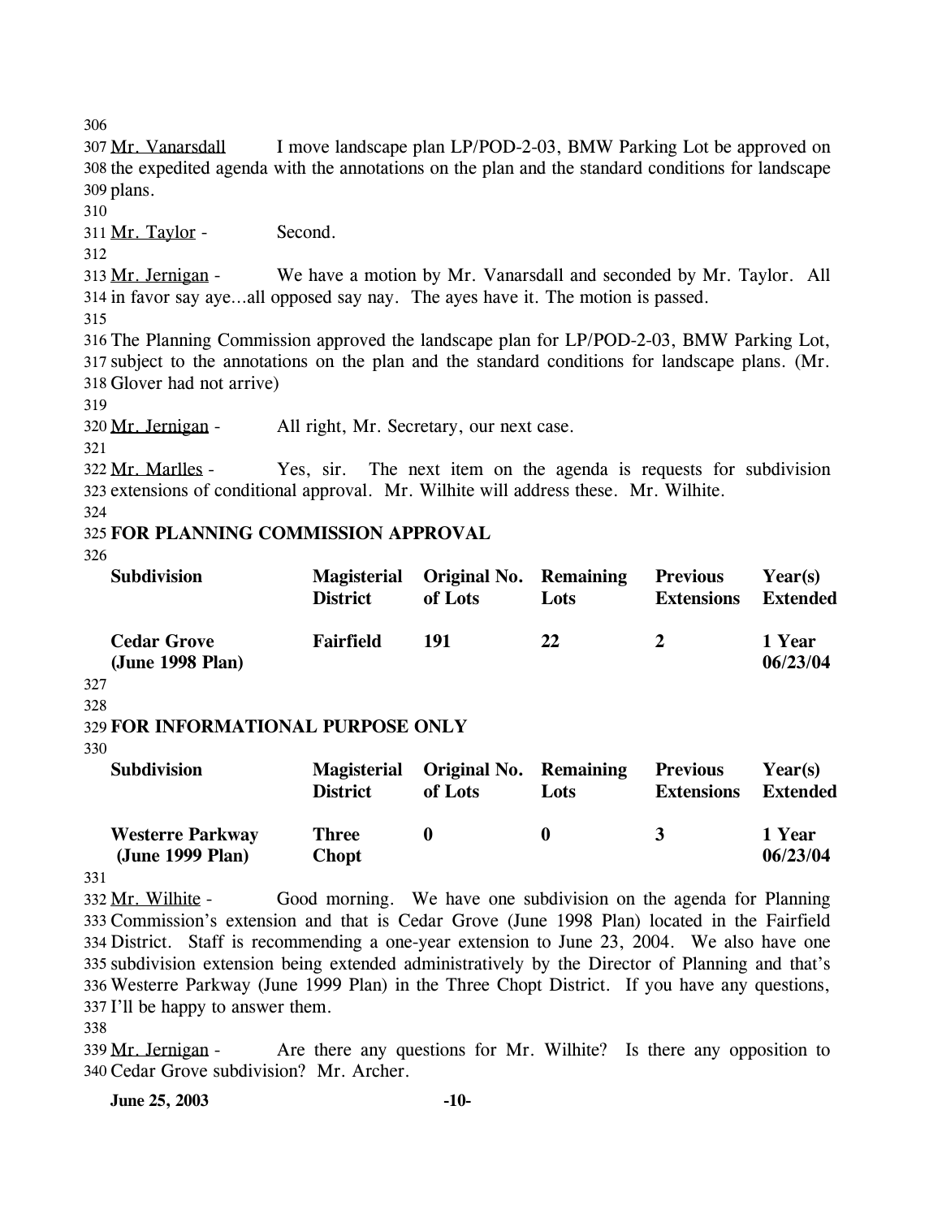Mr. Vanarsdall I move landscape plan LP/POD-2-03, BMW Parking Lot be approved on the expedited agenda with the annotations on the plan and the standard conditions for landscape plans.

Mr. Taylor - Second.

Mr. Jernigan - We have a motion by Mr. Vanarsdall and seconded by Mr. Taylor. All in favor say aye…all opposed say nay. The ayes have it. The motion is passed.

The Planning Commission approved the landscape plan for LP/POD-2-03, BMW Parking Lot, subject to the annotations on the plan and the standard conditions for landscape plans. (Mr. Glover had not arrive)

Mr. Jernigan - All right, Mr. Secretary, our next case.

Mr. Marlles - Yes, sir. The next item on the agenda is requests for subdivision extensions of conditional approval. Mr. Wilhite will address these. Mr. Wilhite.

**FOR PLANNING COMMISSION APPROVAL**

| Subdivision | Magisterial District | Original No. of Lots | Remaining Lots | Previous Extensions | Year(s) Extended |
|---|---|---|---|---|---|
| **Cedar Grove (June 1998 Plan)** | **Fairfield** | **191** | **22** | **2** | **1 Year 06/23/04** |

**FOR INFORMATIONAL PURPOSE ONLY**

| Subdivision | Magisterial District | Original No. of Lots | Remaining Lots | Previous Extensions | Year(s) Extended |
|---|---|---|---|---|---|
| **Westerre Parkway (June 1999 Plan)** | **Three Chopt** | **0** | **0** | **3** | **1 Year 06/23/04** |

Mr. Wilhite - Good morning. We have one subdivision on the agenda for Planning Commission's extension and that is Cedar Grove (June 1998 Plan) located in the Fairfield District. Staff is recommending a one-year extension to June 23, 2004. We also have one subdivision extension being extended administratively by the Director of Planning and that's Westerre Parkway (June 1999 Plan) in the Three Chopt District. If you have any questions, I'll be happy to answer them.

Mr. Jernigan - Are there any questions for Mr. Wilhite? Is there any opposition to Cedar Grove subdivision? Mr. Archer.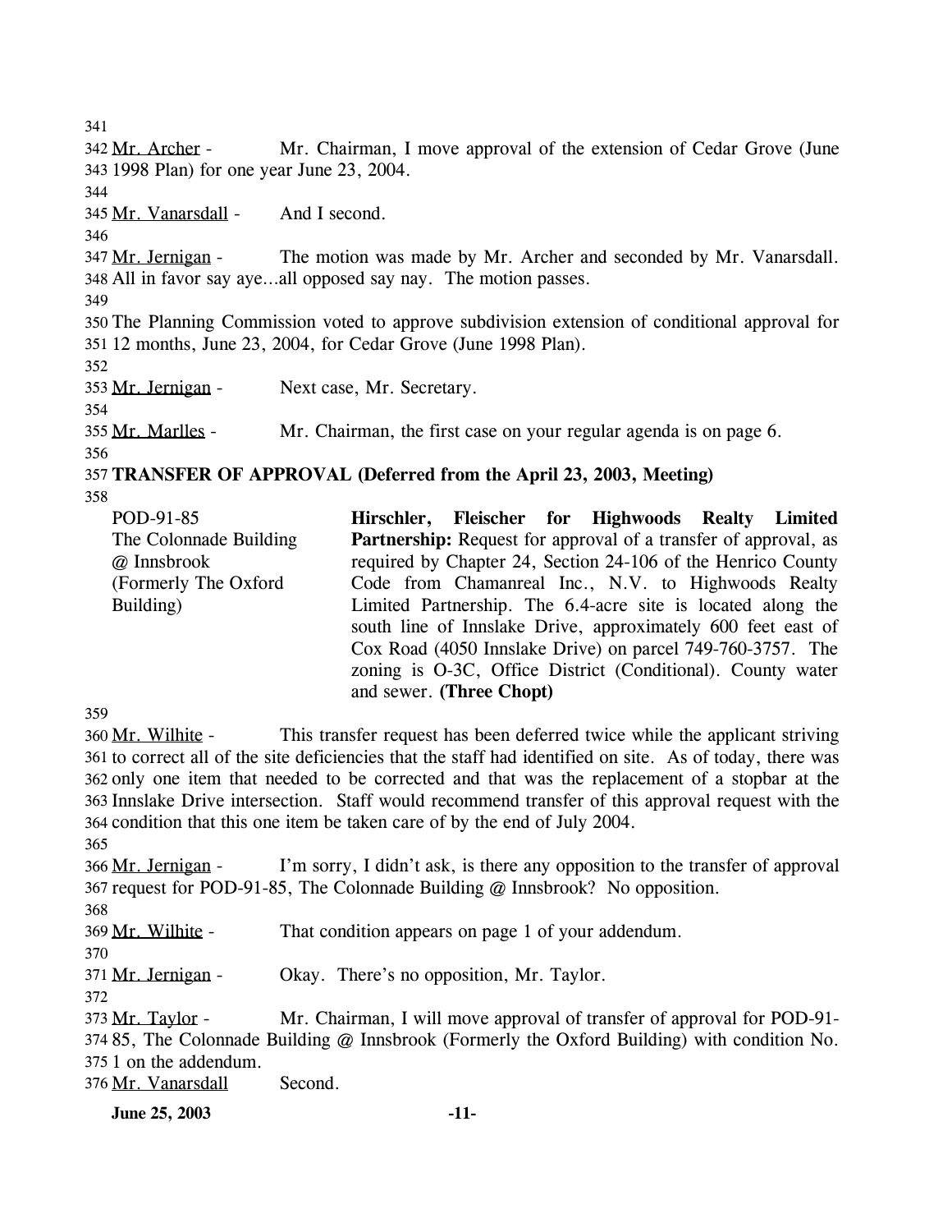Mr. Archer - Mr. Chairman, I move approval of the extension of Cedar Grove (June 1998 Plan) for one year June 23, 2004.

Mr. Vanarsdall - And I second.

Mr. Jernigan - The motion was made by Mr. Archer and seconded by Mr. Vanarsdall. All in favor say aye…all opposed say nay. The motion passes.

The Planning Commission voted to approve subdivision extension of conditional approval for 12 months, June 23, 2004, for Cedar Grove (June 1998 Plan).

Mr. Jernigan - Next case, Mr. Secretary.

Mr. Marlles - Mr. Chairman, the first case on your regular agenda is on page 6.

**TRANSFER OF APPROVAL (Deferred from the April 23, 2003, Meeting)**

POD-91-85
The Colonnade Building @ Innsbrook
(Formerly The Oxford Building)

**Hirschler, Fleischer for Highwoods Realty Limited Partnership:** Request for approval of a transfer of approval, as required by Chapter 24, Section 24-106 of the Henrico County Code from Chamanreal Inc., N.V. to Highwoods Realty Limited Partnership. The 6.4-acre site is located along the south line of Innslake Drive, approximately 600 feet east of Cox Road (4050 Innslake Drive) on parcel 749-760-3757. The zoning is O-3C, Office District (Conditional). County water and sewer. **(Three Chopt)**

Mr. Wilhite - This transfer request has been deferred twice while the applicant striving to correct all of the site deficiencies that the staff had identified on site. As of today, there was only one item that needed to be corrected and that was the replacement of a stopbar at the Innslake Drive intersection. Staff would recommend transfer of this approval request with the condition that this one item be taken care of by the end of July 2004.

Mr. Jernigan - I'm sorry, I didn't ask, is there any opposition to the transfer of approval request for POD-91-85, The Colonnade Building @ Innsbrook? No opposition.

Mr. Wilhite - That condition appears on page 1 of your addendum.

Mr. Jernigan - Okay. There's no opposition, Mr. Taylor.

Mr. Taylor - Mr. Chairman, I will move approval of transfer of approval for POD-91-85, The Colonnade Building @ Innsbrook (Formerly the Oxford Building) with condition No. 1 on the addendum.

Mr. Vanarsdall Second.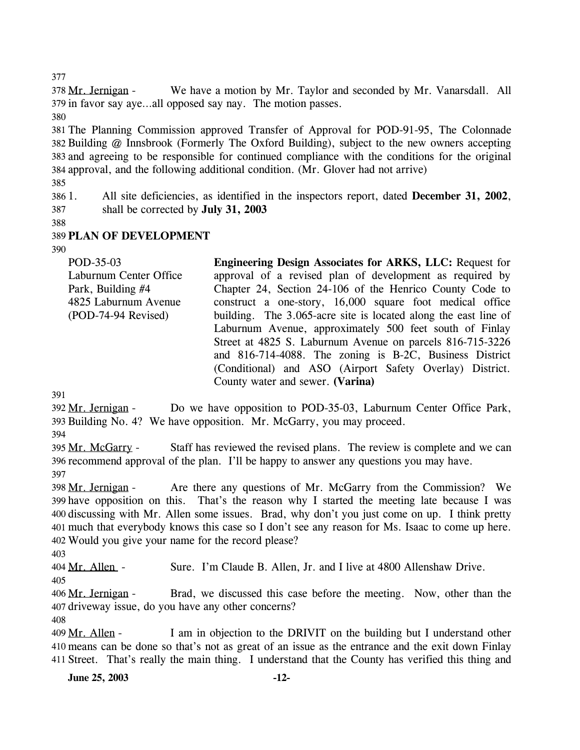Mr. Jernigan - We have a motion by Mr. Taylor and seconded by Mr. Vanarsdall. All in favor say aye…all opposed say nay. The motion passes.

The Planning Commission approved Transfer of Approval for POD-91-95, The Colonnade Building @ Innsbrook (Formerly The Oxford Building), subject to the new owners accepting and agreeing to be responsible for continued compliance with the conditions for the original approval, and the following additional condition. (Mr. Glover had not arrive)

1. All site deficiencies, as identified in the inspectors report, dated **December 31, 2002**, shall be corrected by **July 31, 2003**

## PLAN OF DEVELOPMENT

POD-35-03
Laburnum Center Office Park, Building #4
4825 Laburnum Avenue
(POD-74-94 Revised)

**Engineering Design Associates for ARKS, LLC:** Request for approval of a revised plan of development as required by Chapter 24, Section 24-106 of the Henrico County Code to construct a one-story, 16,000 square foot medical office building. The 3.065-acre site is located along the east line of Laburnum Avenue, approximately 500 feet south of Finlay Street at 4825 S. Laburnum Avenue on parcels 816-715-3226 and 816-714-4088. The zoning is B-2C, Business District (Conditional) and ASO (Airport Safety Overlay) District. County water and sewer. **(Varina)**

Mr. Jernigan - Do we have opposition to POD-35-03, Laburnum Center Office Park, Building No. 4? We have opposition. Mr. McGarry, you may proceed.

Mr. McGarry - Staff has reviewed the revised plans. The review is complete and we can recommend approval of the plan. I'll be happy to answer any questions you may have.

Mr. Jernigan - Are there any questions of Mr. McGarry from the Commission? We have opposition on this. That's the reason why I started the meeting late because I was discussing with Mr. Allen some issues. Brad, why don't you just come on up. I think pretty much that everybody knows this case so I don't see any reason for Ms. Isaac to come up here. Would you give your name for the record please?

Mr. Allen - Sure. I'm Claude B. Allen, Jr. and I live at 4800 Allenshaw Drive.

Mr. Jernigan - Brad, we discussed this case before the meeting. Now, other than the driveway issue, do you have any other concerns?

Mr. Allen - I am in objection to the DRIVIT on the building but I understand other means can be done so that's not as great of an issue as the entrance and the exit down Finlay Street. That's really the main thing. I understand that the County has verified this thing and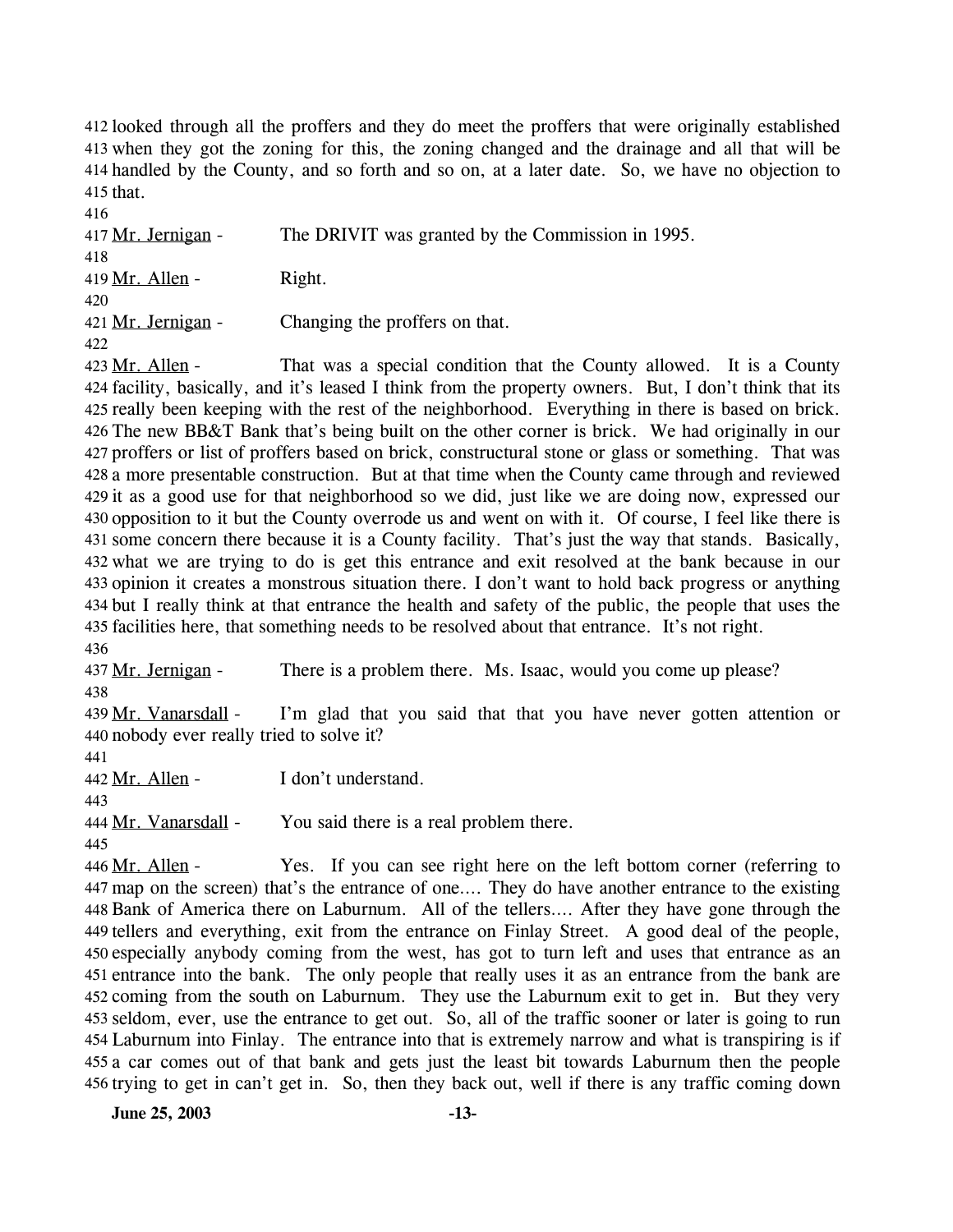looked through all the proffers and they do meet the proffers that were originally established when they got the zoning for this, the zoning changed and the drainage and all that will be handled by the County, and so forth and so on, at a later date. So, we have no objection to that.

Mr. Jernigan - The DRIVIT was granted by the Commission in 1995.

Mr. Allen - Right.

Mr. Jernigan - Changing the proffers on that.

Mr. Allen - That was a special condition that the County allowed. It is a County facility, basically, and it's leased I think from the property owners. But, I don't think that its really been keeping with the rest of the neighborhood. Everything in there is based on brick. The new BB&T Bank that's being built on the other corner is brick. We had originally in our proffers or list of proffers based on brick, constructural stone or glass or something. That was a more presentable construction. But at that time when the County came through and reviewed it as a good use for that neighborhood so we did, just like we are doing now, expressed our opposition to it but the County overrode us and went on with it. Of course, I feel like there is some concern there because it is a County facility. That's just the way that stands. Basically, what we are trying to do is get this entrance and exit resolved at the bank because in our opinion it creates a monstrous situation there. I don't want to hold back progress or anything but I really think at that entrance the health and safety of the public, the people that uses the facilities here, that something needs to be resolved about that entrance. It's not right.

Mr. Jernigan - There is a problem there. Ms. Isaac, would you come up please?

Mr. Vanarsdall - I'm glad that you said that that you have never gotten attention or nobody ever really tried to solve it?

Mr. Allen - I don't understand.

Mr. Vanarsdall - You said there is a real problem there.

Mr. Allen - Yes. If you can see right here on the left bottom corner (referring to map on the screen) that's the entrance of one…. They do have another entrance to the existing Bank of America there on Laburnum. All of the tellers…. After they have gone through the tellers and everything, exit from the entrance on Finlay Street. A good deal of the people, especially anybody coming from the west, has got to turn left and uses that entrance as an entrance into the bank. The only people that really uses it as an entrance from the bank are coming from the south on Laburnum. They use the Laburnum exit to get in. But they very seldom, ever, use the entrance to get out. So, all of the traffic sooner or later is going to run Laburnum into Finlay. The entrance into that is extremely narrow and what is transpiring is if a car comes out of that bank and gets just the least bit towards Laburnum then the people trying to get in can't get in. So, then they back out, well if there is any traffic coming down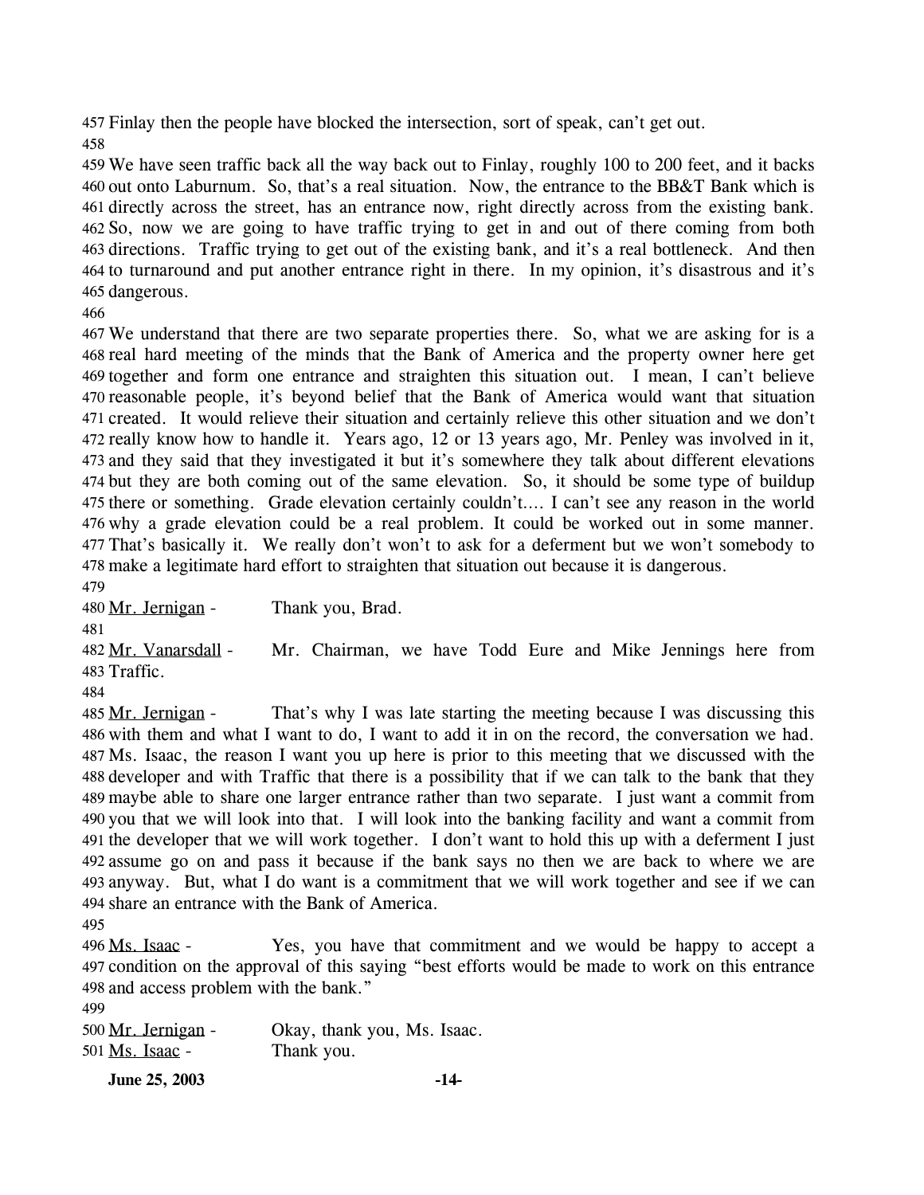457 Finlay then the people have blocked the intersection, sort of speak, can't get out.

458

459 We have seen traffic back all the way back out to Finlay, roughly 100 to 200 feet, and it backs
460 out onto Laburnum. So, that's a real situation. Now, the entrance to the BB&T Bank which is
461 directly across the street, has an entrance now, right directly across from the existing bank.
462 So, now we are going to have traffic trying to get in and out of there coming from both
463 directions. Traffic trying to get out of the existing bank, and it's a real bottleneck. And then
464 to turnaround and put another entrance right in there. In my opinion, it's disastrous and it's
465 dangerous.

466

467 We understand that there are two separate properties there. So, what we are asking for is a
468 real hard meeting of the minds that the Bank of America and the property owner here get
469 together and form one entrance and straighten this situation out. I mean, I can't believe
470 reasonable people, it's beyond belief that the Bank of America would want that situation
471 created. It would relieve their situation and certainly relieve this other situation and we don't
472 really know how to handle it. Years ago, 12 or 13 years ago, Mr. Penley was involved in it,
473 and they said that they investigated it but it's somewhere they talk about different elevations
474 but they are both coming out of the same elevation. So, it should be some type of buildup
475 there or something. Grade elevation certainly couldn't…. I can't see any reason in the world
476 why a grade elevation could be a real problem. It could be worked out in some manner.
477 That's basically it. We really don't won't to ask for a deferment but we won't somebody to
478 make a legitimate hard effort to straighten that situation out because it is dangerous.

479

480 <u>Mr. Jernigan</u> - Thank you, Brad.

481

482 <u>Mr. Vanarsdall</u> - Mr. Chairman, we have Todd Eure and Mike Jennings here from
483 Traffic.

484

485 <u>Mr. Jernigan</u> - That's why I was late starting the meeting because I was discussing this
486 with them and what I want to do, I want to add it in on the record, the conversation we had.
487 Ms. Isaac, the reason I want you up here is prior to this meeting that we discussed with the
488 developer and with Traffic that there is a possibility that if we can talk to the bank that they
489 maybe able to share one larger entrance rather than two separate. I just want a commit from
490 you that we will look into that. I will look into the banking facility and want a commit from
491 the developer that we will work together. I don't want to hold this up with a deferment I just
492 assume go on and pass it because if the bank says no then we are back to where we are
493 anyway. But, what I do want is a commitment that we will work together and see if we can
494 share an entrance with the Bank of America.

495

496 <u>Ms. Isaac</u> - Yes, you have that commitment and we would be happy to accept a
497 condition on the approval of this saying "best efforts would be made to work on this entrance
498 and access problem with the bank."

499

500 <u>Mr. Jernigan</u> - Okay, thank you, Ms. Isaac.
501 <u>Ms. Isaac</u> - Thank you.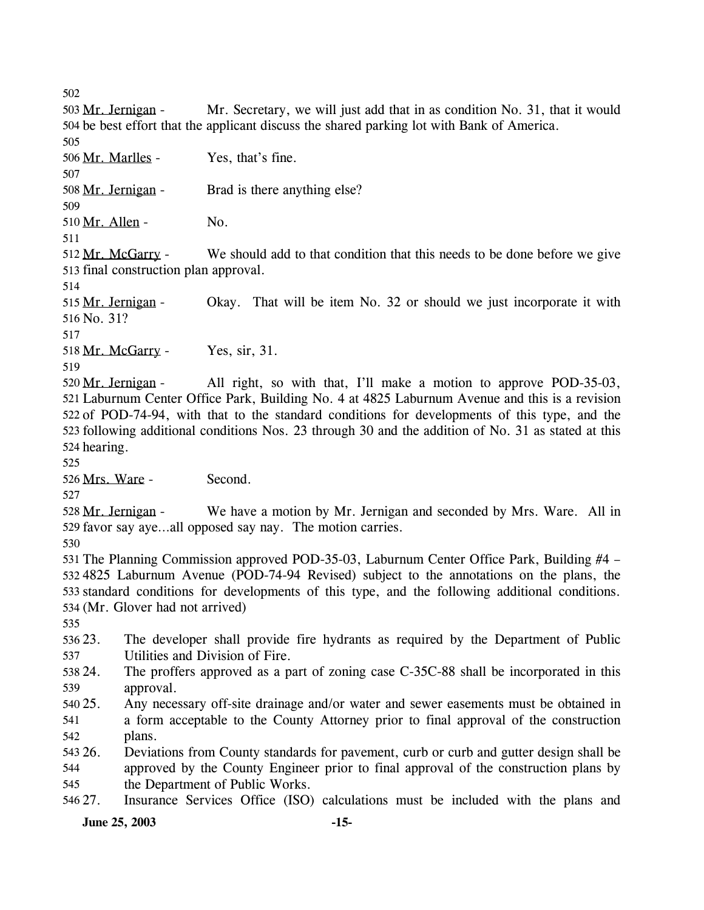Mr. Jernigan - Mr. Secretary, we will just add that in as condition No. 31, that it would be best effort that the applicant discuss the shared parking lot with Bank of America.

Mr. Marlles - Yes, that's fine.

Mr. Jernigan - Brad is there anything else?

Mr. Allen - No.

Mr. McGarry - We should add to that condition that this needs to be done before we give final construction plan approval.

Mr. Jernigan - Okay. That will be item No. 32 or should we just incorporate it with No. 31?

Mr. McGarry - Yes, sir, 31.

Mr. Jernigan - All right, so with that, I'll make a motion to approve POD-35-03, Laburnum Center Office Park, Building No. 4 at 4825 Laburnum Avenue and this is a revision of POD-74-94, with that to the standard conditions for developments of this type, and the following additional conditions Nos. 23 through 30 and the addition of No. 31 as stated at this hearing.

Mrs. Ware - Second.

Mr. Jernigan - We have a motion by Mr. Jernigan and seconded by Mrs. Ware. All in favor say aye…all opposed say nay. The motion carries.

The Planning Commission approved POD-35-03, Laburnum Center Office Park, Building #4 – 4825 Laburnum Avenue (POD-74-94 Revised) subject to the annotations on the plans, the standard conditions for developments of this type, and the following additional conditions. (Mr. Glover had not arrived)

23. The developer shall provide fire hydrants as required by the Department of Public Utilities and Division of Fire.
24. The proffers approved as a part of zoning case C-35C-88 shall be incorporated in this approval.
25. Any necessary off-site drainage and/or water and sewer easements must be obtained in a form acceptable to the County Attorney prior to final approval of the construction plans.
26. Deviations from County standards for pavement, curb or curb and gutter design shall be approved by the County Engineer prior to final approval of the construction plans by the Department of Public Works.
27. Insurance Services Office (ISO) calculations must be included with the plans and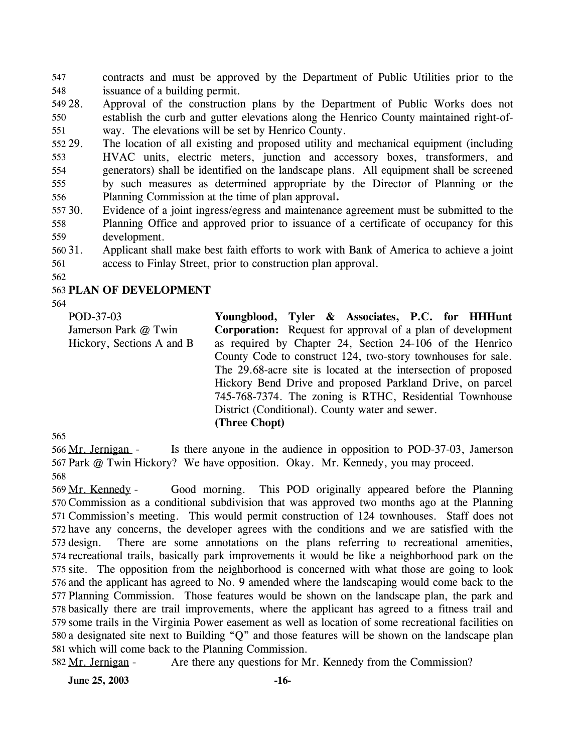contracts and must be approved by the Department of Public Utilities prior to the issuance of a building permit.

28. Approval of the construction plans by the Department of Public Works does not establish the curb and gutter elevations along the Henrico County maintained right-of-way. The elevations will be set by Henrico County.
29. The location of all existing and proposed utility and mechanical equipment (including HVAC units, electric meters, junction and accessory boxes, transformers, and generators) shall be identified on the landscape plans. All equipment shall be screened by such measures as determined appropriate by the Director of Planning or the Planning Commission at the time of plan approval**.**
30. Evidence of a joint ingress/egress and maintenance agreement must be submitted to the Planning Office and approved prior to issuance of a certificate of occupancy for this development.
31. Applicant shall make best faith efforts to work with Bank of America to achieve a joint access to Finlay Street, prior to construction plan approval.

## PLAN OF DEVELOPMENT

| | |
|---|---|
| POD-37-03<br>Jamerson Park @ Twin Hickory, Sections A and B | **Youngblood, Tyler & Associates, P.C. for HHHunt Corporation:** Request for approval of a plan of development as required by Chapter 24, Section 24-106 of the Henrico County Code to construct 124, two-story townhouses for sale. The 29.68-acre site is located at the intersection of proposed Hickory Bend Drive and proposed Parkland Drive, on parcel 745-768-7374. The zoning is RTHC, Residential Townhouse District (Conditional). County water and sewer. **(Three Chopt)** |

Mr. Jernigan - Is there anyone in the audience in opposition to POD-37-03, Jamerson Park @ Twin Hickory? We have opposition. Okay. Mr. Kennedy, you may proceed.

Mr. Kennedy - Good morning. This POD originally appeared before the Planning Commission as a conditional subdivision that was approved two months ago at the Planning Commission's meeting. This would permit construction of 124 townhouses. Staff does not have any concerns, the developer agrees with the conditions and we are satisfied with the design. There are some annotations on the plans referring to recreational amenities, recreational trails, basically park improvements it would be like a neighborhood park on the site. The opposition from the neighborhood is concerned with what those are going to look and the applicant has agreed to No. 9 amended where the landscaping would come back to the Planning Commission. Those features would be shown on the landscape plan, the park and basically there are trail improvements, where the applicant has agreed to a fitness trail and some trails in the Virginia Power easement as well as location of some recreational facilities on a designated site next to Building "Q" and those features will be shown on the landscape plan which will come back to the Planning Commission.

Mr. Jernigan - Are there any questions for Mr. Kennedy from the Commission?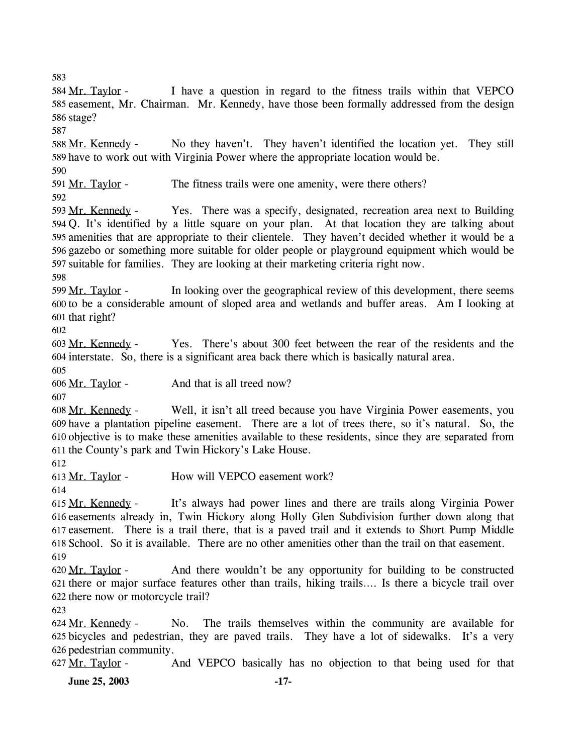Mr. Taylor - I have a question in regard to the fitness trails within that VEPCO easement, Mr. Chairman. Mr. Kennedy, have those been formally addressed from the design stage?

Mr. Kennedy - No they haven't. They haven't identified the location yet. They still have to work out with Virginia Power where the appropriate location would be.

Mr. Taylor - The fitness trails were one amenity, were there others?

Mr. Kennedy - Yes. There was a specify, designated, recreation area next to Building Q. It's identified by a little square on your plan. At that location they are talking about amenities that are appropriate to their clientele. They haven't decided whether it would be a gazebo or something more suitable for older people or playground equipment which would be suitable for families. They are looking at their marketing criteria right now.

Mr. Taylor - In looking over the geographical review of this development, there seems to be a considerable amount of sloped area and wetlands and buffer areas. Am I looking at that right?

Mr. Kennedy - Yes. There's about 300 feet between the rear of the residents and the interstate. So, there is a significant area back there which is basically natural area.

Mr. Taylor - And that is all treed now?

Mr. Kennedy - Well, it isn't all treed because you have Virginia Power easements, you have a plantation pipeline easement. There are a lot of trees there, so it's natural. So, the objective is to make these amenities available to these residents, since they are separated from the County's park and Twin Hickory's Lake House.

Mr. Taylor - How will VEPCO easement work?

Mr. Kennedy - It's always had power lines and there are trails along Virginia Power easements already in, Twin Hickory along Holly Glen Subdivision further down along that easement. There is a trail there, that is a paved trail and it extends to Short Pump Middle School. So it is available. There are no other amenities other than the trail on that easement.

Mr. Taylor - And there wouldn't be any opportunity for building to be constructed there or major surface features other than trails, hiking trails…. Is there a bicycle trail over there now or motorcycle trail?

Mr. Kennedy - No. The trails themselves within the community are available for bicycles and pedestrian, they are paved trails. They have a lot of sidewalks. It's a very pedestrian community.

Mr. Taylor - And VEPCO basically has no objection to that being used for that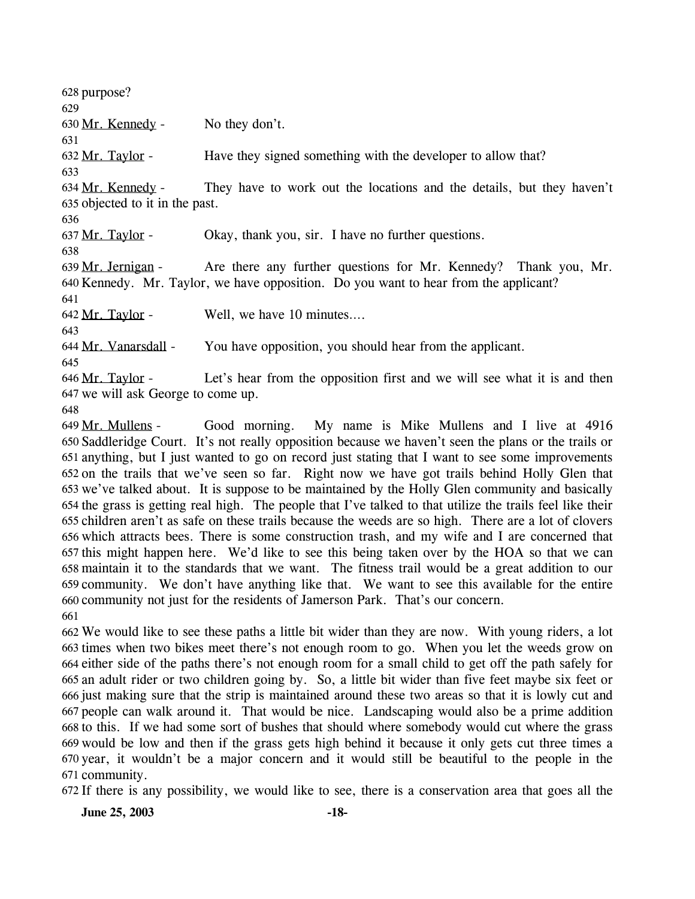628 purpose?

629

630 Mr. Kennedy - No they don't.

631

632 Mr. Taylor - Have they signed something with the developer to allow that?

633

634 Mr. Kennedy - They have to work out the locations and the details, but they haven't
635 objected to it in the past.

636

637 Mr. Taylor - Okay, thank you, sir. I have no further questions.

638

639 Mr. Jernigan - Are there any further questions for Mr. Kennedy? Thank you, Mr.
640 Kennedy. Mr. Taylor, we have opposition. Do you want to hear from the applicant?

641

642 Mr. Taylor - Well, we have 10 minutes….

643

644 Mr. Vanarsdall - You have opposition, you should hear from the applicant.

645

646 Mr. Taylor - Let's hear from the opposition first and we will see what it is and then
647 we will ask George to come up.

648

649 Mr. Mullens - Good morning. My name is Mike Mullens and I live at 4916
650 Saddleridge Court. It's not really opposition because we haven't seen the plans or the trails or
651 anything, but I just wanted to go on record just stating that I want to see some improvements
652 on the trails that we've seen so far. Right now we have got trails behind Holly Glen that
653 we've talked about. It is suppose to be maintained by the Holly Glen community and basically
654 the grass is getting real high. The people that I've talked to that utilize the trails feel like their
655 children aren't as safe on these trails because the weeds are so high. There are a lot of clovers
656 which attracts bees. There is some construction trash, and my wife and I are concerned that
657 this might happen here. We'd like to see this being taken over by the HOA so that we can
658 maintain it to the standards that we want. The fitness trail would be a great addition to our
659 community. We don't have anything like that. We want to see this available for the entire
660 community not just for the residents of Jamerson Park. That's our concern.

661

662 We would like to see these paths a little bit wider than they are now. With young riders, a lot
663 times when two bikes meet there's not enough room to go. When you let the weeds grow on
664 either side of the paths there's not enough room for a small child to get off the path safely for
665 an adult rider or two children going by. So, a little bit wider than five feet maybe six feet or
666 just making sure that the strip is maintained around these two areas so that it is lowly cut and
667 people can walk around it. That would be nice. Landscaping would also be a prime addition
668 to this. If we had some sort of bushes that should where somebody would cut where the grass
669 would be low and then if the grass gets high behind it because it only gets cut three times a
670 year, it wouldn't be a major concern and it would still be beautiful to the people in the
671 community.

672 If there is any possibility, we would like to see, there is a conservation area that goes all the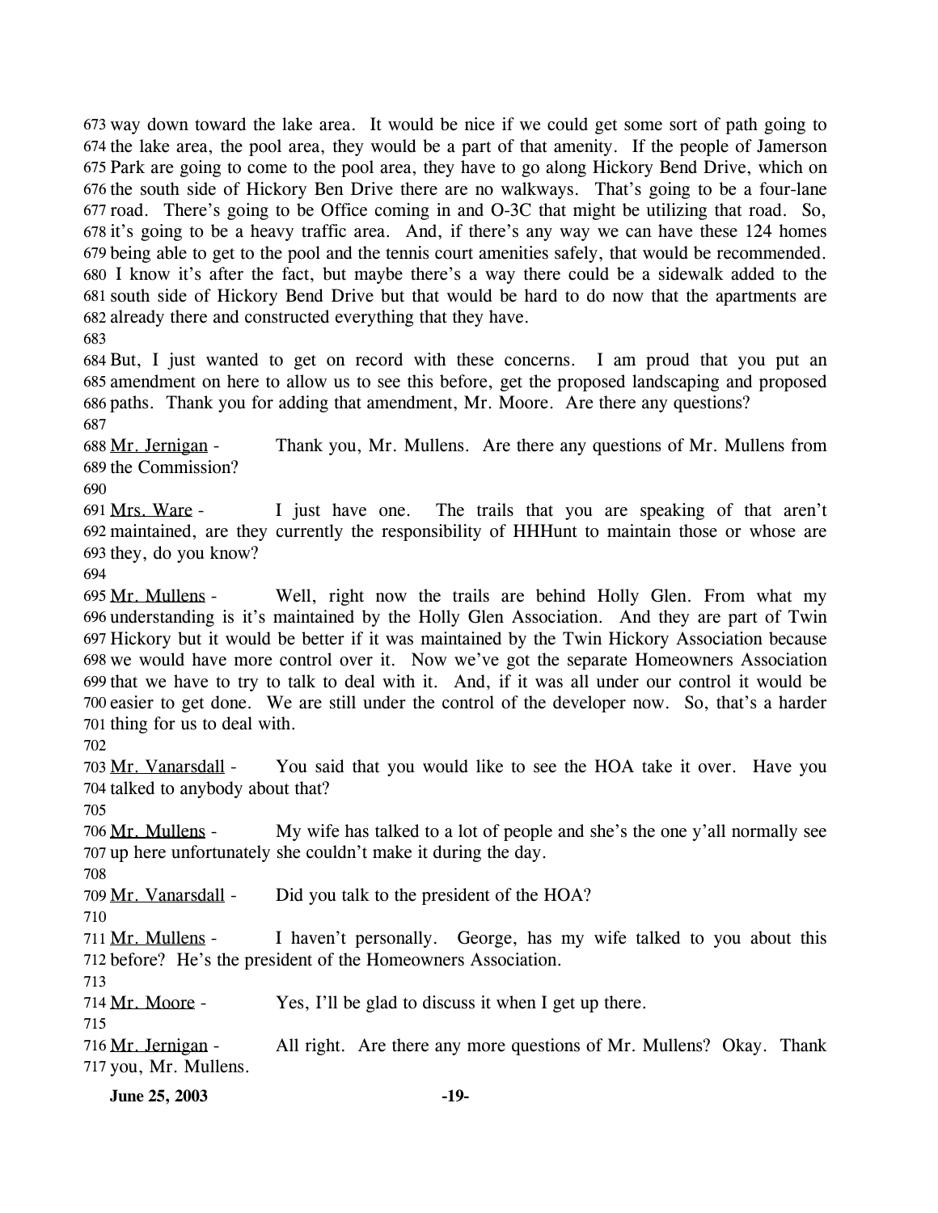673 way down toward the lake area. It would be nice if we could get some sort of path going to 674 the lake area, the pool area, they would be a part of that amenity. If the people of Jamerson 675 Park are going to come to the pool area, they have to go along Hickory Bend Drive, which on 676 the south side of Hickory Ben Drive there are no walkways. That's going to be a four-lane 677 road. There's going to be Office coming in and O-3C that might be utilizing that road. So, 678 it's going to be a heavy traffic area. And, if there's any way we can have these 124 homes 679 being able to get to the pool and the tennis court amenities safely, that would be recommended. 680 I know it's after the fact, but maybe there's a way there could be a sidewalk added to the 681 south side of Hickory Bend Drive but that would be hard to do now that the apartments are 682 already there and constructed everything that they have.

683

684 But, I just wanted to get on record with these concerns. I am proud that you put an 685 amendment on here to allow us to see this before, get the proposed landscaping and proposed 686 paths. Thank you for adding that amendment, Mr. Moore. Are there any questions?

687

688 Mr. Jernigan - Thank you, Mr. Mullens. Are there any questions of Mr. Mullens from 689 the Commission?

690

691 Mrs. Ware - I just have one. The trails that you are speaking of that aren't 692 maintained, are they currently the responsibility of HHHunt to maintain those or whose are 693 they, do you know?

694

695 Mr. Mullens - Well, right now the trails are behind Holly Glen. From what my 696 understanding is it's maintained by the Holly Glen Association. And they are part of Twin 697 Hickory but it would be better if it was maintained by the Twin Hickory Association because 698 we would have more control over it. Now we've got the separate Homeowners Association 699 that we have to try to talk to deal with it. And, if it was all under our control it would be 700 easier to get done. We are still under the control of the developer now. So, that's a harder 701 thing for us to deal with.

702

703 Mr. Vanarsdall - You said that you would like to see the HOA take it over. Have you 704 talked to anybody about that?

705

706 Mr. Mullens - My wife has talked to a lot of people and she's the one y'all normally see 707 up here unfortunately she couldn't make it during the day.

708

709 Mr. Vanarsdall - Did you talk to the president of the HOA?

710

711 Mr. Mullens - I haven't personally. George, has my wife talked to you about this 712 before? He's the president of the Homeowners Association.

713

714 Mr. Moore - Yes, I'll be glad to discuss it when I get up there.

715

716 Mr. Jernigan - All right. Are there any more questions of Mr. Mullens? Okay. Thank 717 you, Mr. Mullens.

**June 25, 2003**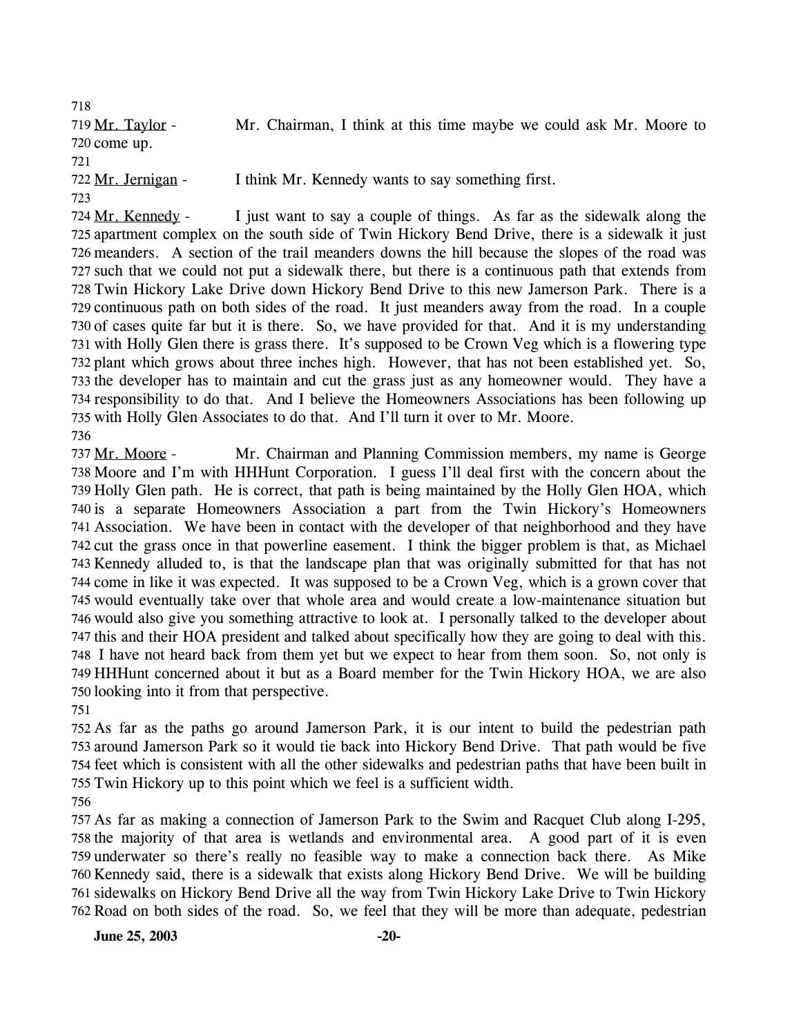Mr. Taylor - Mr. Chairman, I think at this time maybe we could ask Mr. Moore to come up.

Mr. Jernigan - I think Mr. Kennedy wants to say something first.

Mr. Kennedy - I just want to say a couple of things. As far as the sidewalk along the apartment complex on the south side of Twin Hickory Bend Drive, there is a sidewalk it just meanders. A section of the trail meanders downs the hill because the slopes of the road was such that we could not put a sidewalk there, but there is a continuous path that extends from Twin Hickory Lake Drive down Hickory Bend Drive to this new Jamerson Park. There is a continuous path on both sides of the road. It just meanders away from the road. In a couple of cases quite far but it is there. So, we have provided for that. And it is my understanding with Holly Glen there is grass there. It's supposed to be Crown Veg which is a flowering type plant which grows about three inches high. However, that has not been established yet. So, the developer has to maintain and cut the grass just as any homeowner would. They have a responsibility to do that. And I believe the Homeowners Associations has been following up with Holly Glen Associates to do that. And I'll turn it over to Mr. Moore.

Mr. Moore - Mr. Chairman and Planning Commission members, my name is George Moore and I'm with HHHunt Corporation. I guess I'll deal first with the concern about the Holly Glen path. He is correct, that path is being maintained by the Holly Glen HOA, which is a separate Homeowners Association a part from the Twin Hickory's Homeowners Association. We have been in contact with the developer of that neighborhood and they have cut the grass once in that powerline easement. I think the bigger problem is that, as Michael Kennedy alluded to, is that the landscape plan that was originally submitted for that has not come in like it was expected. It was supposed to be a Crown Veg, which is a grown cover that would eventually take over that whole area and would create a low-maintenance situation but would also give you something attractive to look at. I personally talked to the developer about this and their HOA president and talked about specifically how they are going to deal with this. I have not heard back from them yet but we expect to hear from them soon. So, not only is HHHunt concerned about it but as a Board member for the Twin Hickory HOA, we are also looking into it from that perspective.

As far as the paths go around Jamerson Park, it is our intent to build the pedestrian path around Jamerson Park so it would tie back into Hickory Bend Drive. That path would be five feet which is consistent with all the other sidewalks and pedestrian paths that have been built in Twin Hickory up to this point which we feel is a sufficient width.

As far as making a connection of Jamerson Park to the Swim and Racquet Club along I-295, the majority of that area is wetlands and environmental area. A good part of it is even underwater so there's really no feasible way to make a connection back there. As Mike Kennedy said, there is a sidewalk that exists along Hickory Bend Drive. We will be building sidewalks on Hickory Bend Drive all the way from Twin Hickory Lake Drive to Twin Hickory Road on both sides of the road. So, we feel that they will be more than adequate, pedestrian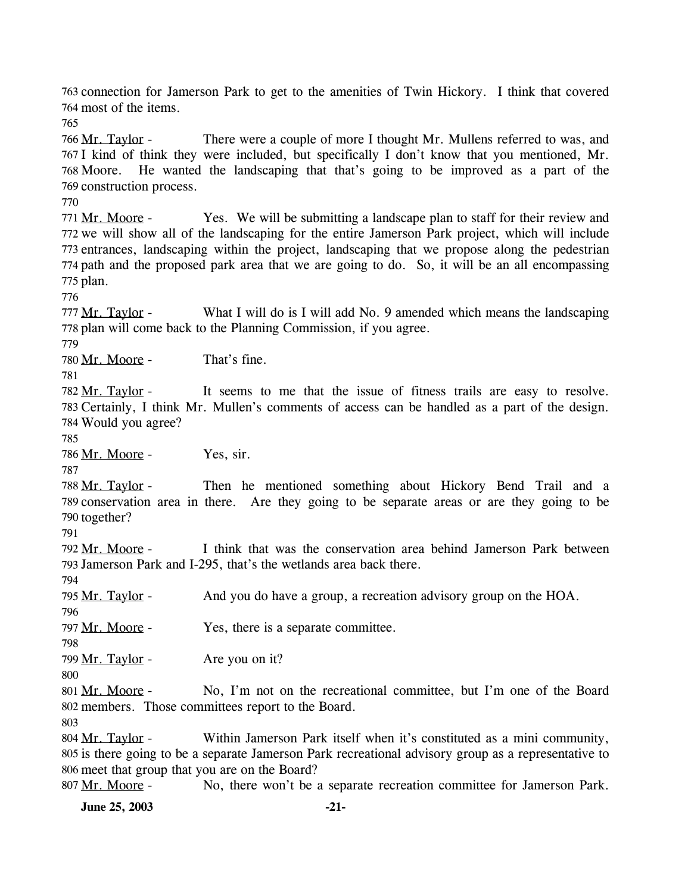763 connection for Jamerson Park to get to the amenities of Twin Hickory. I think that covered
764 most of the items.
765
766 Mr. Taylor - There were a couple of more I thought Mr. Mullens referred to was, and
767 I kind of think they were included, but specifically I don't know that you mentioned, Mr.
768 Moore. He wanted the landscaping that that's going to be improved as a part of the
769 construction process.
770
771 Mr. Moore - Yes. We will be submitting a landscape plan to staff for their review and
772 we will show all of the landscaping for the entire Jamerson Park project, which will include
773 entrances, landscaping within the project, landscaping that we propose along the pedestrian
774 path and the proposed park area that we are going to do. So, it will be an all encompassing
775 plan.
776
777 Mr. Taylor - What I will do is I will add No. 9 amended which means the landscaping
778 plan will come back to the Planning Commission, if you agree.
779
780 Mr. Moore - That's fine.
781
782 Mr. Taylor - It seems to me that the issue of fitness trails are easy to resolve.
783 Certainly, I think Mr. Mullen's comments of access can be handled as a part of the design.
784 Would you agree?
785
786 Mr. Moore - Yes, sir.
787
788 Mr. Taylor - Then he mentioned something about Hickory Bend Trail and a
789 conservation area in there. Are they going to be separate areas or are they going to be
790 together?
791
792 Mr. Moore - I think that was the conservation area behind Jamerson Park between
793 Jamerson Park and I-295, that's the wetlands area back there.
794
795 Mr. Taylor - And you do have a group, a recreation advisory group on the HOA.
796
797 Mr. Moore - Yes, there is a separate committee.
798
799 Mr. Taylor - Are you on it?
800
801 Mr. Moore - No, I'm not on the recreational committee, but I'm one of the Board
802 members. Those committees report to the Board.
803
804 Mr. Taylor - Within Jamerson Park itself when it's constituted as a mini community,
805 is there going to be a separate Jamerson Park recreational advisory group as a representative to
806 meet that group that you are on the Board?
807 Mr. Moore - No, there won't be a separate recreation committee for Jamerson Park.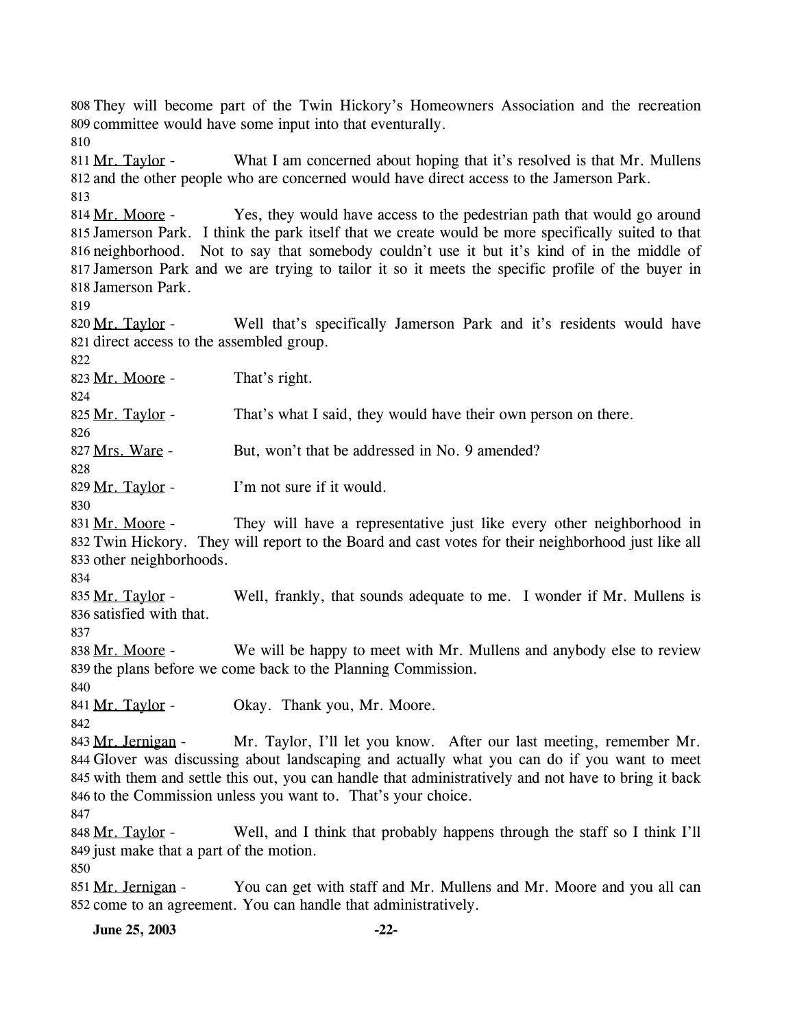They will become part of the Twin Hickory's Homeowners Association and the recreation committee would have some input into that eventurally.

Mr. Taylor - What I am concerned about hoping that it's resolved is that Mr. Mullens and the other people who are concerned would have direct access to the Jamerson Park.

Mr. Moore - Yes, they would have access to the pedestrian path that would go around Jamerson Park. I think the park itself that we create would be more specifically suited to that neighborhood. Not to say that somebody couldn't use it but it's kind of in the middle of Jamerson Park and we are trying to tailor it so it meets the specific profile of the buyer in Jamerson Park.

Mr. Taylor - Well that's specifically Jamerson Park and it's residents would have direct access to the assembled group.

Mr. Moore - That's right.

Mr. Taylor - That's what I said, they would have their own person on there.

Mrs. Ware - But, won't that be addressed in No. 9 amended?

Mr. Taylor - I'm not sure if it would.

Mr. Moore - They will have a representative just like every other neighborhood in Twin Hickory. They will report to the Board and cast votes for their neighborhood just like all other neighborhoods.

Mr. Taylor - Well, frankly, that sounds adequate to me. I wonder if Mr. Mullens is satisfied with that.

Mr. Moore - We will be happy to meet with Mr. Mullens and anybody else to review the plans before we come back to the Planning Commission.

Mr. Taylor - Okay. Thank you, Mr. Moore.

Mr. Jernigan - Mr. Taylor, I'll let you know. After our last meeting, remember Mr. Glover was discussing about landscaping and actually what you can do if you want to meet with them and settle this out, you can handle that administratively and not have to bring it back to the Commission unless you want to. That's your choice.

Mr. Taylor - Well, and I think that probably happens through the staff so I think I'll just make that a part of the motion.

Mr. Jernigan - You can get with staff and Mr. Mullens and Mr. Moore and you all can come to an agreement. You can handle that administratively.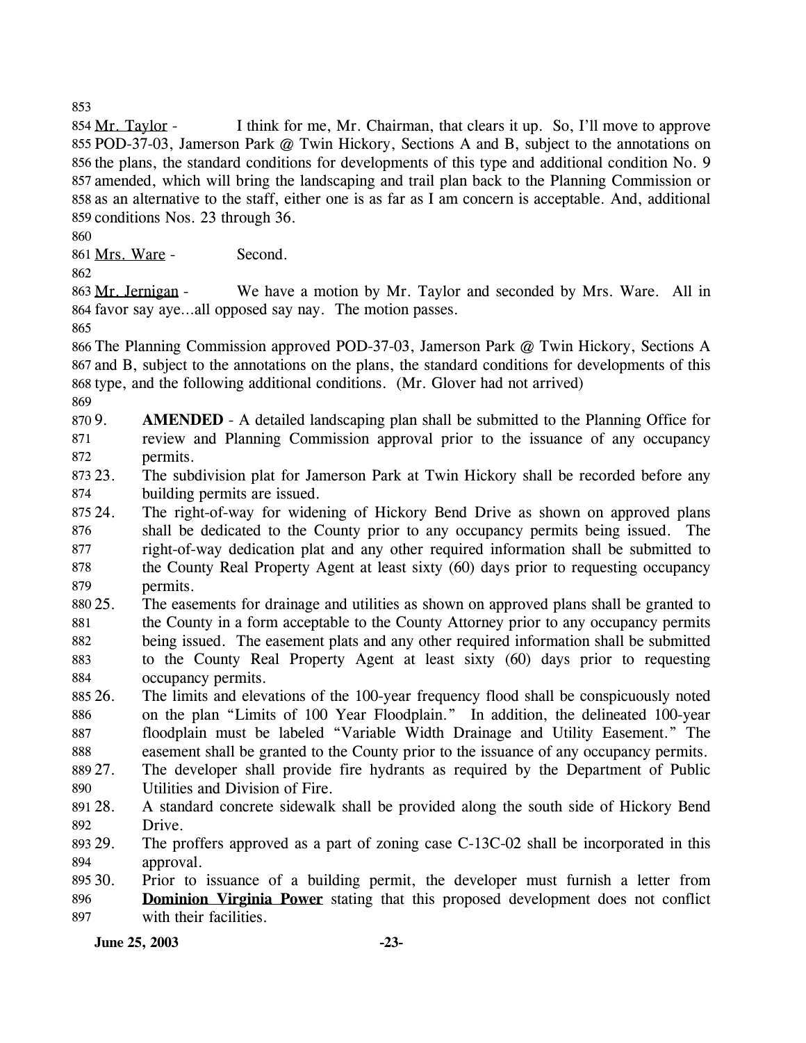Mr. Taylor - I think for me, Mr. Chairman, that clears it up. So, I'll move to approve POD-37-03, Jamerson Park @ Twin Hickory, Sections A and B, subject to the annotations on the plans, the standard conditions for developments of this type and additional condition No. 9 amended, which will bring the landscaping and trail plan back to the Planning Commission or as an alternative to the staff, either one is as far as I am concern is acceptable. And, additional conditions Nos. 23 through 36.

Mrs. Ware - Second.

Mr. Jernigan - We have a motion by Mr. Taylor and seconded by Mrs. Ware. All in favor say aye…all opposed say nay. The motion passes.

The Planning Commission approved POD-37-03, Jamerson Park @ Twin Hickory, Sections A and B, subject to the annotations on the plans, the standard conditions for developments of this type, and the following additional conditions. (Mr. Glover had not arrived)

9. **AMENDED** - A detailed landscaping plan shall be submitted to the Planning Office for review and Planning Commission approval prior to the issuance of any occupancy permits.
23. The subdivision plat for Jamerson Park at Twin Hickory shall be recorded before any building permits are issued.
24. The right-of-way for widening of Hickory Bend Drive as shown on approved plans shall be dedicated to the County prior to any occupancy permits being issued. The right-of-way dedication plat and any other required information shall be submitted to the County Real Property Agent at least sixty (60) days prior to requesting occupancy permits.
25. The easements for drainage and utilities as shown on approved plans shall be granted to the County in a form acceptable to the County Attorney prior to any occupancy permits being issued. The easement plats and any other required information shall be submitted to the County Real Property Agent at least sixty (60) days prior to requesting occupancy permits.
26. The limits and elevations of the 100-year frequency flood shall be conspicuously noted on the plan "Limits of 100 Year Floodplain." In addition, the delineated 100-year floodplain must be labeled "Variable Width Drainage and Utility Easement." The easement shall be granted to the County prior to the issuance of any occupancy permits.
27. The developer shall provide fire hydrants as required by the Department of Public Utilities and Division of Fire.
28. A standard concrete sidewalk shall be provided along the south side of Hickory Bend Drive.
29. The proffers approved as a part of zoning case C-13C-02 shall be incorporated in this approval.
30. Prior to issuance of a building permit, the developer must furnish a letter from **Dominion Virginia Power** stating that this proposed development does not conflict with their facilities.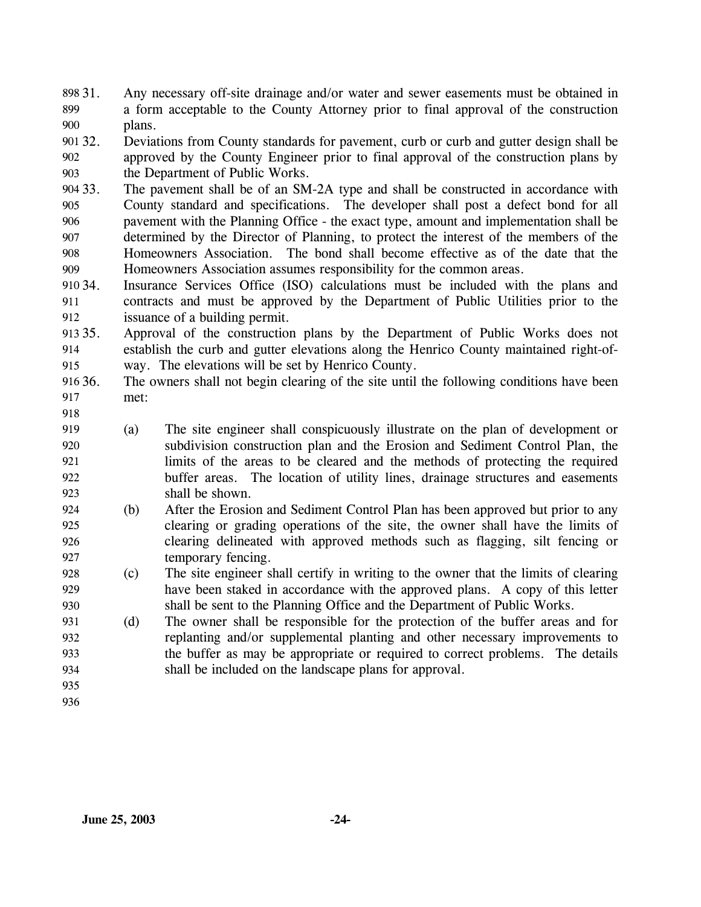31. Any necessary off-site drainage and/or water and sewer easements must be obtained in a form acceptable to the County Attorney prior to final approval of the construction plans.
32. Deviations from County standards for pavement, curb or curb and gutter design shall be approved by the County Engineer prior to final approval of the construction plans by the Department of Public Works.
33. The pavement shall be of an SM-2A type and shall be constructed in accordance with County standard and specifications. The developer shall post a defect bond for all pavement with the Planning Office - the exact type, amount and implementation shall be determined by the Director of Planning, to protect the interest of the members of the Homeowners Association. The bond shall become effective as of the date that the Homeowners Association assumes responsibility for the common areas.
34. Insurance Services Office (ISO) calculations must be included with the plans and contracts and must be approved by the Department of Public Utilities prior to the issuance of a building permit.
35. Approval of the construction plans by the Department of Public Works does not establish the curb and gutter elevations along the Henrico County maintained right-of-way. The elevations will be set by Henrico County.
36. The owners shall not begin clearing of the site until the following conditions have been met:

    (a) The site engineer shall conspicuously illustrate on the plan of development or subdivision construction plan and the Erosion and Sediment Control Plan, the limits of the areas to be cleared and the methods of protecting the required buffer areas. The location of utility lines, drainage structures and easements shall be shown.
    (b) After the Erosion and Sediment Control Plan has been approved but prior to any clearing or grading operations of the site, the owner shall have the limits of clearing delineated with approved methods such as flagging, silt fencing or temporary fencing.
    (c) The site engineer shall certify in writing to the owner that the limits of clearing have been staked in accordance with the approved plans. A copy of this letter shall be sent to the Planning Office and the Department of Public Works.
    (d) The owner shall be responsible for the protection of the buffer areas and for replanting and/or supplemental planting and other necessary improvements to the buffer as may be appropriate or required to correct problems. The details shall be included on the landscape plans for approval.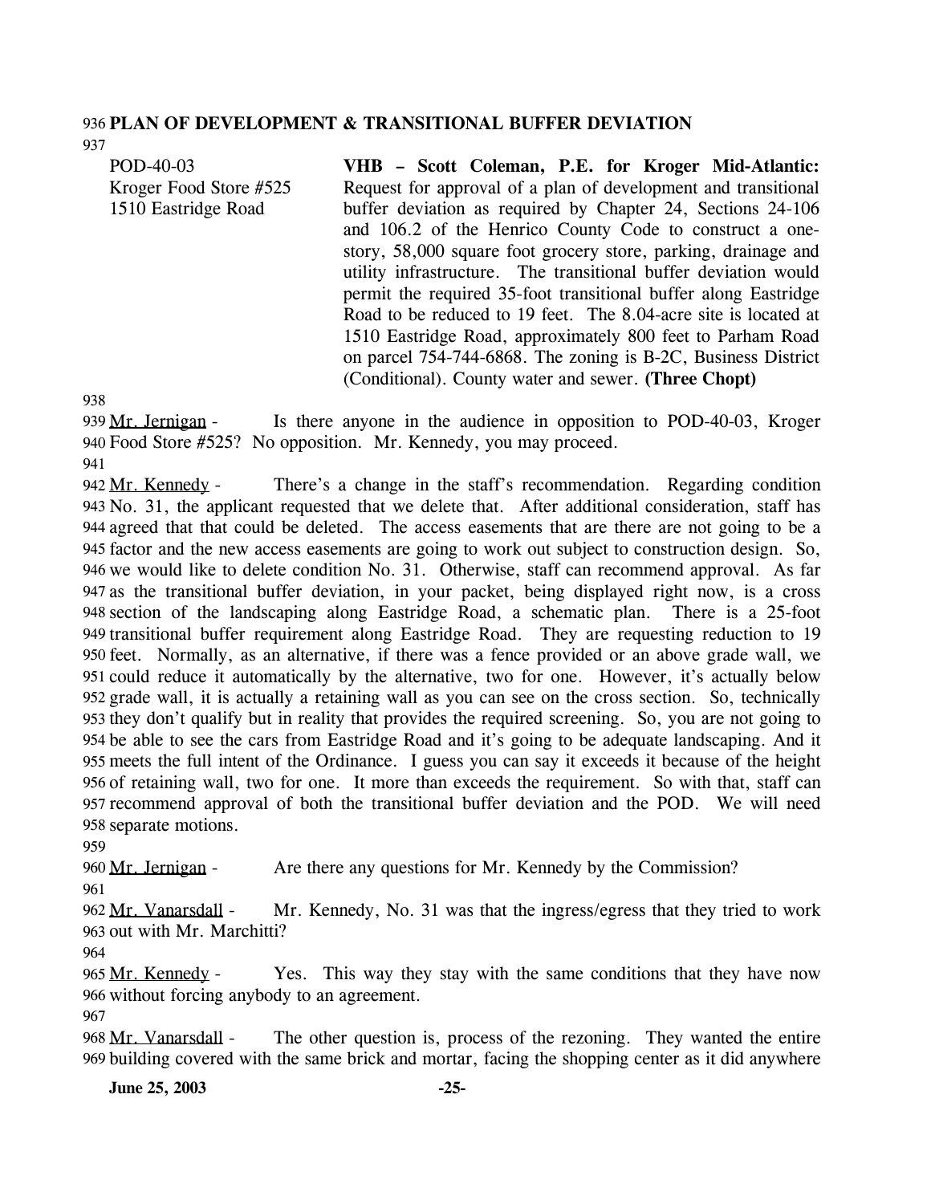**PLAN OF DEVELOPMENT & TRANSITIONAL BUFFER DEVIATION**

POD-40-03
Kroger Food Store #525
1510 Eastridge Road

**VHB – Scott Coleman, P.E. for Kroger Mid-Atlantic:** Request for approval of a plan of development and transitional buffer deviation as required by Chapter 24, Sections 24-106 and 106.2 of the Henrico County Code to construct a one-story, 58,000 square foot grocery store, parking, drainage and utility infrastructure. The transitional buffer deviation would permit the required 35-foot transitional buffer along Eastridge Road to be reduced to 19 feet. The 8.04-acre site is located at 1510 Eastridge Road, approximately 800 feet to Parham Road on parcel 754-744-6868. The zoning is B-2C, Business District (Conditional). County water and sewer. **(Three Chopt)**

Mr. Jernigan - Is there anyone in the audience in opposition to POD-40-03, Kroger Food Store #525? No opposition. Mr. Kennedy, you may proceed.

Mr. Kennedy - There's a change in the staff's recommendation. Regarding condition No. 31, the applicant requested that we delete that. After additional consideration, staff has agreed that that could be deleted. The access easements that are there are not going to be a factor and the new access easements are going to work out subject to construction design. So, we would like to delete condition No. 31. Otherwise, staff can recommend approval. As far as the transitional buffer deviation, in your packet, being displayed right now, is a cross section of the landscaping along Eastridge Road, a schematic plan. There is a 25-foot transitional buffer requirement along Eastridge Road. They are requesting reduction to 19 feet. Normally, as an alternative, if there was a fence provided or an above grade wall, we could reduce it automatically by the alternative, two for one. However, it's actually below grade wall, it is actually a retaining wall as you can see on the cross section. So, technically they don't qualify but in reality that provides the required screening. So, you are not going to be able to see the cars from Eastridge Road and it's going to be adequate landscaping. And it meets the full intent of the Ordinance. I guess you can say it exceeds it because of the height of retaining wall, two for one. It more than exceeds the requirement. So with that, staff can recommend approval of both the transitional buffer deviation and the POD. We will need separate motions.

Mr. Jernigan - Are there any questions for Mr. Kennedy by the Commission?

Mr. Vanarsdall - Mr. Kennedy, No. 31 was that the ingress/egress that they tried to work out with Mr. Marchitti?

Mr. Kennedy - Yes. This way they stay with the same conditions that they have now without forcing anybody to an agreement.

Mr. Vanarsdall - The other question is, process of the rezoning. They wanted the entire building covered with the same brick and mortar, facing the shopping center as it did anywhere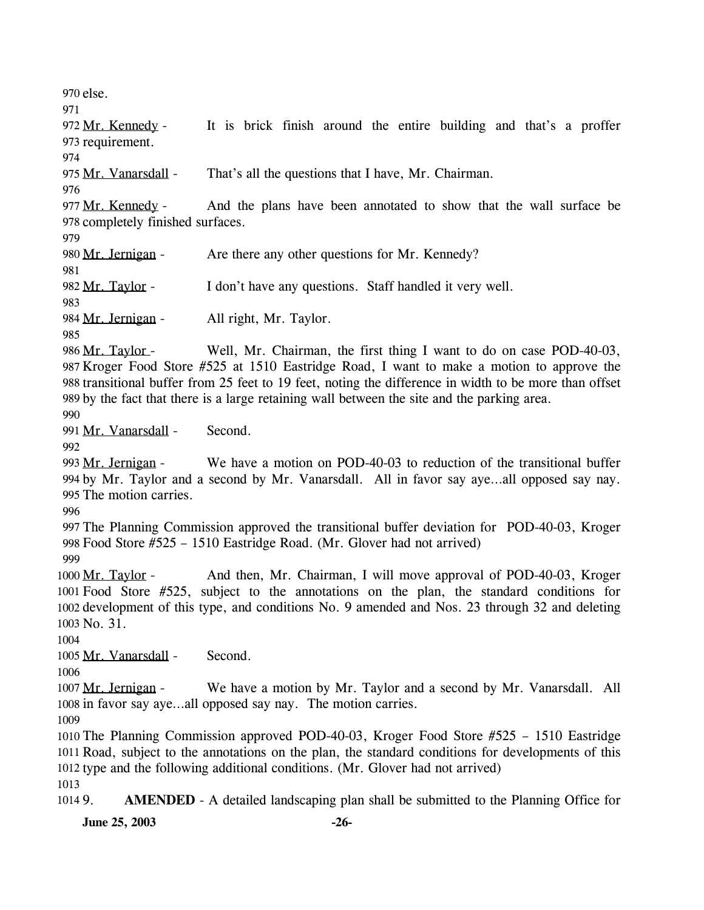else.

Mr. Kennedy - It is brick finish around the entire building and that's a proffer requirement.

Mr. Vanarsdall - That's all the questions that I have, Mr. Chairman.

Mr. Kennedy - And the plans have been annotated to show that the wall surface be completely finished surfaces.

Mr. Jernigan - Are there any other questions for Mr. Kennedy?

Mr. Taylor - I don't have any questions. Staff handled it very well.

Mr. Jernigan - All right, Mr. Taylor.

Mr. Taylor - Well, Mr. Chairman, the first thing I want to do on case POD-40-03, Kroger Food Store #525 at 1510 Eastridge Road, I want to make a motion to approve the transitional buffer from 25 feet to 19 feet, noting the difference in width to be more than offset by the fact that there is a large retaining wall between the site and the parking area.

Mr. Vanarsdall - Second.

Mr. Jernigan - We have a motion on POD-40-03 to reduction of the transitional buffer by Mr. Taylor and a second by Mr. Vanarsdall. All in favor say aye…all opposed say nay. The motion carries.

The Planning Commission approved the transitional buffer deviation for POD-40-03, Kroger Food Store #525 – 1510 Eastridge Road. (Mr. Glover had not arrived)

Mr. Taylor - And then, Mr. Chairman, I will move approval of POD-40-03, Kroger Food Store #525, subject to the annotations on the plan, the standard conditions for development of this type, and conditions No. 9 amended and Nos. 23 through 32 and deleting No. 31.

Mr. Vanarsdall - Second.

Mr. Jernigan - We have a motion by Mr. Taylor and a second by Mr. Vanarsdall. All in favor say aye…all opposed say nay. The motion carries.

The Planning Commission approved POD-40-03, Kroger Food Store #525 – 1510 Eastridge Road, subject to the annotations on the plan, the standard conditions for developments of this type and the following additional conditions. (Mr. Glover had not arrived)

9. **AMENDED** - A detailed landscaping plan shall be submitted to the Planning Office for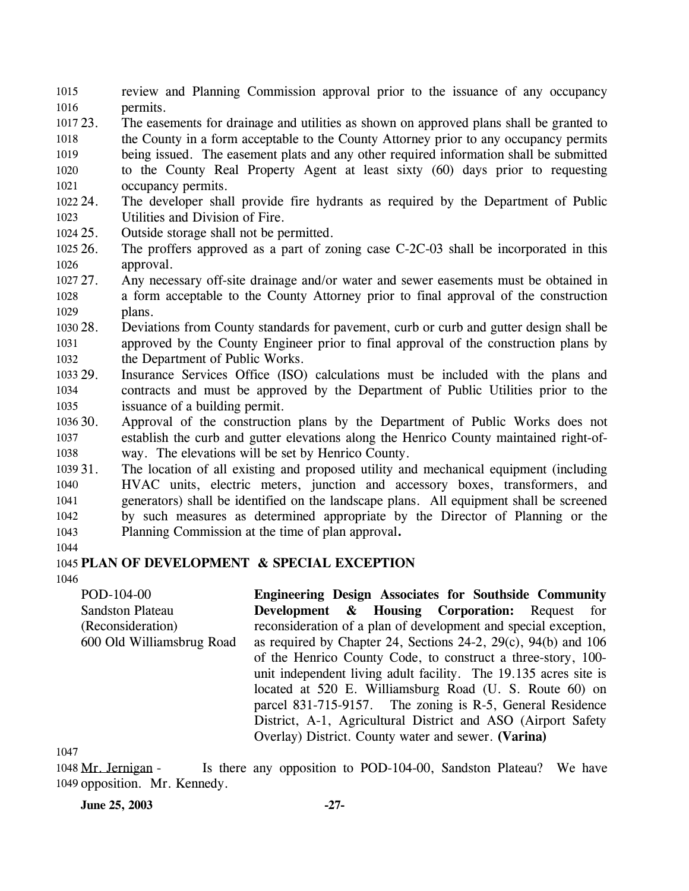review and Planning Commission approval prior to the issuance of any occupancy permits.

23. The easements for drainage and utilities as shown on approved plans shall be granted to the County in a form acceptable to the County Attorney prior to any occupancy permits being issued. The easement plats and any other required information shall be submitted to the County Real Property Agent at least sixty (60) days prior to requesting occupancy permits.
24. The developer shall provide fire hydrants as required by the Department of Public Utilities and Division of Fire.
25. Outside storage shall not be permitted.
26. The proffers approved as a part of zoning case C-2C-03 shall be incorporated in this approval.
27. Any necessary off-site drainage and/or water and sewer easements must be obtained in a form acceptable to the County Attorney prior to final approval of the construction plans.
28. Deviations from County standards for pavement, curb or curb and gutter design shall be approved by the County Engineer prior to final approval of the construction plans by the Department of Public Works.
29. Insurance Services Office (ISO) calculations must be included with the plans and contracts and must be approved by the Department of Public Utilities prior to the issuance of a building permit.
30. Approval of the construction plans by the Department of Public Works does not establish the curb and gutter elevations along the Henrico County maintained right-of-way. The elevations will be set by Henrico County.
31. The location of all existing and proposed utility and mechanical equipment (including HVAC units, electric meters, junction and accessory boxes, transformers, and generators) shall be identified on the landscape plans. All equipment shall be screened by such measures as determined appropriate by the Director of Planning or the Planning Commission at the time of plan approval**.**

## PLAN OF DEVELOPMENT & SPECIAL EXCEPTION

POD-104-00
Sandston Plateau
(Reconsideration)
600 Old Williamsbrug Road

**Engineering Design Associates for Southside Community Development & Housing Corporation:** Request for reconsideration of a plan of development and special exception, as required by Chapter 24, Sections 24-2, 29(c), 94(b) and 106 of the Henrico County Code, to construct a three-story, 100-unit independent living adult facility. The 19.135 acres site is located at 520 E. Williamsburg Road (U. S. Route 60) on parcel 831-715-9157. The zoning is R-5, General Residence District, A-1, Agricultural District and ASO (Airport Safety Overlay) District. County water and sewer. **(Varina)**

Mr. Jernigan - Is there any opposition to POD-104-00, Sandston Plateau? We have opposition. Mr. Kennedy.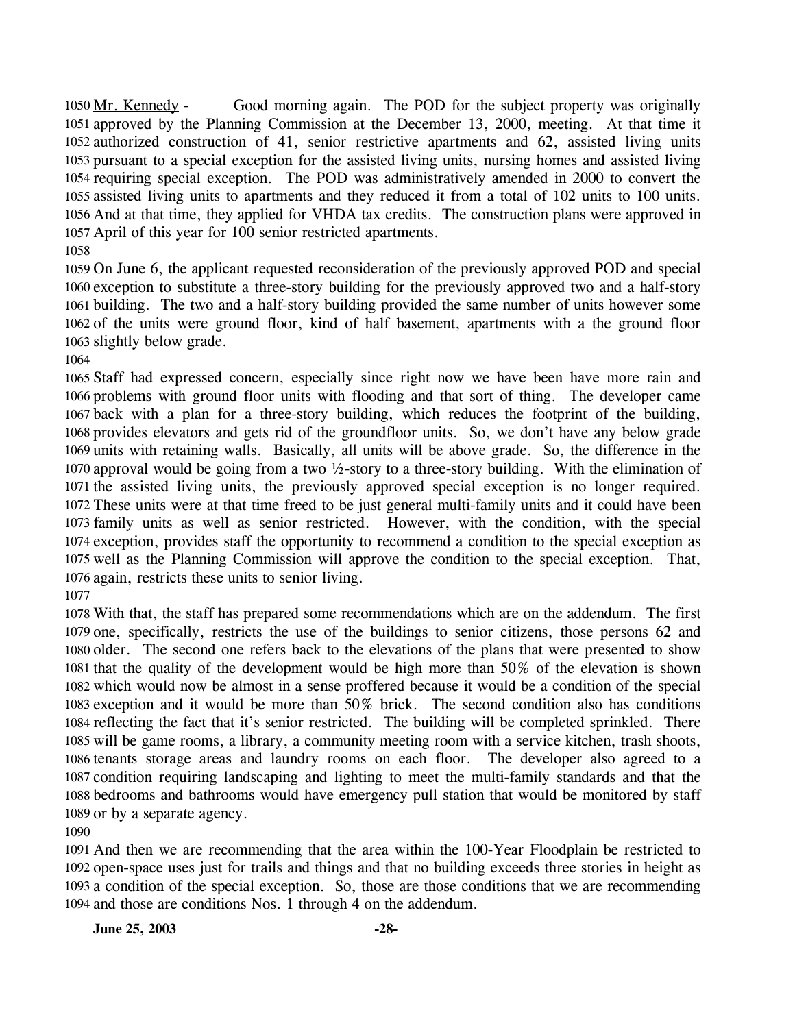Mr. Kennedy - Good morning again. The POD for the subject property was originally approved by the Planning Commission at the December 13, 2000, meeting. At that time it authorized construction of 41, senior restrictive apartments and 62, assisted living units pursuant to a special exception for the assisted living units, nursing homes and assisted living requiring special exception. The POD was administratively amended in 2000 to convert the assisted living units to apartments and they reduced it from a total of 102 units to 100 units. And at that time, they applied for VHDA tax credits. The construction plans were approved in April of this year for 100 senior restricted apartments.

On June 6, the applicant requested reconsideration of the previously approved POD and special exception to substitute a three-story building for the previously approved two and a half-story building. The two and a half-story building provided the same number of units however some of the units were ground floor, kind of half basement, apartments with a the ground floor slightly below grade.

Staff had expressed concern, especially since right now we have been have more rain and problems with ground floor units with flooding and that sort of thing. The developer came back with a plan for a three-story building, which reduces the footprint of the building, provides elevators and gets rid of the groundfloor units. So, we don't have any below grade units with retaining walls. Basically, all units will be above grade. So, the difference in the approval would be going from a two ½-story to a three-story building. With the elimination of the assisted living units, the previously approved special exception is no longer required. These units were at that time freed to be just general multi-family units and it could have been family units as well as senior restricted. However, with the condition, with the special exception, provides staff the opportunity to recommend a condition to the special exception as well as the Planning Commission will approve the condition to the special exception. That, again, restricts these units to senior living.

With that, the staff has prepared some recommendations which are on the addendum. The first one, specifically, restricts the use of the buildings to senior citizens, those persons 62 and older. The second one refers back to the elevations of the plans that were presented to show that the quality of the development would be high more than 50% of the elevation is shown which would now be almost in a sense proffered because it would be a condition of the special exception and it would be more than 50% brick. The second condition also has conditions reflecting the fact that it's senior restricted. The building will be completed sprinkled. There will be game rooms, a library, a community meeting room with a service kitchen, trash shoots, tenants storage areas and laundry rooms on each floor. The developer also agreed to a condition requiring landscaping and lighting to meet the multi-family standards and that the bedrooms and bathrooms would have emergency pull station that would be monitored by staff or by a separate agency.

And then we are recommending that the area within the 100-Year Floodplain be restricted to open-space uses just for trails and things and that no building exceeds three stories in height as a condition of the special exception. So, those are those conditions that we are recommending and those are conditions Nos. 1 through 4 on the addendum.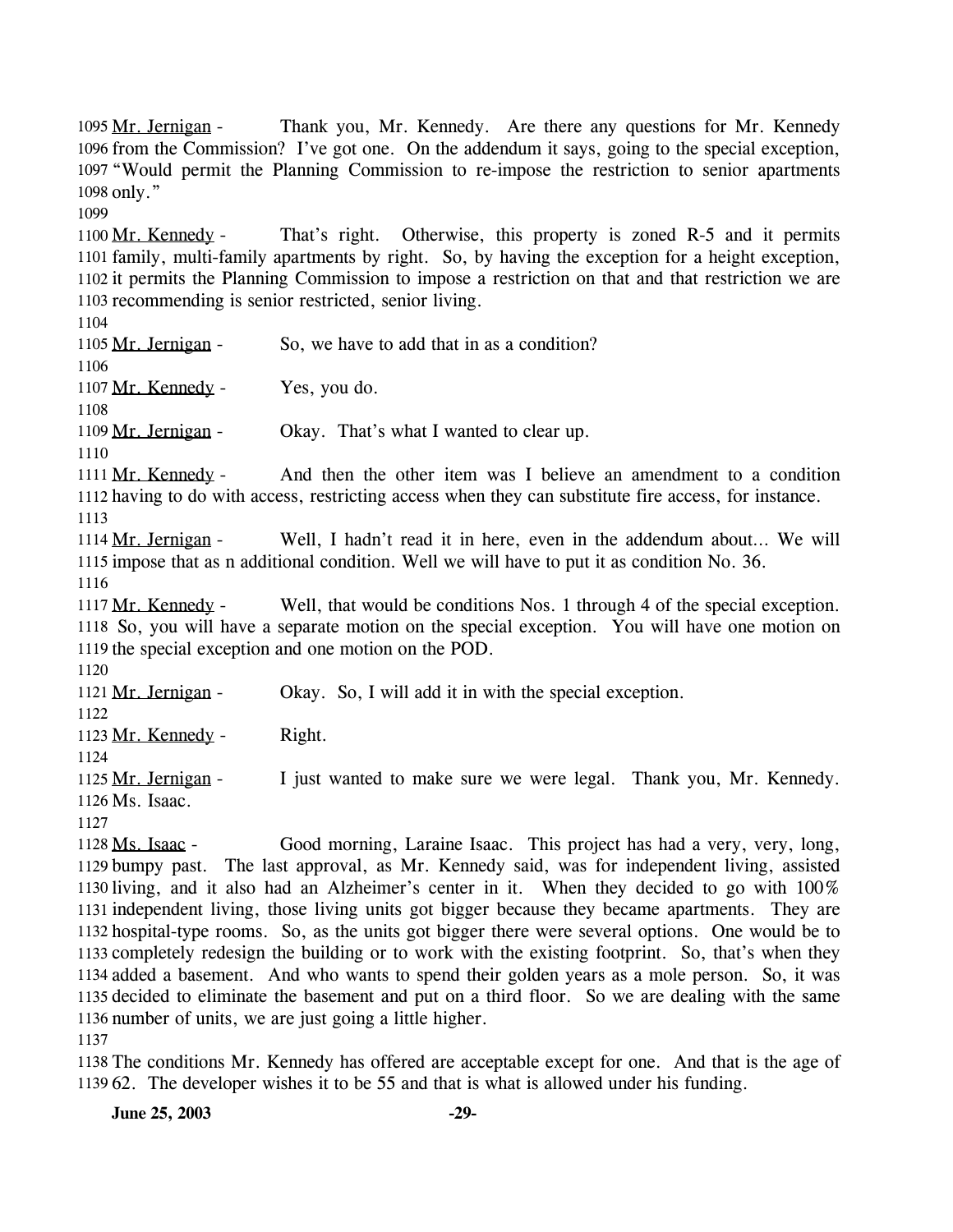1095 Mr. Jernigan - Thank you, Mr. Kennedy. Are there any questions for Mr. Kennedy
1096 from the Commission? I've got one. On the addendum it says, going to the special exception,
1097 "Would permit the Planning Commission to re-impose the restriction to senior apartments
1098 only."
1099
1100 Mr. Kennedy - That's right. Otherwise, this property is zoned R-5 and it permits
1101 family, multi-family apartments by right. So, by having the exception for a height exception,
1102 it permits the Planning Commission to impose a restriction on that and that restriction we are
1103 recommending is senior restricted, senior living.
1104
1105 Mr. Jernigan - So, we have to add that in as a condition?
1106
1107 Mr. Kennedy - Yes, you do.
1108
1109 Mr. Jernigan - Okay. That's what I wanted to clear up.
1110
1111 Mr. Kennedy - And then the other item was I believe an amendment to a condition
1112 having to do with access, restricting access when they can substitute fire access, for instance.
1113
1114 Mr. Jernigan - Well, I hadn't read it in here, even in the addendum about… We will
1115 impose that as n additional condition. Well we will have to put it as condition No. 36.
1116
1117 Mr. Kennedy - Well, that would be conditions Nos. 1 through 4 of the special exception.
1118 So, you will have a separate motion on the special exception. You will have one motion on
1119 the special exception and one motion on the POD.
1120
1121 Mr. Jernigan - Okay. So, I will add it in with the special exception.
1122
1123 Mr. Kennedy - Right.
1124
1125 Mr. Jernigan - I just wanted to make sure we were legal. Thank you, Mr. Kennedy.
1126 Ms. Isaac.
1127
1128 Ms. Isaac - Good morning, Laraine Isaac. This project has had a very, very, long,
1129 bumpy past. The last approval, as Mr. Kennedy said, was for independent living, assisted
1130 living, and it also had an Alzheimer's center in it. When they decided to go with 100%
1131 independent living, those living units got bigger because they became apartments. They are
1132 hospital-type rooms. So, as the units got bigger there were several options. One would be to
1133 completely redesign the building or to work with the existing footprint. So, that's when they
1134 added a basement. And who wants to spend their golden years as a mole person. So, it was
1135 decided to eliminate the basement and put on a third floor. So we are dealing with the same
1136 number of units, we are just going a little higher.
1137
1138 The conditions Mr. Kennedy has offered are acceptable except for one. And that is the age of
1139 62. The developer wishes it to be 55 and that is what is allowed under his funding.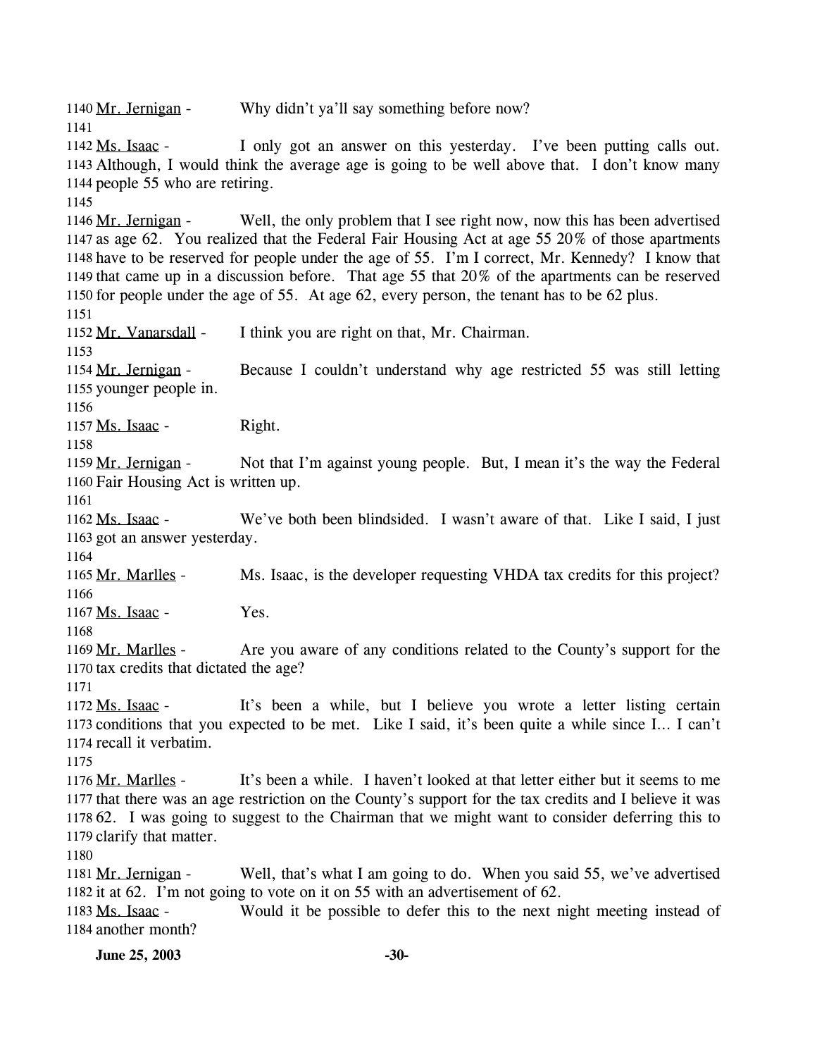1140 Mr. Jernigan - Why didn't ya'll say something before now?

1141

1142 Ms. Isaac - I only got an answer on this yesterday. I've been putting calls out. 1143 Although, I would think the average age is going to be well above that. I don't know many 1144 people 55 who are retiring.

1145

1146 Mr. Jernigan - Well, the only problem that I see right now, now this has been advertised 1147 as age 62. You realized that the Federal Fair Housing Act at age 55 20% of those apartments 1148 have to be reserved for people under the age of 55. I'm I correct, Mr. Kennedy? I know that 1149 that came up in a discussion before. That age 55 that 20% of the apartments can be reserved 1150 for people under the age of 55. At age 62, every person, the tenant has to be 62 plus.

1151

1152 Mr. Vanarsdall - I think you are right on that, Mr. Chairman.

1153

1154 Mr. Jernigan - Because I couldn't understand why age restricted 55 was still letting 1155 younger people in.

1156

1157 Ms. Isaac - Right.

1158

1159 Mr. Jernigan - Not that I'm against young people. But, I mean it's the way the Federal 1160 Fair Housing Act is written up.

1161

1162 Ms. Isaac - We've both been blindsided. I wasn't aware of that. Like I said, I just 1163 got an answer yesterday.

1164

1165 Mr. Marlles - Ms. Isaac, is the developer requesting VHDA tax credits for this project?

1166

1167 Ms. Isaac - Yes.

1168

1169 Mr. Marlles - Are you aware of any conditions related to the County's support for the 1170 tax credits that dictated the age?

1171

1172 Ms. Isaac - It's been a while, but I believe you wrote a letter listing certain 1173 conditions that you expected to be met. Like I said, it's been quite a while since I… I can't 1174 recall it verbatim.

1175

1176 Mr. Marlles - It's been a while. I haven't looked at that letter either but it seems to me 1177 that there was an age restriction on the County's support for the tax credits and I believe it was 1178 62. I was going to suggest to the Chairman that we might want to consider deferring this to 1179 clarify that matter.

1180

1181 Mr. Jernigan - Well, that's what I am going to do. When you said 55, we've advertised 1182 it at 62. I'm not going to vote on it on 55 with an advertisement of 62.

1183 Ms. Isaac - Would it be possible to defer this to the next night meeting instead of 1184 another month?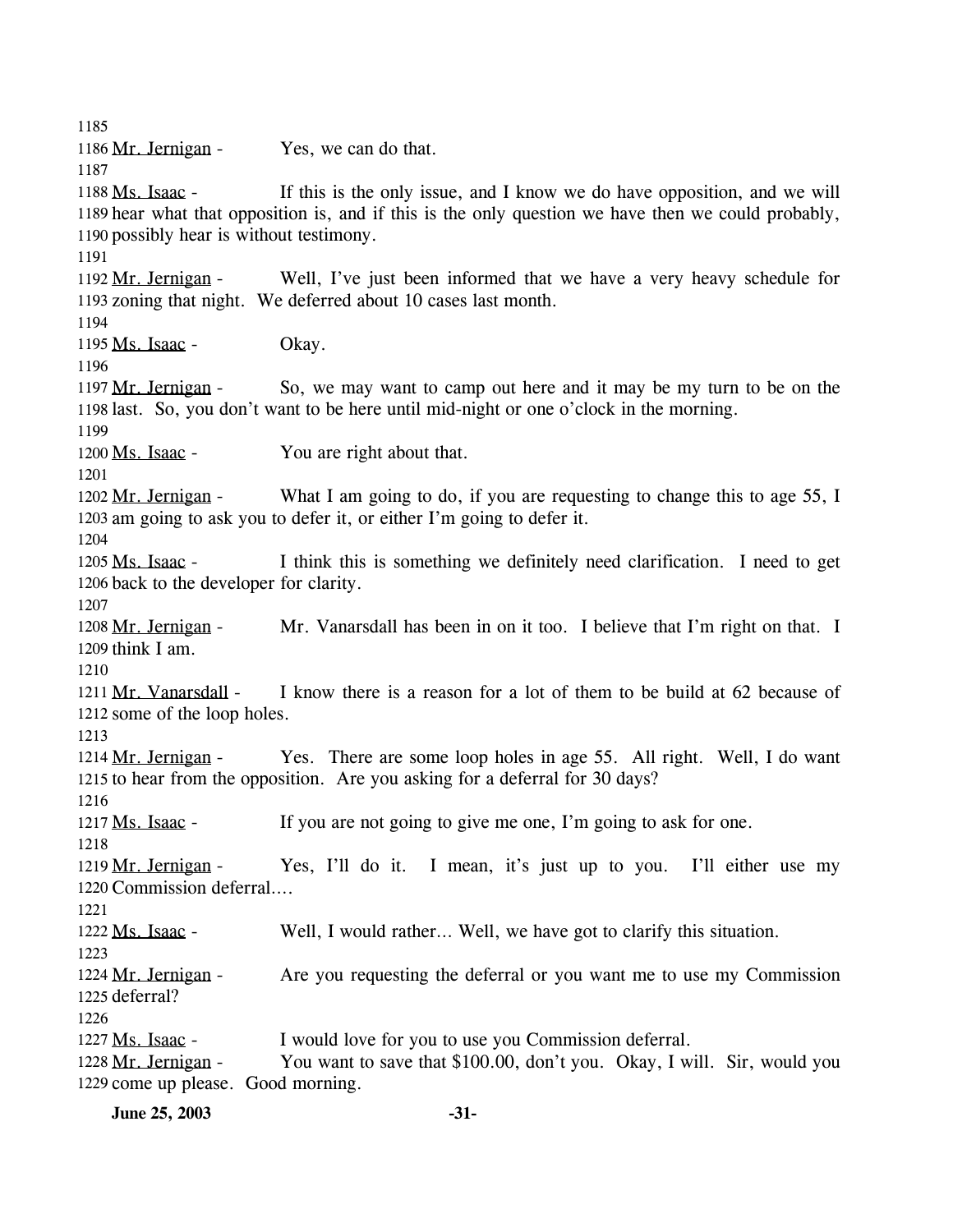1185

1186 Mr. Jernigan - Yes, we can do that.

1187

1188 Ms. Isaac - If this is the only issue, and I know we do have opposition, and we will 1189 hear what that opposition is, and if this is the only question we have then we could probably, 1190 possibly hear is without testimony.

1191

1192 Mr. Jernigan - Well, I've just been informed that we have a very heavy schedule for 1193 zoning that night. We deferred about 10 cases last month.

1194

1195 Ms. Isaac - Okay.

1196

1197 Mr. Jernigan - So, we may want to camp out here and it may be my turn to be on the 1198 last. So, you don't want to be here until mid-night or one o'clock in the morning.

1199

1200 Ms. Isaac - You are right about that.

1201

1202 Mr. Jernigan - What I am going to do, if you are requesting to change this to age 55, I 1203 am going to ask you to defer it, or either I'm going to defer it.

1204

1205 Ms. Isaac - I think this is something we definitely need clarification. I need to get 1206 back to the developer for clarity.

1207

1208 Mr. Jernigan - Mr. Vanarsdall has been in on it too. I believe that I'm right on that. I 1209 think I am.

1210

1211 Mr. Vanarsdall - I know there is a reason for a lot of them to be build at 62 because of 1212 some of the loop holes.

1213

1214 Mr. Jernigan - Yes. There are some loop holes in age 55. All right. Well, I do want 1215 to hear from the opposition. Are you asking for a deferral for 30 days?

1216

1217 Ms. Isaac - If you are not going to give me one, I'm going to ask for one.

1218

1219 Mr. Jernigan - Yes, I'll do it. I mean, it's just up to you. I'll either use my 1220 Commission deferral….

1221

1222 Ms. Isaac - Well, I would rather… Well, we have got to clarify this situation.

1223

1224 Mr. Jernigan - Are you requesting the deferral or you want me to use my Commission 1225 deferral?

1226

1227 Ms. Isaac - I would love for you to use you Commission deferral.

1228 Mr. Jernigan - You want to save that $100.00, don't you. Okay, I will. Sir, would you 1229 come up please. Good morning.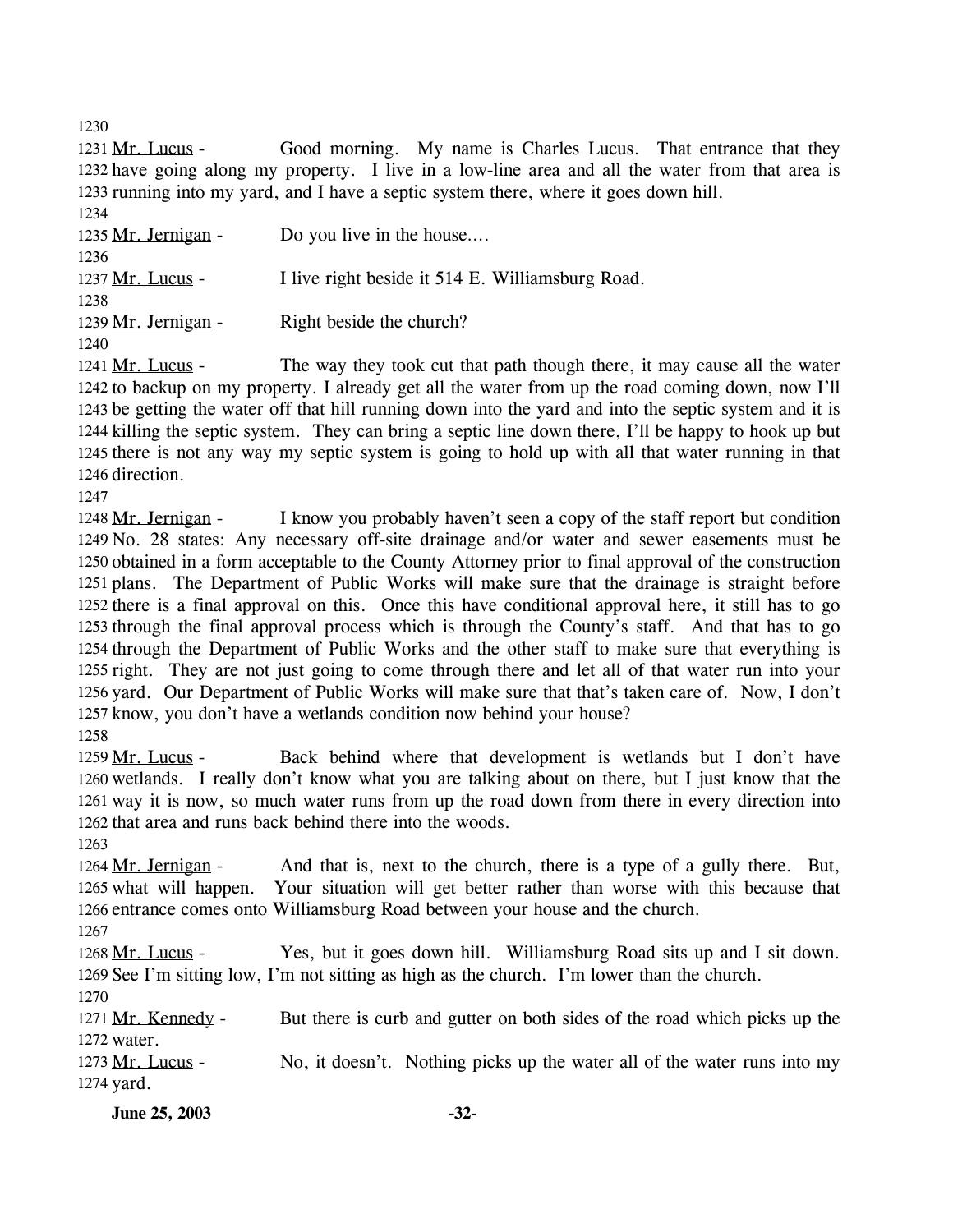Mr. Lucus - Good morning. My name is Charles Lucus. That entrance that they have going along my property. I live in a low-line area and all the water from that area is running into my yard, and I have a septic system there, where it goes down hill.

Mr. Jernigan - Do you live in the house....

Mr. Lucus - I live right beside it 514 E. Williamsburg Road.

Mr. Jernigan - Right beside the church?

Mr. Lucus - The way they took cut that path though there, it may cause all the water to backup on my property. I already get all the water from up the road coming down, now I'll be getting the water off that hill running down into the yard and into the septic system and it is killing the septic system. They can bring a septic line down there, I'll be happy to hook up but there is not any way my septic system is going to hold up with all that water running in that direction.

Mr. Jernigan - I know you probably haven't seen a copy of the staff report but condition No. 28 states: Any necessary off-site drainage and/or water and sewer easements must be obtained in a form acceptable to the County Attorney prior to final approval of the construction plans. The Department of Public Works will make sure that the drainage is straight before there is a final approval on this. Once this have conditional approval here, it still has to go through the final approval process which is through the County's staff. And that has to go through the Department of Public Works and the other staff to make sure that everything is right. They are not just going to come through there and let all of that water run into your yard. Our Department of Public Works will make sure that that's taken care of. Now, I don't know, you don't have a wetlands condition now behind your house?

Mr. Lucus - Back behind where that development is wetlands but I don't have wetlands. I really don't know what you are talking about on there, but I just know that the way it is now, so much water runs from up the road down from there in every direction into that area and runs back behind there into the woods.

Mr. Jernigan - And that is, next to the church, there is a type of a gully there. But, what will happen. Your situation will get better rather than worse with this because that entrance comes onto Williamsburg Road between your house and the church.

Mr. Lucus - Yes, but it goes down hill. Williamsburg Road sits up and I sit down. See I'm sitting low, I'm not sitting as high as the church. I'm lower than the church.

Mr. Kennedy - But there is curb and gutter on both sides of the road which picks up the water.

Mr. Lucus - No, it doesn't. Nothing picks up the water all of the water runs into my yard.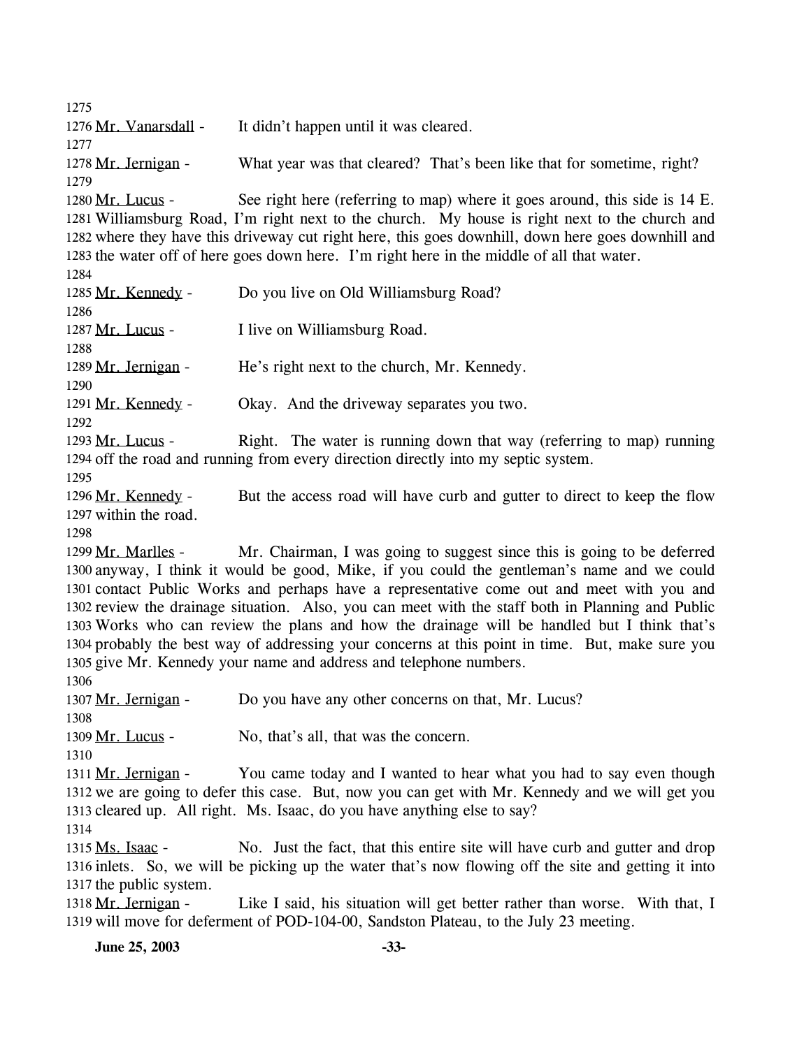1275

1276 Mr. Vanarsdall - It didn't happen until it was cleared.

1277

1278 Mr. Jernigan - What year was that cleared? That's been like that for sometime, right?

1279

1280 Mr. Lucus - See right here (referring to map) where it goes around, this side is 14 E.
1281 Williamsburg Road, I'm right next to the church. My house is right next to the church and
1282 where they have this driveway cut right here, this goes downhill, down here goes downhill and
1283 the water off of here goes down here. I'm right here in the middle of all that water.

1284

1285 Mr. Kennedy - Do you live on Old Williamsburg Road?

1286

1287 Mr. Lucus - I live on Williamsburg Road.

1288

1289 Mr. Jernigan - He's right next to the church, Mr. Kennedy.

1290

1291 Mr. Kennedy - Okay. And the driveway separates you two.

1292

1293 Mr. Lucus - Right. The water is running down that way (referring to map) running
1294 off the road and running from every direction directly into my septic system.

1295

1296 Mr. Kennedy - But the access road will have curb and gutter to direct to keep the flow
1297 within the road.

1298

1299 Mr. Marlles - Mr. Chairman, I was going to suggest since this is going to be deferred
1300 anyway, I think it would be good, Mike, if you could the gentleman's name and we could
1301 contact Public Works and perhaps have a representative come out and meet with you and
1302 review the drainage situation. Also, you can meet with the staff both in Planning and Public
1303 Works who can review the plans and how the drainage will be handled but I think that's
1304 probably the best way of addressing your concerns at this point in time. But, make sure you
1305 give Mr. Kennedy your name and address and telephone numbers.

1306

1307 Mr. Jernigan - Do you have any other concerns on that, Mr. Lucus?

1308

1309 Mr. Lucus - No, that's all, that was the concern.

1310

1311 Mr. Jernigan - You came today and I wanted to hear what you had to say even though
1312 we are going to defer this case. But, now you can get with Mr. Kennedy and we will get you
1313 cleared up. All right. Ms. Isaac, do you have anything else to say?

1314

1315 Ms. Isaac - No. Just the fact, that this entire site will have curb and gutter and drop
1316 inlets. So, we will be picking up the water that's now flowing off the site and getting it into
1317 the public system.

1318 Mr. Jernigan - Like I said, his situation will get better rather than worse. With that, I
1319 will move for deferment of POD-104-00, Sandston Plateau, to the July 23 meeting.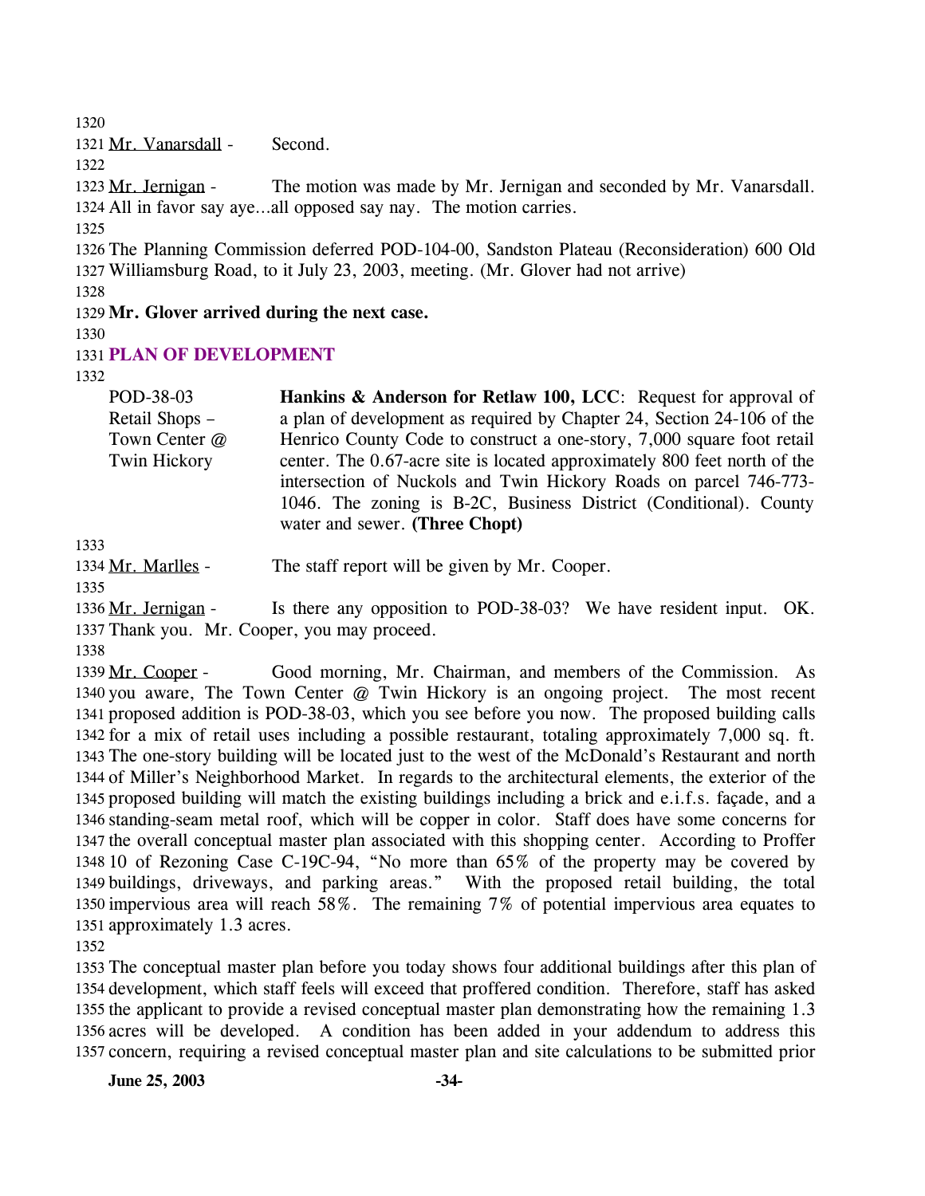Mr. Vanarsdall - Second.

Mr. Jernigan - The motion was made by Mr. Jernigan and seconded by Mr. Vanarsdall. All in favor say aye…all opposed say nay. The motion carries.

The Planning Commission deferred POD-104-00, Sandston Plateau (Reconsideration) 600 Old Williamsburg Road, to it July 23, 2003, meeting. (Mr. Glover had not arrive)

**Mr. Glover arrived during the next case.**

## PLAN OF DEVELOPMENT

| | |
|---|---|
| POD-38-03 Retail Shops – Town Center @ Twin Hickory | **Hankins & Anderson for Retlaw 100, LCC**: Request for approval of a plan of development as required by Chapter 24, Section 24-106 of the Henrico County Code to construct a one-story, 7,000 square foot retail center. The 0.67-acre site is located approximately 800 feet north of the intersection of Nuckols and Twin Hickory Roads on parcel 746-773-1046. The zoning is B-2C, Business District (Conditional). County water and sewer. **(Three Chopt)** |

Mr. Marlles - The staff report will be given by Mr. Cooper.

Mr. Jernigan - Is there any opposition to POD-38-03? We have resident input. OK. Thank you. Mr. Cooper, you may proceed.

Mr. Cooper - Good morning, Mr. Chairman, and members of the Commission. As you aware, The Town Center @ Twin Hickory is an ongoing project. The most recent proposed addition is POD-38-03, which you see before you now. The proposed building calls for a mix of retail uses including a possible restaurant, totaling approximately 7,000 sq. ft. The one-story building will be located just to the west of the McDonald's Restaurant and north of Miller's Neighborhood Market. In regards to the architectural elements, the exterior of the proposed building will match the existing buildings including a brick and e.i.f.s. façade, and a standing-seam metal roof, which will be copper in color. Staff does have some concerns for the overall conceptual master plan associated with this shopping center. According to Proffer 10 of Rezoning Case C-19C-94, "No more than 65% of the property may be covered by buildings, driveways, and parking areas." With the proposed retail building, the total impervious area will reach 58%. The remaining 7% of potential impervious area equates to approximately 1.3 acres.

The conceptual master plan before you today shows four additional buildings after this plan of development, which staff feels will exceed that proffered condition. Therefore, staff has asked the applicant to provide a revised conceptual master plan demonstrating how the remaining 1.3 acres will be developed. A condition has been added in your addendum to address this concern, requiring a revised conceptual master plan and site calculations to be submitted prior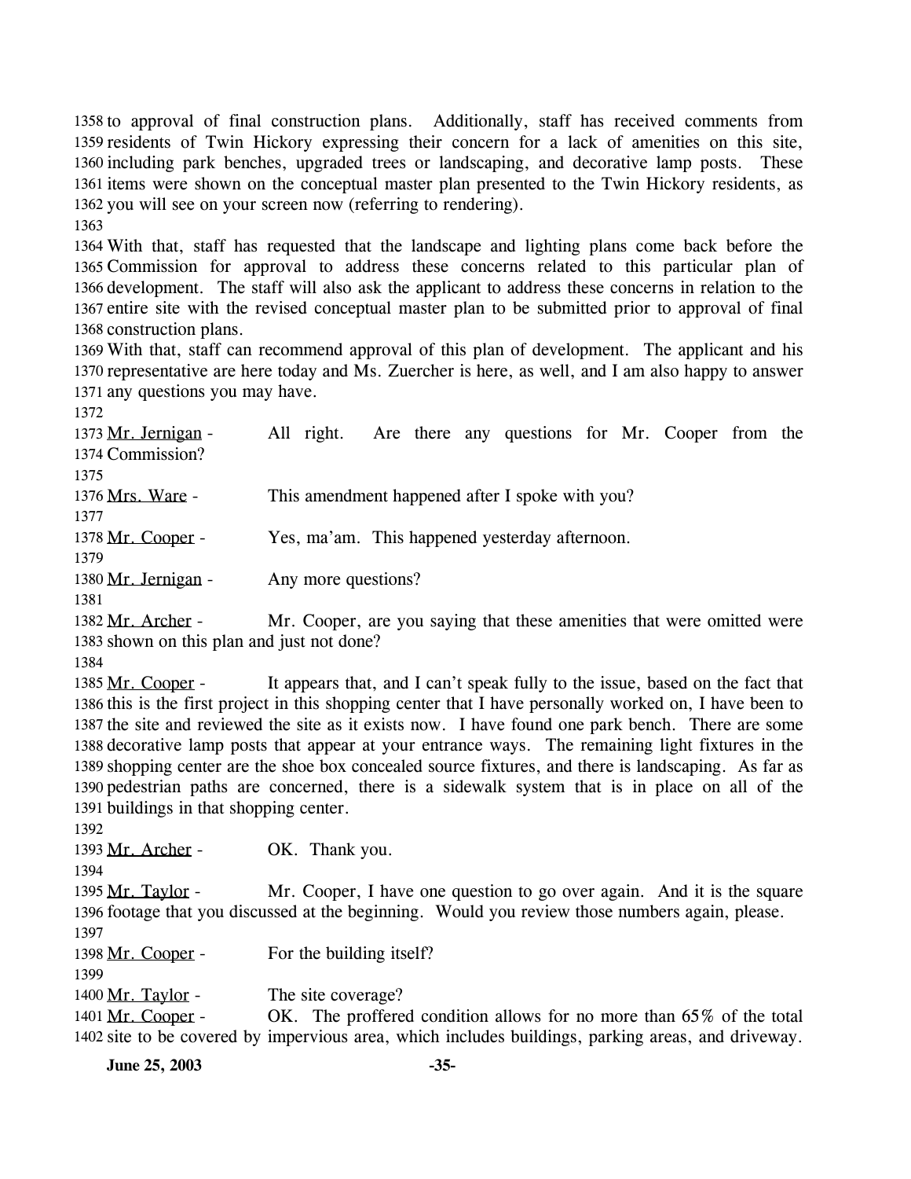to approval of final construction plans. Additionally, staff has received comments from residents of Twin Hickory expressing their concern for a lack of amenities on this site, including park benches, upgraded trees or landscaping, and decorative lamp posts. These items were shown on the conceptual master plan presented to the Twin Hickory residents, as you will see on your screen now (referring to rendering).

With that, staff has requested that the landscape and lighting plans come back before the Commission for approval to address these concerns related to this particular plan of development. The staff will also ask the applicant to address these concerns in relation to the entire site with the revised conceptual master plan to be submitted prior to approval of final construction plans.

With that, staff can recommend approval of this plan of development. The applicant and his representative are here today and Ms. Zuercher is here, as well, and I am also happy to answer any questions you may have.

Mr. Jernigan - All right. Are there any questions for Mr. Cooper from the Commission?

Mrs. Ware - This amendment happened after I spoke with you?

Mr. Cooper - Yes, ma'am. This happened yesterday afternoon.

Mr. Jernigan - Any more questions?

Mr. Archer - Mr. Cooper, are you saying that these amenities that were omitted were shown on this plan and just not done?

Mr. Cooper - It appears that, and I can't speak fully to the issue, based on the fact that this is the first project in this shopping center that I have personally worked on, I have been to the site and reviewed the site as it exists now. I have found one park bench. There are some decorative lamp posts that appear at your entrance ways. The remaining light fixtures in the shopping center are the shoe box concealed source fixtures, and there is landscaping. As far as pedestrian paths are concerned, there is a sidewalk system that is in place on all of the buildings in that shopping center.

Mr. Archer - OK. Thank you.

Mr. Taylor - Mr. Cooper, I have one question to go over again. And it is the square footage that you discussed at the beginning. Would you review those numbers again, please.

Mr. Cooper - For the building itself?

Mr. Taylor - The site coverage?

Mr. Cooper - OK. The proffered condition allows for no more than 65% of the total site to be covered by impervious area, which includes buildings, parking areas, and driveway.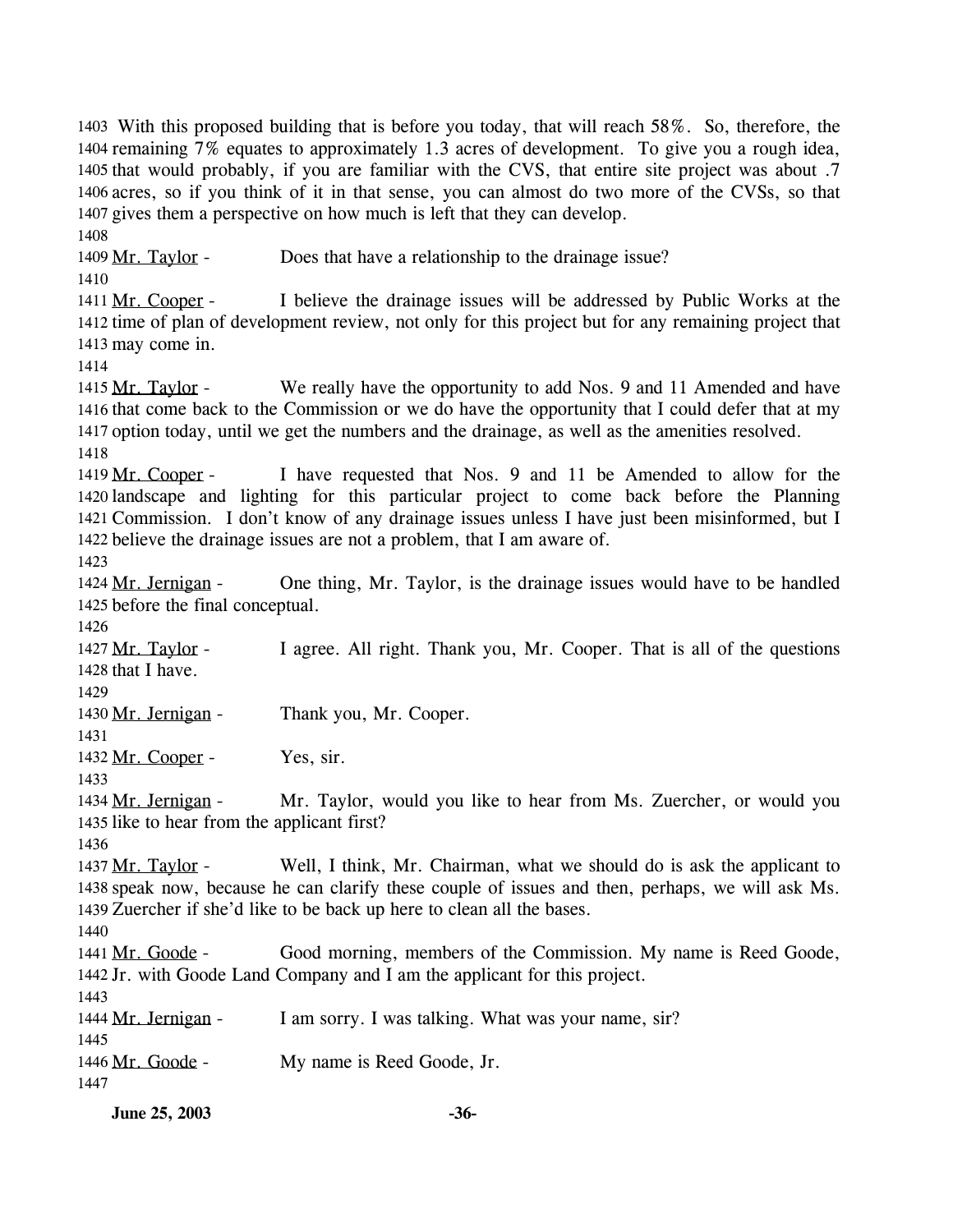With this proposed building that is before you today, that will reach 58%. So, therefore, the remaining 7% equates to approximately 1.3 acres of development. To give you a rough idea, that would probably, if you are familiar with the CVS, that entire site project was about .7 acres, so if you think of it in that sense, you can almost do two more of the CVSs, so that gives them a perspective on how much is left that they can develop.

Mr. Taylor - Does that have a relationship to the drainage issue?

Mr. Cooper - I believe the drainage issues will be addressed by Public Works at the time of plan of development review, not only for this project but for any remaining project that may come in.

Mr. Taylor - We really have the opportunity to add Nos. 9 and 11 Amended and have that come back to the Commission or we do have the opportunity that I could defer that at my option today, until we get the numbers and the drainage, as well as the amenities resolved.

Mr. Cooper - I have requested that Nos. 9 and 11 be Amended to allow for the landscape and lighting for this particular project to come back before the Planning Commission. I don't know of any drainage issues unless I have just been misinformed, but I believe the drainage issues are not a problem, that I am aware of.

Mr. Jernigan - One thing, Mr. Taylor, is the drainage issues would have to be handled before the final conceptual.

Mr. Taylor - I agree. All right. Thank you, Mr. Cooper. That is all of the questions that I have.

Mr. Jernigan - Thank you, Mr. Cooper.

Mr. Cooper - Yes, sir.

Mr. Jernigan - Mr. Taylor, would you like to hear from Ms. Zuercher, or would you like to hear from the applicant first?

Mr. Taylor - Well, I think, Mr. Chairman, what we should do is ask the applicant to speak now, because he can clarify these couple of issues and then, perhaps, we will ask Ms. Zuercher if she'd like to be back up here to clean all the bases.

Mr. Goode - Good morning, members of the Commission. My name is Reed Goode, Jr. with Goode Land Company and I am the applicant for this project.

Mr. Jernigan - I am sorry. I was talking. What was your name, sir?

Mr. Goode - My name is Reed Goode, Jr.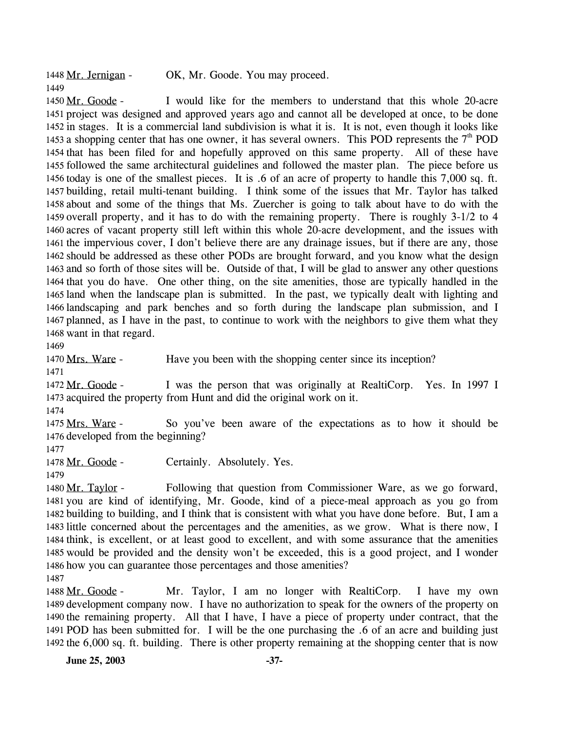1448 Mr. Jernigan - OK, Mr. Goode. You may proceed.

1449

1450 Mr. Goode - I would like for the members to understand that this whole 20-acre 1451 project was designed and approved years ago and cannot all be developed at once, to be done 1452 in stages. It is a commercial land subdivision is what it is. It is not, even though it looks like 1453 a shopping center that has one owner, it has several owners. This POD represents the 7th POD 1454 that has been filed for and hopefully approved on this same property. All of these have 1455 followed the same architectural guidelines and followed the master plan. The piece before us 1456 today is one of the smallest pieces. It is .6 of an acre of property to handle this 7,000 sq. ft. 1457 building, retail multi-tenant building. I think some of the issues that Mr. Taylor has talked 1458 about and some of the things that Ms. Zuercher is going to talk about have to do with the 1459 overall property, and it has to do with the remaining property. There is roughly 3-1/2 to 4 1460 acres of vacant property still left within this whole 20-acre development, and the issues with 1461 the impervious cover, I don't believe there are any drainage issues, but if there are any, those 1462 should be addressed as these other PODs are brought forward, and you know what the design 1463 and so forth of those sites will be. Outside of that, I will be glad to answer any other questions 1464 that you do have. One other thing, on the site amenities, those are typically handled in the 1465 land when the landscape plan is submitted. In the past, we typically dealt with lighting and 1466 landscaping and park benches and so forth during the landscape plan submission, and I 1467 planned, as I have in the past, to continue to work with the neighbors to give them what they 1468 want in that regard.

1469

1470 Mrs. Ware - Have you been with the shopping center since its inception?

1471

1472 Mr. Goode - I was the person that was originally at RealtiCorp. Yes. In 1997 I 1473 acquired the property from Hunt and did the original work on it.

1474

1475 Mrs. Ware - So you've been aware of the expectations as to how it should be 1476 developed from the beginning?

1477

1478 Mr. Goode - Certainly. Absolutely. Yes.

1479

1480 Mr. Taylor - Following that question from Commissioner Ware, as we go forward, 1481 you are kind of identifying, Mr. Goode, kind of a piece-meal approach as you go from 1482 building to building, and I think that is consistent with what you have done before. But, I am a 1483 little concerned about the percentages and the amenities, as we grow. What is there now, I 1484 think, is excellent, or at least good to excellent, and with some assurance that the amenities 1485 would be provided and the density won't be exceeded, this is a good project, and I wonder 1486 how you can guarantee those percentages and those amenities?

1487

1488 Mr. Goode - Mr. Taylor, I am no longer with RealtiCorp. I have my own 1489 development company now. I have no authorization to speak for the owners of the property on 1490 the remaining property. All that I have, I have a piece of property under contract, that the 1491 POD has been submitted for. I will be the one purchasing the .6 of an acre and building just 1492 the 6,000 sq. ft. building. There is other property remaining at the shopping center that is now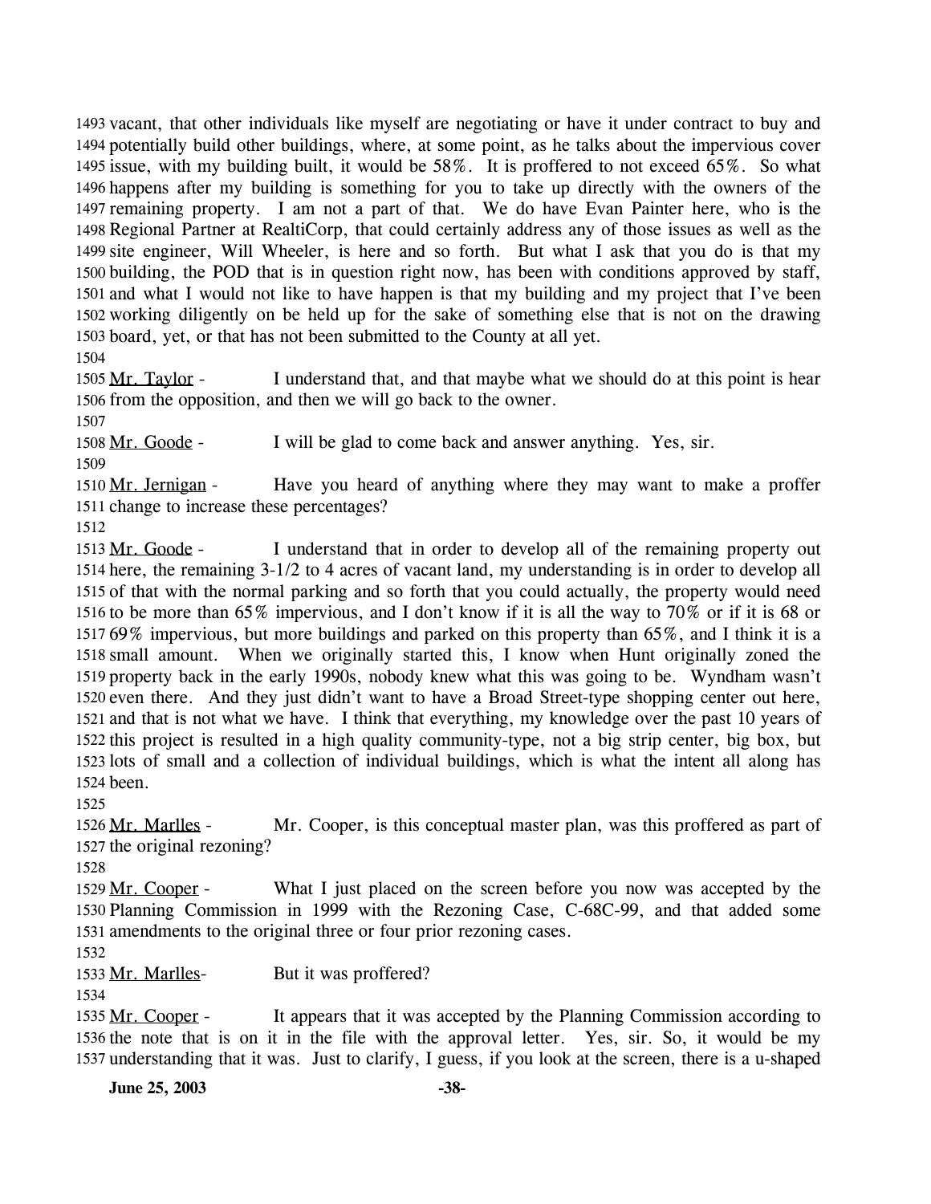1493 vacant, that other individuals like myself are negotiating or have it under contract to buy and
1494 potentially build other buildings, where, at some point, as he talks about the impervious cover
1495 issue, with my building built, it would be 58%. It is proffered to not exceed 65%. So what
1496 happens after my building is something for you to take up directly with the owners of the
1497 remaining property. I am not a part of that. We do have Evan Painter here, who is the
1498 Regional Partner at RealtiCorp, that could certainly address any of those issues as well as the
1499 site engineer, Will Wheeler, is here and so forth. But what I ask that you do is that my
1500 building, the POD that is in question right now, has been with conditions approved by staff,
1501 and what I would not like to have happen is that my building and my project that I've been
1502 working diligently on be held up for the sake of something else that is not on the drawing
1503 board, yet, or that has not been submitted to the County at all yet.
1504
1505 Mr. Taylor - I understand that, and that maybe what we should do at this point is hear
1506 from the opposition, and then we will go back to the owner.
1507
1508 Mr. Goode - I will be glad to come back and answer anything. Yes, sir.
1509
1510 Mr. Jernigan - Have you heard of anything where they may want to make a proffer
1511 change to increase these percentages?
1512
1513 Mr. Goode - I understand that in order to develop all of the remaining property out
1514 here, the remaining 3-1/2 to 4 acres of vacant land, my understanding is in order to develop all
1515 of that with the normal parking and so forth that you could actually, the property would need
1516 to be more than 65% impervious, and I don't know if it is all the way to 70% or if it is 68 or
1517 69% impervious, but more buildings and parked on this property than 65%, and I think it is a
1518 small amount. When we originally started this, I know when Hunt originally zoned the
1519 property back in the early 1990s, nobody knew what this was going to be. Wyndham wasn't
1520 even there. And they just didn't want to have a Broad Street-type shopping center out here,
1521 and that is not what we have. I think that everything, my knowledge over the past 10 years of
1522 this project is resulted in a high quality community-type, not a big strip center, big box, but
1523 lots of small and a collection of individual buildings, which is what the intent all along has
1524 been.
1525
1526 Mr. Marlles - Mr. Cooper, is this conceptual master plan, was this proffered as part of
1527 the original rezoning?
1528
1529 Mr. Cooper - What I just placed on the screen before you now was accepted by the
1530 Planning Commission in 1999 with the Rezoning Case, C-68C-99, and that added some
1531 amendments to the original three or four prior rezoning cases.
1532
1533 Mr. Marlles- But it was proffered?
1534
1535 Mr. Cooper - It appears that it was accepted by the Planning Commission according to
1536 the note that is on it in the file with the approval letter. Yes, sir. So, it would be my
1537 understanding that it was. Just to clarify, I guess, if you look at the screen, there is a u-shaped

**June 25, 2003**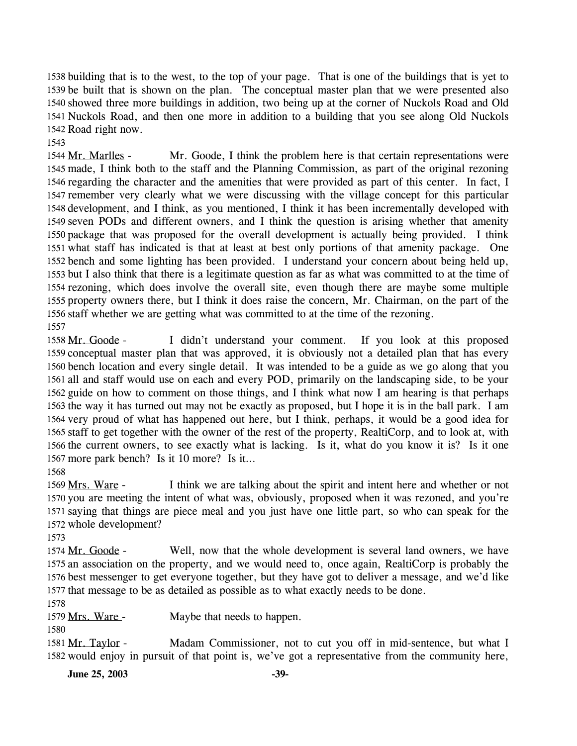1538 building that is to the west, to the top of your page. That is one of the buildings that is yet to 1539 be built that is shown on the plan. The conceptual master plan that we were presented also 1540 showed three more buildings in addition, two being up at the corner of Nuckols Road and Old 1541 Nuckols Road, and then one more in addition to a building that you see along Old Nuckols 1542 Road right now.

1543

1544 Mr. Marlles - Mr. Goode, I think the problem here is that certain representations were 1545 made, I think both to the staff and the Planning Commission, as part of the original rezoning 1546 regarding the character and the amenities that were provided as part of this center. In fact, I 1547 remember very clearly what we were discussing with the village concept for this particular 1548 development, and I think, as you mentioned, I think it has been incrementally developed with 1549 seven PODs and different owners, and I think the question is arising whether that amenity 1550 package that was proposed for the overall development is actually being provided. I think 1551 what staff has indicated is that at least at best only portions of that amenity package. One 1552 bench and some lighting has been provided. I understand your concern about being held up, 1553 but I also think that there is a legitimate question as far as what was committed to at the time of 1554 rezoning, which does involve the overall site, even though there are maybe some multiple 1555 property owners there, but I think it does raise the concern, Mr. Chairman, on the part of the 1556 staff whether we are getting what was committed to at the time of the rezoning.

1557

1558 Mr. Goode - I didn't understand your comment. If you look at this proposed 1559 conceptual master plan that was approved, it is obviously not a detailed plan that has every 1560 bench location and every single detail. It was intended to be a guide as we go along that you 1561 all and staff would use on each and every POD, primarily on the landscaping side, to be your 1562 guide on how to comment on those things, and I think what now I am hearing is that perhaps 1563 the way it has turned out may not be exactly as proposed, but I hope it is in the ball park. I am 1564 very proud of what has happened out here, but I think, perhaps, it would be a good idea for 1565 staff to get together with the owner of the rest of the property, RealtiCorp, and to look at, with 1566 the current owners, to see exactly what is lacking. Is it, what do you know it is? Is it one 1567 more park bench? Is it 10 more? Is it…

1568

1569 Mrs. Ware - I think we are talking about the spirit and intent here and whether or not 1570 you are meeting the intent of what was, obviously, proposed when it was rezoned, and you're 1571 saying that things are piece meal and you just have one little part, so who can speak for the 1572 whole development?

1573

1574 Mr. Goode - Well, now that the whole development is several land owners, we have 1575 an association on the property, and we would need to, once again, RealtiCorp is probably the 1576 best messenger to get everyone together, but they have got to deliver a message, and we'd like 1577 that message to be as detailed as possible as to what exactly needs to be done.

1578

1579 Mrs. Ware - Maybe that needs to happen.

1580

1581 Mr. Taylor - Madam Commissioner, not to cut you off in mid-sentence, but what I 1582 would enjoy in pursuit of that point is, we've got a representative from the community here,

June 25, 2003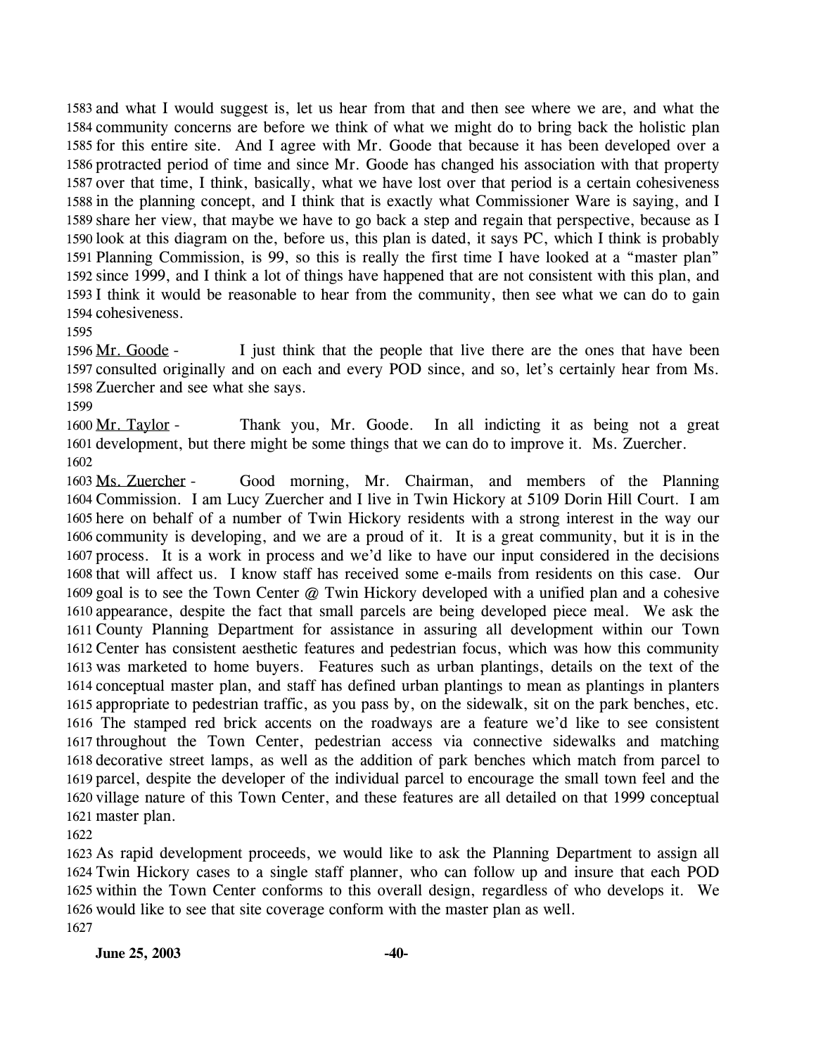and what I would suggest is, let us hear from that and then see where we are, and what the community concerns are before we think of what we might do to bring back the holistic plan for this entire site. And I agree with Mr. Goode that because it has been developed over a protracted period of time and since Mr. Goode has changed his association with that property over that time, I think, basically, what we have lost over that period is a certain cohesiveness in the planning concept, and I think that is exactly what Commissioner Ware is saying, and I share her view, that maybe we have to go back a step and regain that perspective, because as I look at this diagram on the, before us, this plan is dated, it says PC, which I think is probably Planning Commission, is 99, so this is really the first time I have looked at a "master plan" since 1999, and I think a lot of things have happened that are not consistent with this plan, and I think it would be reasonable to hear from the community, then see what we can do to gain cohesiveness.

Mr. Goode - I just think that the people that live there are the ones that have been consulted originally and on each and every POD since, and so, let's certainly hear from Ms. Zuercher and see what she says.

Mr. Taylor - Thank you, Mr. Goode. In all indicting it as being not a great development, but there might be some things that we can do to improve it. Ms. Zuercher.

Ms. Zuercher - Good morning, Mr. Chairman, and members of the Planning Commission. I am Lucy Zuercher and I live in Twin Hickory at 5109 Dorin Hill Court. I am here on behalf of a number of Twin Hickory residents with a strong interest in the way our community is developing, and we are a proud of it. It is a great community, but it is in the process. It is a work in process and we'd like to have our input considered in the decisions that will affect us. I know staff has received some e-mails from residents on this case. Our goal is to see the Town Center @ Twin Hickory developed with a unified plan and a cohesive appearance, despite the fact that small parcels are being developed piece meal. We ask the County Planning Department for assistance in assuring all development within our Town Center has consistent aesthetic features and pedestrian focus, which was how this community was marketed to home buyers. Features such as urban plantings, details on the text of the conceptual master plan, and staff has defined urban plantings to mean as plantings in planters appropriate to pedestrian traffic, as you pass by, on the sidewalk, sit on the park benches, etc. The stamped red brick accents on the roadways are a feature we'd like to see consistent throughout the Town Center, pedestrian access via connective sidewalks and matching decorative street lamps, as well as the addition of park benches which match from parcel to parcel, despite the developer of the individual parcel to encourage the small town feel and the village nature of this Town Center, and these features are all detailed on that 1999 conceptual master plan.

As rapid development proceeds, we would like to ask the Planning Department to assign all Twin Hickory cases to a single staff planner, who can follow up and insure that each POD within the Town Center conforms to this overall design, regardless of who develops it. We would like to see that site coverage conform with the master plan as well.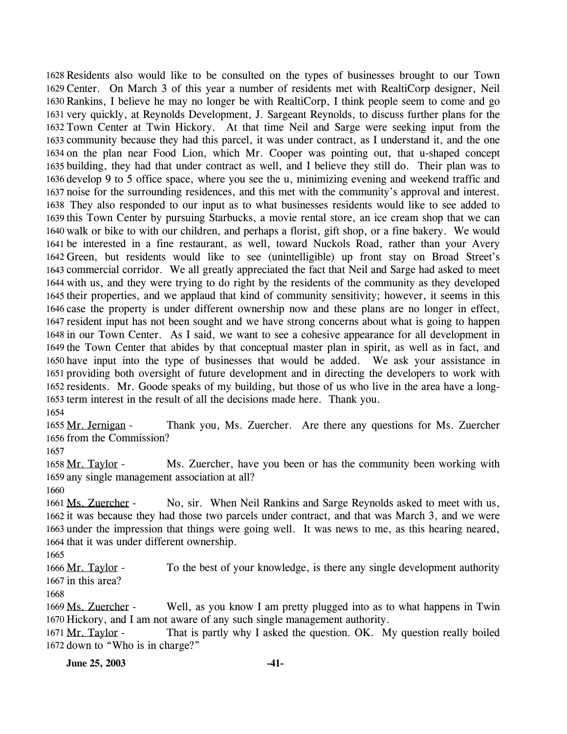1628 Residents also would like to be consulted on the types of businesses brought to our Town 1629 Center. On March 3 of this year a number of residents met with RealtiCorp designer, Neil 1630 Rankins, I believe he may no longer be with RealtiCorp, I think people seem to come and go 1631 very quickly, at Reynolds Development, J. Sargeant Reynolds, to discuss further plans for the 1632 Town Center at Twin Hickory. At that time Neil and Sarge were seeking input from the 1633 community because they had this parcel, it was under contract, as I understand it, and the one 1634 on the plan near Food Lion, which Mr. Cooper was pointing out, that u-shaped concept 1635 building, they had that under contract as well, and I believe they still do. Their plan was to 1636 develop 9 to 5 office space, where you see the u, minimizing evening and weekend traffic and 1637 noise for the surrounding residences, and this met with the community's approval and interest. 1638 They also responded to our input as to what businesses residents would like to see added to 1639 this Town Center by pursuing Starbucks, a movie rental store, an ice cream shop that we can 1640 walk or bike to with our children, and perhaps a florist, gift shop, or a fine bakery. We would 1641 be interested in a fine restaurant, as well, toward Nuckols Road, rather than your Avery 1642 Green, but residents would like to see (unintelligible) up front stay on Broad Street's 1643 commercial corridor. We all greatly appreciated the fact that Neil and Sarge had asked to meet 1644 with us, and they were trying to do right by the residents of the community as they developed 1645 their properties, and we applaud that kind of community sensitivity; however, it seems in this 1646 case the property is under different ownership now and these plans are no longer in effect, 1647 resident input has not been sought and we have strong concerns about what is going to happen 1648 in our Town Center. As I said, we want to see a cohesive appearance for all development in 1649 the Town Center that abides by that conceptual master plan in spirit, as well as in fact, and 1650 have input into the type of businesses that would be added. We ask your assistance in 1651 providing both oversight of future development and in directing the developers to work with 1652 residents. Mr. Goode speaks of my building, but those of us who live in the area have a long-1653 term interest in the result of all the decisions made here. Thank you.

1654

1655 Mr. Jernigan - Thank you, Ms. Zuercher. Are there any questions for Ms. Zuercher 1656 from the Commission?

1657

1658 Mr. Taylor - Ms. Zuercher, have you been or has the community been working with 1659 any single management association at all?

1660

1661 Ms. Zuercher - No, sir. When Neil Rankins and Sarge Reynolds asked to meet with us, 1662 it was because they had those two parcels under contract, and that was March 3, and we were 1663 under the impression that things were going well. It was news to me, as this hearing neared, 1664 that it was under different ownership.

1665

1666 Mr. Taylor - To the best of your knowledge, is there any single development authority 1667 in this area?

1668

1669 Ms. Zuercher - Well, as you know I am pretty plugged into as to what happens in Twin 1670 Hickory, and I am not aware of any such single management authority.

1671 Mr. Taylor - That is partly why I asked the question. OK. My question really boiled 1672 down to "Who is in charge?"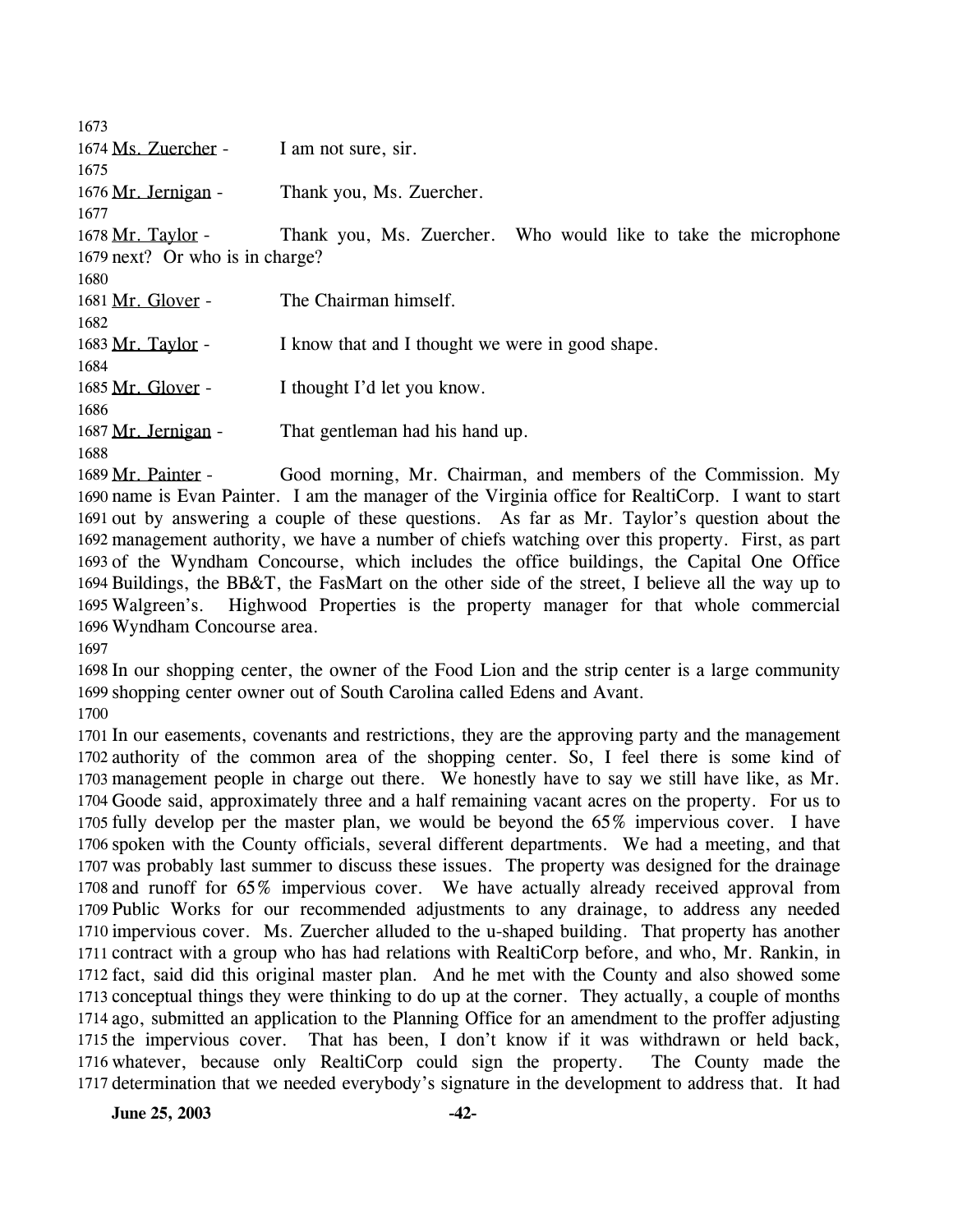Ms. Zuercher - I am not sure, sir.

Mr. Jernigan - Thank you, Ms. Zuercher.

Mr. Taylor - Thank you, Ms. Zuercher. Who would like to take the microphone next? Or who is in charge?

Mr. Glover - The Chairman himself.

Mr. Taylor - I know that and I thought we were in good shape.

Mr. Glover - I thought I'd let you know.

Mr. Jernigan - That gentleman had his hand up.

Mr. Painter - Good morning, Mr. Chairman, and members of the Commission. My name is Evan Painter. I am the manager of the Virginia office for RealtiCorp. I want to start out by answering a couple of these questions. As far as Mr. Taylor's question about the management authority, we have a number of chiefs watching over this property. First, as part of the Wyndham Concourse, which includes the office buildings, the Capital One Office Buildings, the BB&T, the FasMart on the other side of the street, I believe all the way up to Walgreen's. Highwood Properties is the property manager for that whole commercial Wyndham Concourse area.

In our shopping center, the owner of the Food Lion and the strip center is a large community shopping center owner out of South Carolina called Edens and Avant.

In our easements, covenants and restrictions, they are the approving party and the management authority of the common area of the shopping center. So, I feel there is some kind of management people in charge out there. We honestly have to say we still have like, as Mr. Goode said, approximately three and a half remaining vacant acres on the property. For us to fully develop per the master plan, we would be beyond the 65% impervious cover. I have spoken with the County officials, several different departments. We had a meeting, and that was probably last summer to discuss these issues. The property was designed for the drainage and runoff for 65% impervious cover. We have actually already received approval from Public Works for our recommended adjustments to any drainage, to address any needed impervious cover. Ms. Zuercher alluded to the u-shaped building. That property has another contract with a group who has had relations with RealtiCorp before, and who, Mr. Rankin, in fact, said did this original master plan. And he met with the County and also showed some conceptual things they were thinking to do up at the corner. They actually, a couple of months ago, submitted an application to the Planning Office for an amendment to the proffer adjusting the impervious cover. That has been, I don't know if it was withdrawn or held back, whatever, because only RealtiCorp could sign the property. The County made the determination that we needed everybody's signature in the development to address that. It had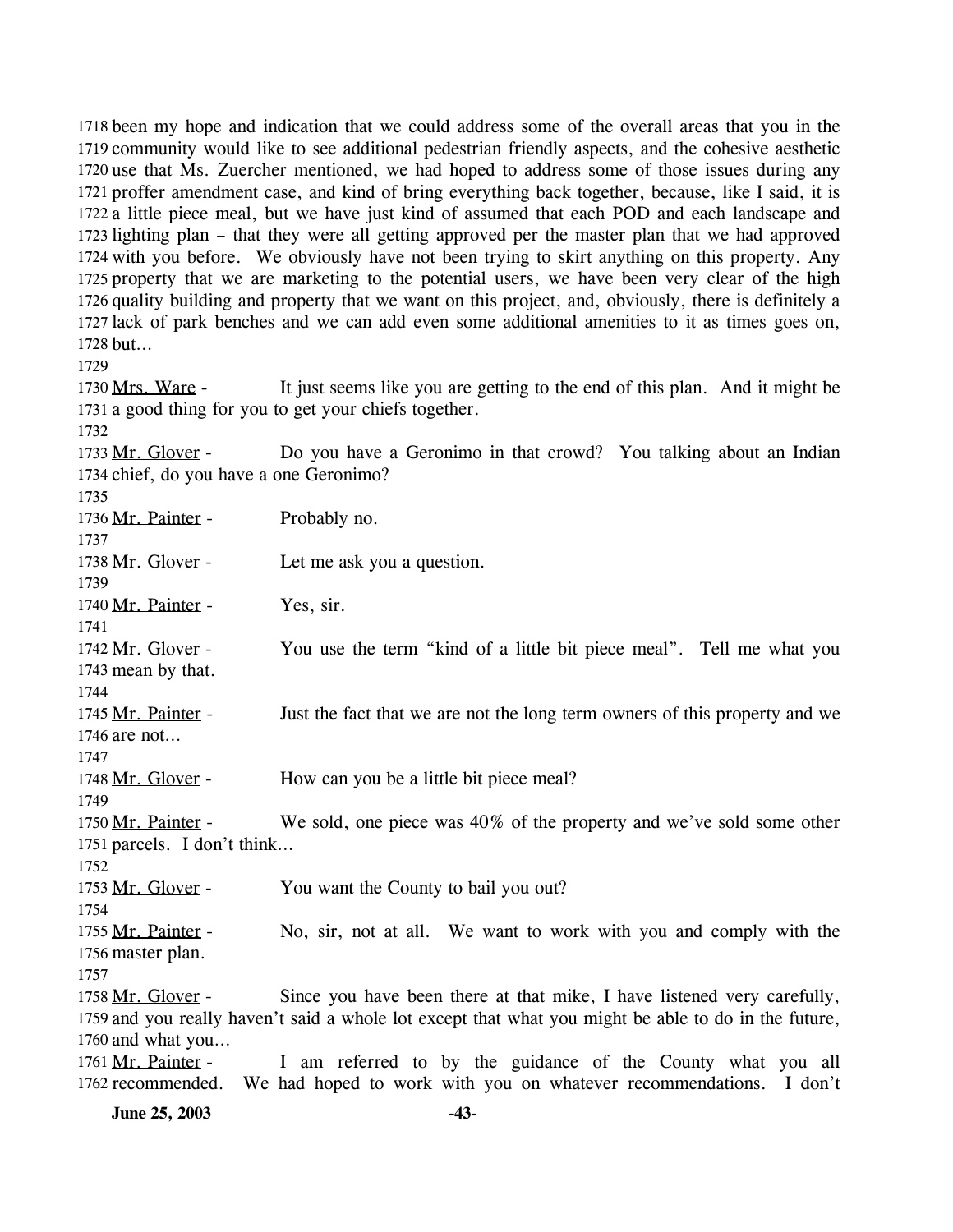1718 been my hope and indication that we could address some of the overall areas that you in the 1719 community would like to see additional pedestrian friendly aspects, and the cohesive aesthetic 1720 use that Ms. Zuercher mentioned, we had hoped to address some of those issues during any 1721 proffer amendment case, and kind of bring everything back together, because, like I said, it is 1722 a little piece meal, but we have just kind of assumed that each POD and each landscape and 1723 lighting plan – that they were all getting approved per the master plan that we had approved 1724 with you before. We obviously have not been trying to skirt anything on this property. Any 1725 property that we are marketing to the potential users, we have been very clear of the high 1726 quality building and property that we want on this project, and, obviously, there is definitely a 1727 lack of park benches and we can add even some additional amenities to it as times goes on, 1728 but…

1729

1730 Mrs. Ware - It just seems like you are getting to the end of this plan. And it might be 1731 a good thing for you to get your chiefs together.

1732

1733 Mr. Glover - Do you have a Geronimo in that crowd? You talking about an Indian 1734 chief, do you have a one Geronimo?

1735

1736 Mr. Painter - Probably no.

1737

1738 Mr. Glover - Let me ask you a question.

1739

1740 Mr. Painter - Yes, sir.

1741

1742 Mr. Glover - You use the term "kind of a little bit piece meal". Tell me what you 1743 mean by that.

1744

1745 Mr. Painter - Just the fact that we are not the long term owners of this property and we 1746 are not…

1747

1748 Mr. Glover - How can you be a little bit piece meal?

1749

1750 Mr. Painter - We sold, one piece was 40% of the property and we've sold some other 1751 parcels. I don't think…

1752

1753 Mr. Glover - You want the County to bail you out?

1754

1755 Mr. Painter - No, sir, not at all. We want to work with you and comply with the 1756 master plan.

1757

1758 Mr. Glover - Since you have been there at that mike, I have listened very carefully, 1759 and you really haven't said a whole lot except that what you might be able to do in the future, 1760 and what you…

1761 Mr. Painter - I am referred to by the guidance of the County what you all 1762 recommended. We had hoped to work with you on whatever recommendations. I don't

**June 25, 2003**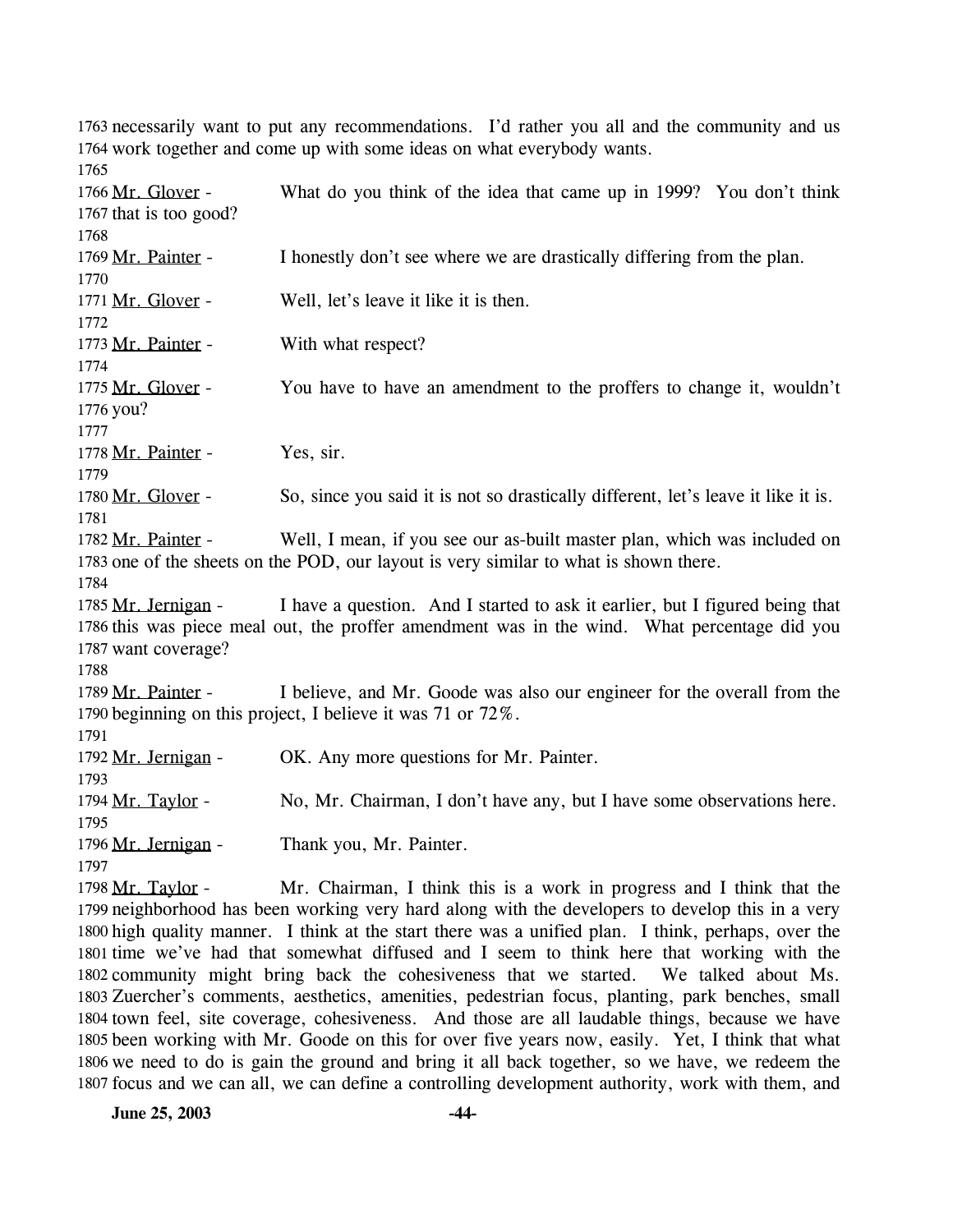1763 necessarily want to put any recommendations. I'd rather you all and the community and us
1764 work together and come up with some ideas on what everybody wants.
1765
1766 Mr. Glover - What do you think of the idea that came up in 1999? You don't think
1767 that is too good?
1768
1769 Mr. Painter - I honestly don't see where we are drastically differing from the plan.
1770
1771 Mr. Glover - Well, let's leave it like it is then.
1772
1773 Mr. Painter - With what respect?
1774
1775 Mr. Glover - You have to have an amendment to the proffers to change it, wouldn't
1776 you?
1777
1778 Mr. Painter - Yes, sir.
1779
1780 Mr. Glover - So, since you said it is not so drastically different, let's leave it like it is.
1781
1782 Mr. Painter - Well, I mean, if you see our as-built master plan, which was included on
1783 one of the sheets on the POD, our layout is very similar to what is shown there.
1784
1785 Mr. Jernigan - I have a question. And I started to ask it earlier, but I figured being that
1786 this was piece meal out, the proffer amendment was in the wind. What percentage did you
1787 want coverage?
1788
1789 Mr. Painter - I believe, and Mr. Goode was also our engineer for the overall from the
1790 beginning on this project, I believe it was 71 or 72%.
1791
1792 Mr. Jernigan - OK. Any more questions for Mr. Painter.
1793
1794 Mr. Taylor - No, Mr. Chairman, I don't have any, but I have some observations here.
1795
1796 Mr. Jernigan - Thank you, Mr. Painter.
1797
1798 Mr. Taylor - Mr. Chairman, I think this is a work in progress and I think that the
1799 neighborhood has been working very hard along with the developers to develop this in a very
1800 high quality manner. I think at the start there was a unified plan. I think, perhaps, over the
1801 time we've had that somewhat diffused and I seem to think here that working with the
1802 community might bring back the cohesiveness that we started. We talked about Ms.
1803 Zuercher's comments, aesthetics, amenities, pedestrian focus, planting, park benches, small
1804 town feel, site coverage, cohesiveness. And those are all laudable things, because we have
1805 been working with Mr. Goode on this for over five years now, easily. Yet, I think that what
1806 we need to do is gain the ground and bring it all back together, so we have, we redeem the
1807 focus and we can all, we can define a controlling development authority, work with them, and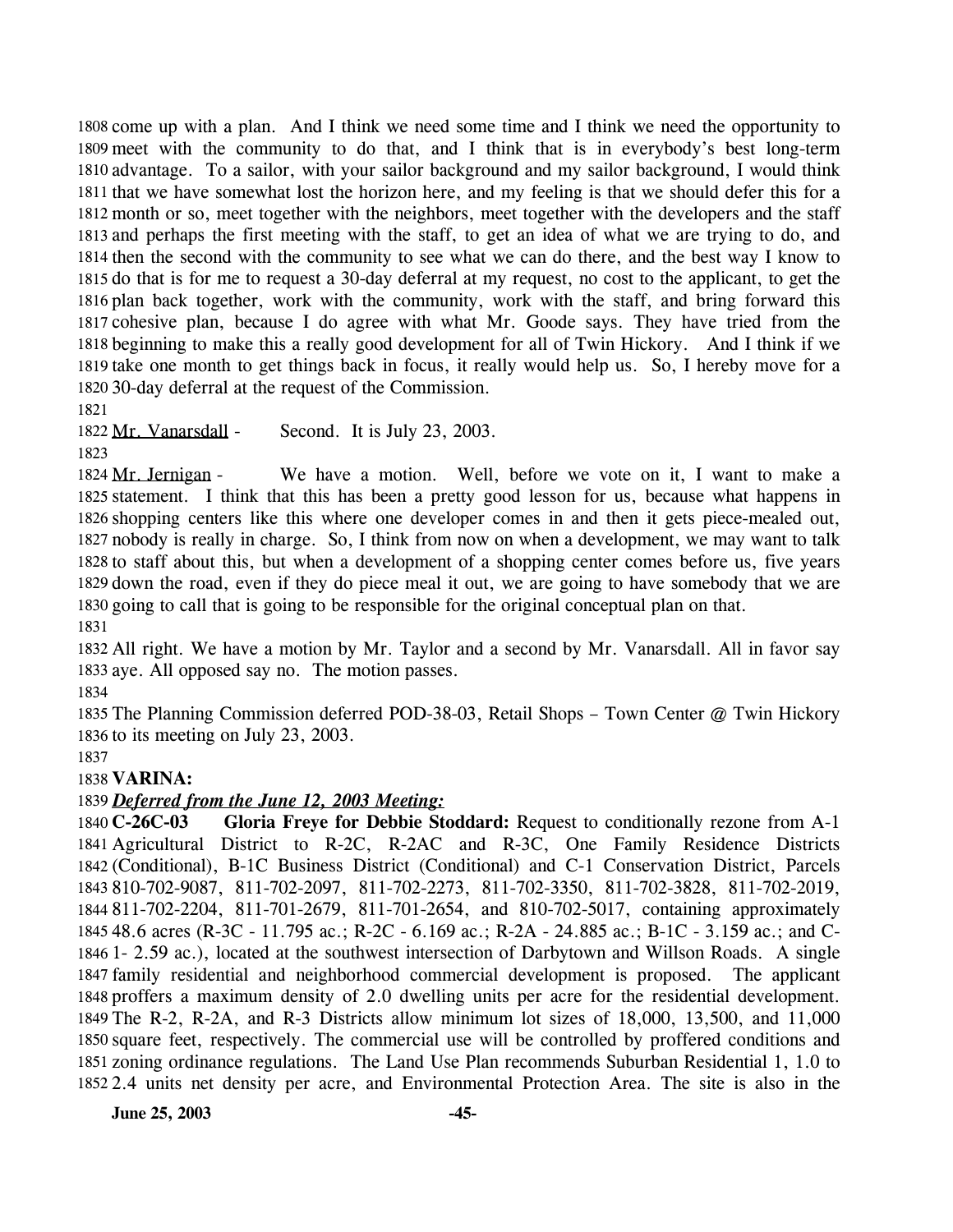come up with a plan. And I think we need some time and I think we need the opportunity to meet with the community to do that, and I think that is in everybody's best long-term advantage. To a sailor, with your sailor background and my sailor background, I would think that we have somewhat lost the horizon here, and my feeling is that we should defer this for a month or so, meet together with the neighbors, meet together with the developers and the staff and perhaps the first meeting with the staff, to get an idea of what we are trying to do, and then the second with the community to see what we can do there, and the best way I know to do that is for me to request a 30-day deferral at my request, no cost to the applicant, to get the plan back together, work with the community, work with the staff, and bring forward this cohesive plan, because I do agree with what Mr. Goode says. They have tried from the beginning to make this a really good development for all of Twin Hickory. And I think if we take one month to get things back in focus, it really would help us. So, I hereby move for a 30-day deferral at the request of the Commission.

Mr. Vanarsdall - Second. It is July 23, 2003.

Mr. Jernigan - We have a motion. Well, before we vote on it, I want to make a statement. I think that this has been a pretty good lesson for us, because what happens in shopping centers like this where one developer comes in and then it gets piece-mealed out, nobody is really in charge. So, I think from now on when a development, we may want to talk to staff about this, but when a development of a shopping center comes before us, five years down the road, even if they do piece meal it out, we are going to have somebody that we are going to call that is going to be responsible for the original conceptual plan on that.

All right. We have a motion by Mr. Taylor and a second by Mr. Vanarsdall. All in favor say aye. All opposed say no. The motion passes.

The Planning Commission deferred POD-38-03, Retail Shops – Town Center @ Twin Hickory to its meeting on July 23, 2003.

**VARINA:**

***Deferred from the June 12, 2003 Meeting:***

**C-26C-03 Gloria Freye for Debbie Stoddard:** Request to conditionally rezone from A-1 Agricultural District to R-2C, R-2AC and R-3C, One Family Residence Districts (Conditional), B-1C Business District (Conditional) and C-1 Conservation District, Parcels 810-702-9087, 811-702-2097, 811-702-2273, 811-702-3350, 811-702-3828, 811-702-2019, 811-702-2204, 811-701-2679, 811-701-2654, and 810-702-5017, containing approximately 48.6 acres (R-3C - 11.795 ac.; R-2C - 6.169 ac.; R-2A - 24.885 ac.; B-1C - 3.159 ac.; and C-1- 2.59 ac.), located at the southwest intersection of Darbytown and Willson Roads. A single family residential and neighborhood commercial development is proposed. The applicant proffers a maximum density of 2.0 dwelling units per acre for the residential development. The R-2, R-2A, and R-3 Districts allow minimum lot sizes of 18,000, 13,500, and 11,000 square feet, respectively. The commercial use will be controlled by proffered conditions and zoning ordinance regulations. The Land Use Plan recommends Suburban Residential 1, 1.0 to 2.4 units net density per acre, and Environmental Protection Area. The site is also in the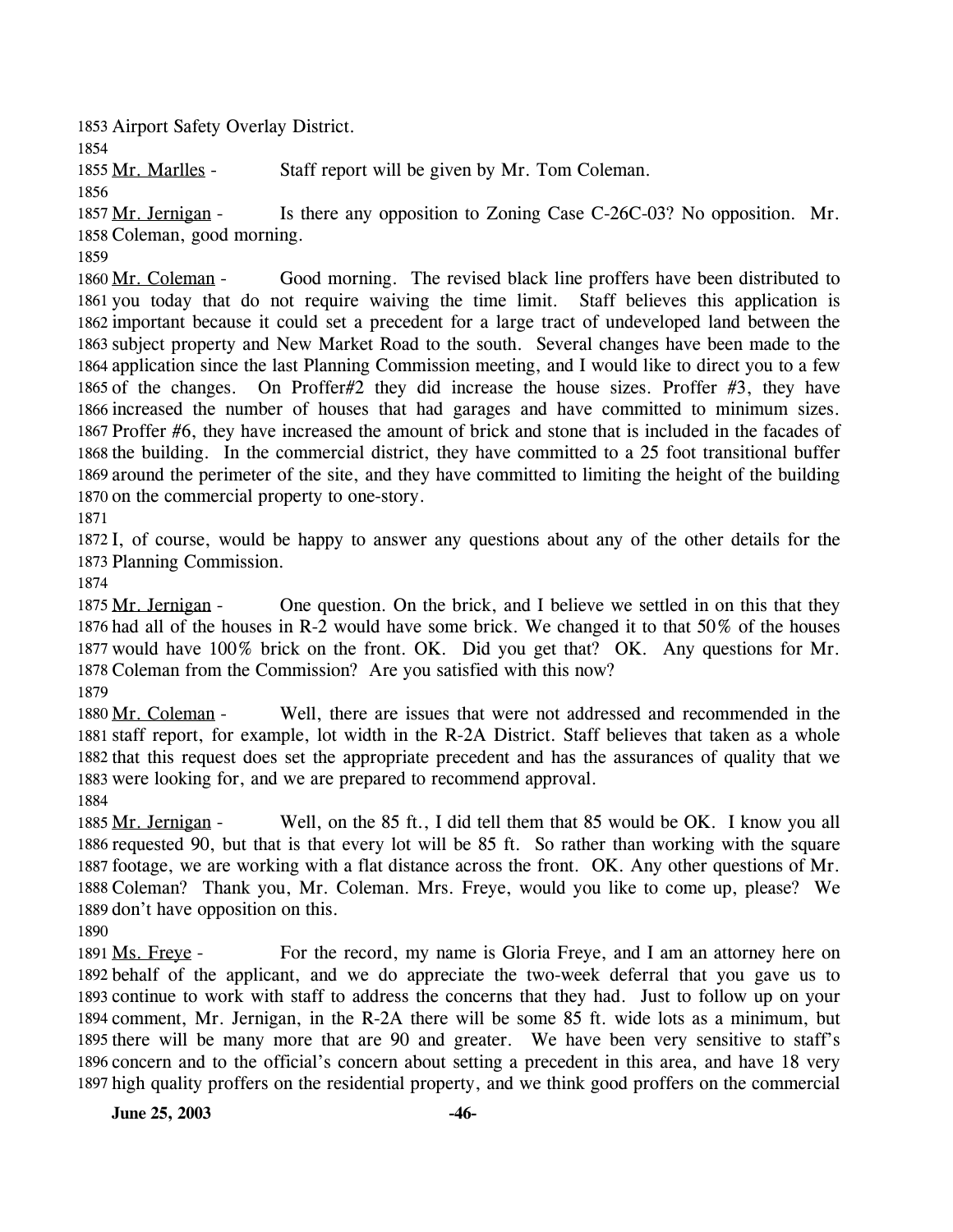1853 Airport Safety Overlay District.

1854

1855 Mr. Marlles - Staff report will be given by Mr. Tom Coleman.

1856

1857 Mr. Jernigan - Is there any opposition to Zoning Case C-26C-03? No opposition. Mr.
1858 Coleman, good morning.

1859

1860 Mr. Coleman - Good morning. The revised black line proffers have been distributed to
1861 you today that do not require waiving the time limit. Staff believes this application is
1862 important because it could set a precedent for a large tract of undeveloped land between the
1863 subject property and New Market Road to the south. Several changes have been made to the
1864 application since the last Planning Commission meeting, and I would like to direct you to a few
1865 of the changes. On Proffer#2 they did increase the house sizes. Proffer #3, they have
1866 increased the number of houses that had garages and have committed to minimum sizes.
1867 Proffer #6, they have increased the amount of brick and stone that is included in the facades of
1868 the building. In the commercial district, they have committed to a 25 foot transitional buffer
1869 around the perimeter of the site, and they have committed to limiting the height of the building
1870 on the commercial property to one-story.

1871

1872 I, of course, would be happy to answer any questions about any of the other details for the
1873 Planning Commission.

1874

1875 Mr. Jernigan - One question. On the brick, and I believe we settled in on this that they
1876 had all of the houses in R-2 would have some brick. We changed it to that 50% of the houses
1877 would have 100% brick on the front. OK. Did you get that? OK. Any questions for Mr.
1878 Coleman from the Commission? Are you satisfied with this now?

1879

1880 Mr. Coleman - Well, there are issues that were not addressed and recommended in the
1881 staff report, for example, lot width in the R-2A District. Staff believes that taken as a whole
1882 that this request does set the appropriate precedent and has the assurances of quality that we
1883 were looking for, and we are prepared to recommend approval.

1884

1885 Mr. Jernigan - Well, on the 85 ft., I did tell them that 85 would be OK. I know you all
1886 requested 90, but that is that every lot will be 85 ft. So rather than working with the square
1887 footage, we are working with a flat distance across the front. OK. Any other questions of Mr.
1888 Coleman? Thank you, Mr. Coleman. Mrs. Freye, would you like to come up, please? We
1889 don't have opposition on this.

1890

1891 Ms. Freye - For the record, my name is Gloria Freye, and I am an attorney here on
1892 behalf of the applicant, and we do appreciate the two-week deferral that you gave us to
1893 continue to work with staff to address the concerns that they had. Just to follow up on your
1894 comment, Mr. Jernigan, in the R-2A there will be some 85 ft. wide lots as a minimum, but
1895 there will be many more that are 90 and greater. We have been very sensitive to staff's
1896 concern and to the official's concern about setting a precedent in this area, and have 18 very
1897 high quality proffers on the residential property, and we think good proffers on the commercial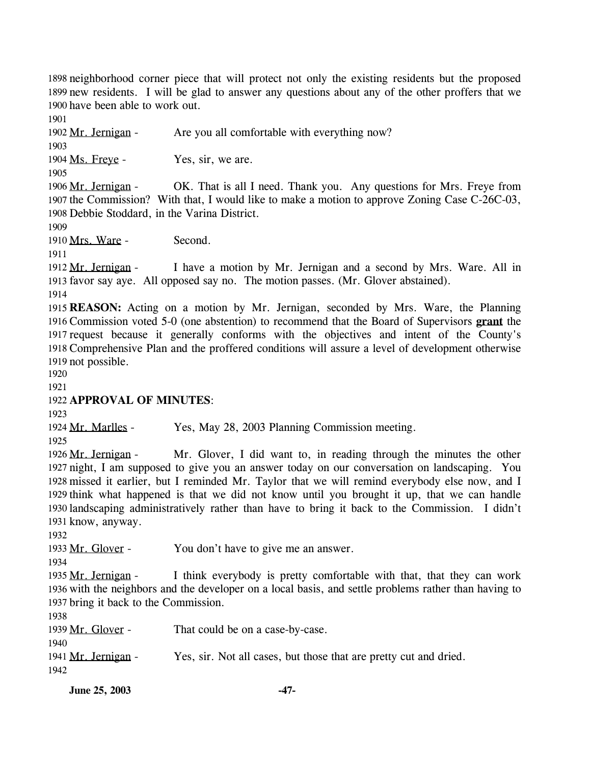neighborhood corner piece that will protect not only the existing residents but the proposed new residents. I will be glad to answer any questions about any of the other proffers that we have been able to work out.

Mr. Jernigan - Are you all comfortable with everything now?

Ms. Freye - Yes, sir, we are.

Mr. Jernigan - OK. That is all I need. Thank you. Any questions for Mrs. Freye from the Commission? With that, I would like to make a motion to approve Zoning Case C-26C-03, Debbie Stoddard, in the Varina District.

Mrs. Ware - Second.

Mr. Jernigan - I have a motion by Mr. Jernigan and a second by Mrs. Ware. All in favor say aye. All opposed say no. The motion passes. (Mr. Glover abstained).

**REASON:** Acting on a motion by Mr. Jernigan, seconded by Mrs. Ware, the Planning Commission voted 5-0 (one abstention) to recommend that the Board of Supervisors **grant** the request because it generally conforms with the objectives and intent of the County's Comprehensive Plan and the proffered conditions will assure a level of development otherwise not possible.

**APPROVAL OF MINUTES**:

Mr. Marlles - Yes, May 28, 2003 Planning Commission meeting.

Mr. Jernigan - Mr. Glover, I did want to, in reading through the minutes the other night, I am supposed to give you an answer today on our conversation on landscaping. You missed it earlier, but I reminded Mr. Taylor that we will remind everybody else now, and I think what happened is that we did not know until you brought it up, that we can handle landscaping administratively rather than have to bring it back to the Commission. I didn't know, anyway.

Mr. Glover - You don't have to give me an answer.

Mr. Jernigan - I think everybody is pretty comfortable with that, that they can work with the neighbors and the developer on a local basis, and settle problems rather than having to bring it back to the Commission.

Mr. Glover - That could be on a case-by-case.

Mr. Jernigan - Yes, sir. Not all cases, but those that are pretty cut and dried.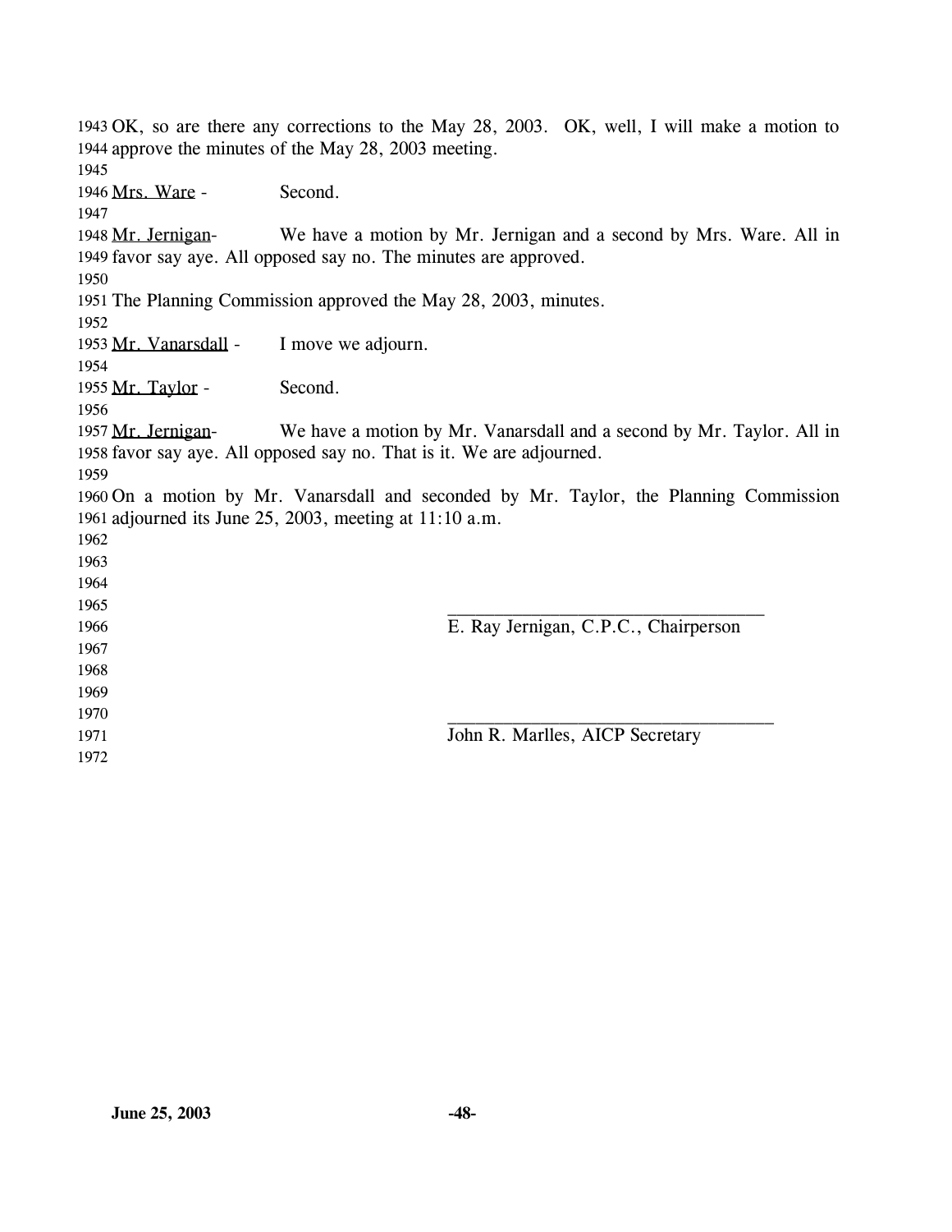OK, so are there any corrections to the May 28, 2003. OK, well, I will make a motion to approve the minutes of the May 28, 2003 meeting.

Mrs. Ware - Second.

Mr. Jernigan- We have a motion by Mr. Jernigan and a second by Mrs. Ware. All in favor say aye. All opposed say no. The minutes are approved.

The Planning Commission approved the May 28, 2003, minutes.

Mr. Vanarsdall - I move we adjourn.

Mr. Taylor - Second.

Mr. Jernigan- We have a motion by Mr. Vanarsdall and a second by Mr. Taylor. All in favor say aye. All opposed say no. That is it. We are adjourned.

On a motion by Mr. Vanarsdall and seconded by Mr. Taylor, the Planning Commission adjourned its June 25, 2003, meeting at 11:10 a.m.

\_\_\_\_\_\_\_\_\_\_\_\_\_\_\_\_\_\_\_\_\_\_\_\_\_\_\_\_\_\_\_\_\_\_\_

E. Ray Jernigan, C.P.C., Chairperson

\_\_\_\_\_\_\_\_\_\_\_\_\_\_\_\_\_\_\_\_\_\_\_\_\_\_\_\_\_\_\_\_\_\_\_

John R. Marlles, AICP Secretary